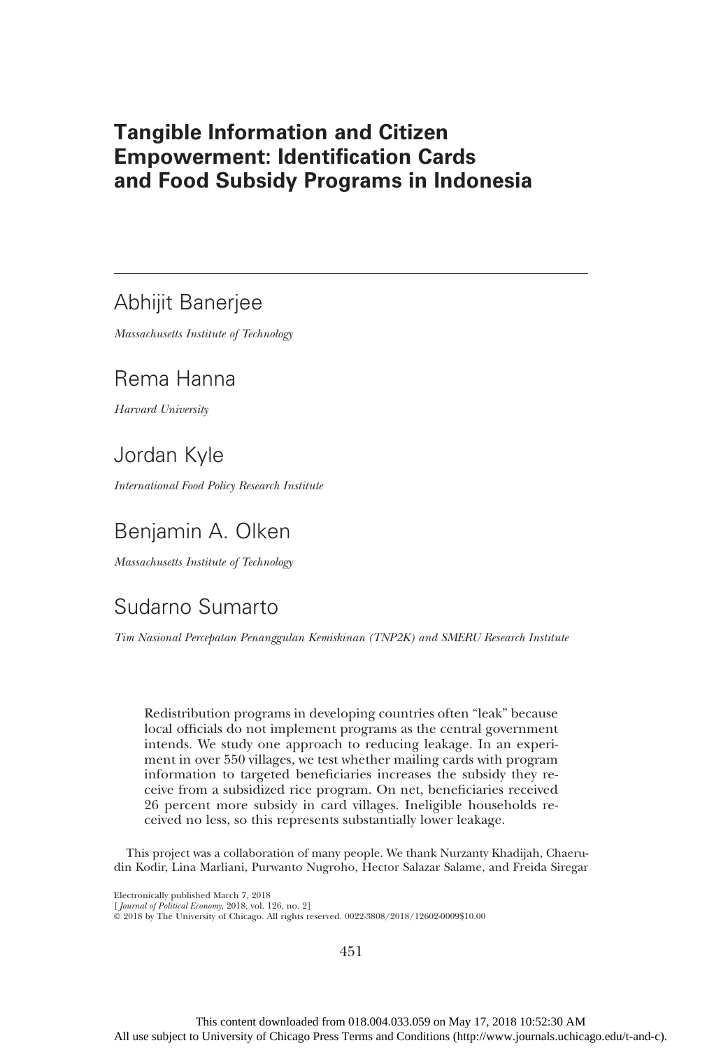# Tangible Information and Citizen Empowerment: Identification Cards and Food Subsidy Programs in Indonesia

Abhijit Banerjee

*Massachusetts Institute of Technology*

Rema Hanna

*Harvard University*

Jordan Kyle

*International Food Policy Research Institute*

Benjamin A. Olken

*Massachusetts Institute of Technology*

Sudarno Sumarto

*Tim Nasional Percepatan Penanggulan Kemiskinan (TNP2K) and SMERU Research Institute*

Redistribution programs in developing countries often "leak" because local officials do not implement programs as the central government intends. We study one approach to reducing leakage. In an experiment in over 550 villages, we test whether mailing cards with program information to targeted beneficiaries increases the subsidy they receive from a subsidized rice program. On net, beneficiaries received 26 percent more subsidy in card villages. Ineligible households received no less, so this represents substantially lower leakage.

This project was a collaboration of many people. We thank Nurzanty Khadijah, Chaerudin Kodir, Lina Marliani, Purwanto Nugroho, Hector Salazar Salame, and Freida Siregar

Electronically published March 7, 2018
[*Journal of Political Economy*, 2018, vol. 126, no. 2]
© 2018 by The University of Chicago. All rights reserved. 0022-3808/2018/12602-0009$10.00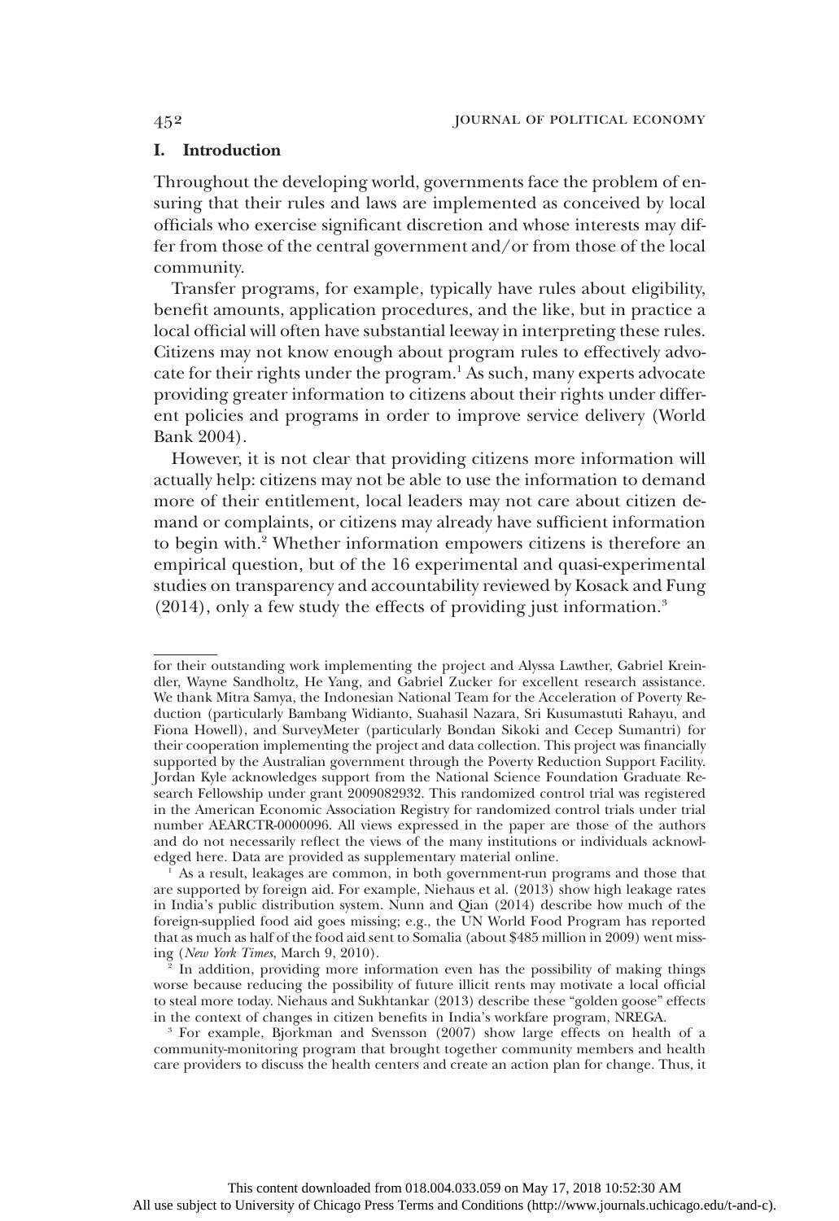## I. Introduction

Throughout the developing world, governments face the problem of ensuring that their rules and laws are implemented as conceived by local officials who exercise significant discretion and whose interests may differ from those of the central government and/or from those of the local community.

Transfer programs, for example, typically have rules about eligibility, benefit amounts, application procedures, and the like, but in practice a local official will often have substantial leeway in interpreting these rules. Citizens may not know enough about program rules to effectively advocate for their rights under the program.[1] As such, many experts advocate providing greater information to citizens about their rights under different policies and programs in order to improve service delivery (World Bank 2004).

However, it is not clear that providing citizens more information will actually help: citizens may not be able to use the information to demand more of their entitlement, local leaders may not care about citizen demand or complaints, or citizens may already have sufficient information to begin with.[2] Whether information empowers citizens is therefore an empirical question, but of the 16 experimental and quasi-experimental studies on transparency and accountability reviewed by Kosack and Fung (2014), only a few study the effects of providing just information.[3]

---

for their outstanding work implementing the project and Alyssa Lawther, Gabriel Kreindler, Wayne Sandholtz, He Yang, and Gabriel Zucker for excellent research assistance. We thank Mitra Samya, the Indonesian National Team for the Acceleration of Poverty Reduction (particularly Bambang Widianto, Suahasil Nazara, Sri Kusumastuti Rahayu, and Fiona Howell), and SurveyMeter (particularly Bondan Sikoki and Cecep Sumantri) for their cooperation implementing the project and data collection. This project was financially supported by the Australian government through the Poverty Reduction Support Facility. Jordan Kyle acknowledges support from the National Science Foundation Graduate Research Fellowship under grant 2009082932. This randomized control trial was registered in the American Economic Association Registry for randomized control trials under trial number AEARCTR-0000096. All views expressed in the paper are those of the authors and do not necessarily reflect the views of the many institutions or individuals acknowledged here. Data are provided as supplementary material online.

[1] As a result, leakages are common, in both government-run programs and those that are supported by foreign aid. For example, Niehaus et al. (2013) show high leakage rates in India's public distribution system. Nunn and Qian (2014) describe how much of the foreign-supplied food aid goes missing; e.g., the UN World Food Program has reported that as much as half of the food aid sent to Somalia (about $485 million in 2009) went missing (*New York Times*, March 9, 2010).

[2] In addition, providing more information even has the possibility of making things worse because reducing the possibility of future illicit rents may motivate a local official to steal more today. Niehaus and Sukhtankar (2013) describe these "golden goose" effects in the context of changes in citizen benefits in India's workfare program, NREGA.

[3] For example, Bjorkman and Svensson (2007) show large effects on health of a community-monitoring program that brought together community members and health care providers to discuss the health centers and create an action plan for change. Thus, it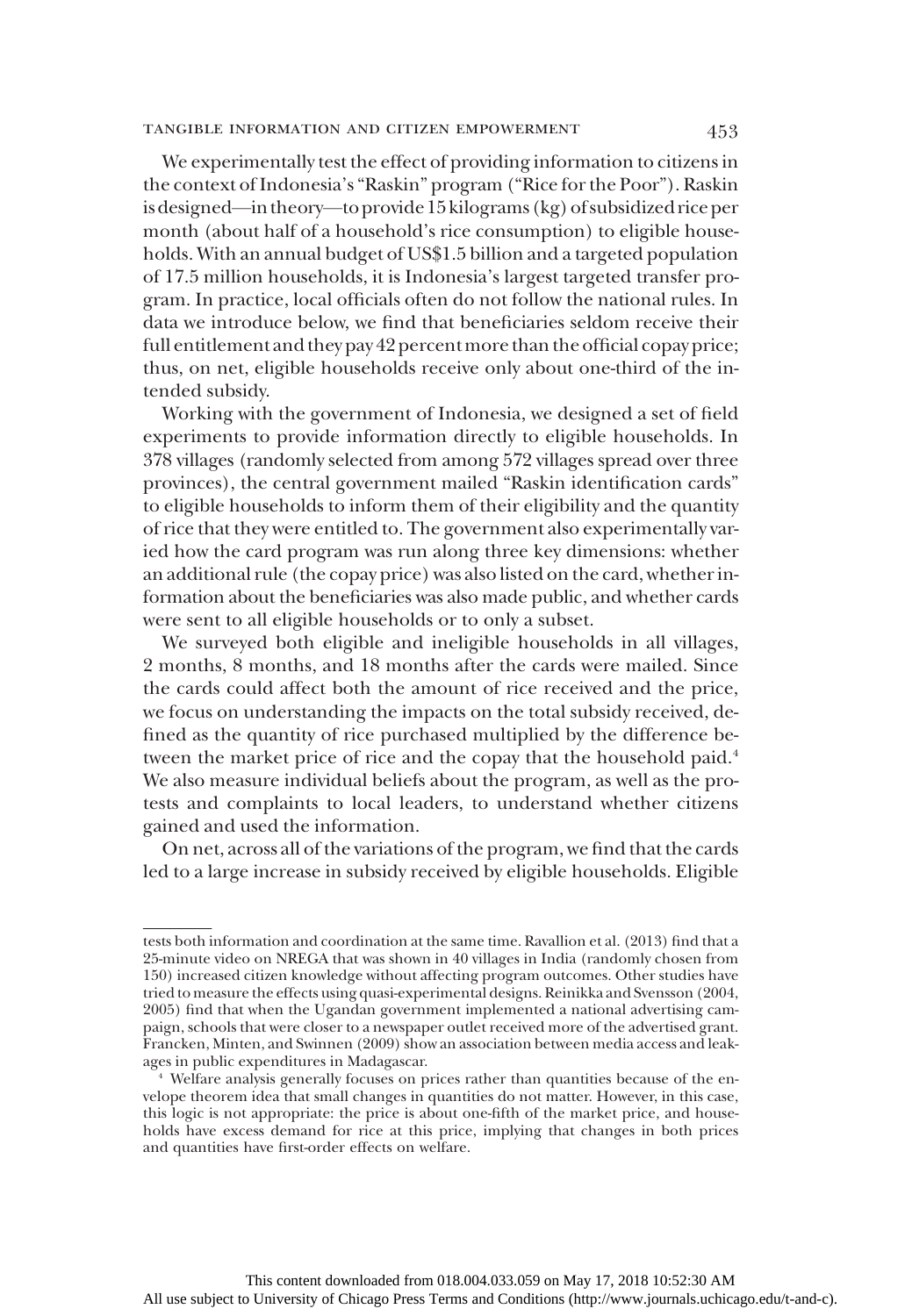We experimentally test the effect of providing information to citizens in the context of Indonesia's "Raskin" program ("Rice for the Poor"). Raskin is designed—in theory—to provide 15 kilograms (kg) of subsidized rice per month (about half of a household's rice consumption) to eligible households. With an annual budget of US$1.5 billion and a targeted population of 17.5 million households, it is Indonesia's largest targeted transfer program. In practice, local officials often do not follow the national rules. In data we introduce below, we find that beneficiaries seldom receive their full entitlement and they pay 42 percent more than the official copay price; thus, on net, eligible households receive only about one-third of the intended subsidy.

Working with the government of Indonesia, we designed a set of field experiments to provide information directly to eligible households. In 378 villages (randomly selected from among 572 villages spread over three provinces), the central government mailed "Raskin identification cards" to eligible households to inform them of their eligibility and the quantity of rice that they were entitled to. The government also experimentally varied how the card program was run along three key dimensions: whether an additional rule (the copay price) was also listed on the card, whether information about the beneficiaries was also made public, and whether cards were sent to all eligible households or to only a subset.

We surveyed both eligible and ineligible households in all villages, 2 months, 8 months, and 18 months after the cards were mailed. Since the cards could affect both the amount of rice received and the price, we focus on understanding the impacts on the total subsidy received, defined as the quantity of rice purchased multiplied by the difference between the market price of rice and the copay that the household paid.[4] We also measure individual beliefs about the program, as well as the protests and complaints to local leaders, to understand whether citizens gained and used the information.

On net, across all of the variations of the program, we find that the cards led to a large increase in subsidy received by eligible households. Eligible

---

tests both information and coordination at the same time. Ravallion et al. (2013) find that a 25-minute video on NREGA that was shown in 40 villages in India (randomly chosen from 150) increased citizen knowledge without affecting program outcomes. Other studies have tried to measure the effects using quasi-experimental designs. Reinikka and Svensson (2004, 2005) find that when the Ugandan government implemented a national advertising campaign, schools that were closer to a newspaper outlet received more of the advertised grant. Francken, Minten, and Swinnen (2009) show an association between media access and leakages in public expenditures in Madagascar.

[4] Welfare analysis generally focuses on prices rather than quantities because of the envelope theorem idea that small changes in quantities do not matter. However, in this case, this logic is not appropriate: the price is about one-fifth of the market price, and households have excess demand for rice at this price, implying that changes in both prices and quantities have first-order effects on welfare.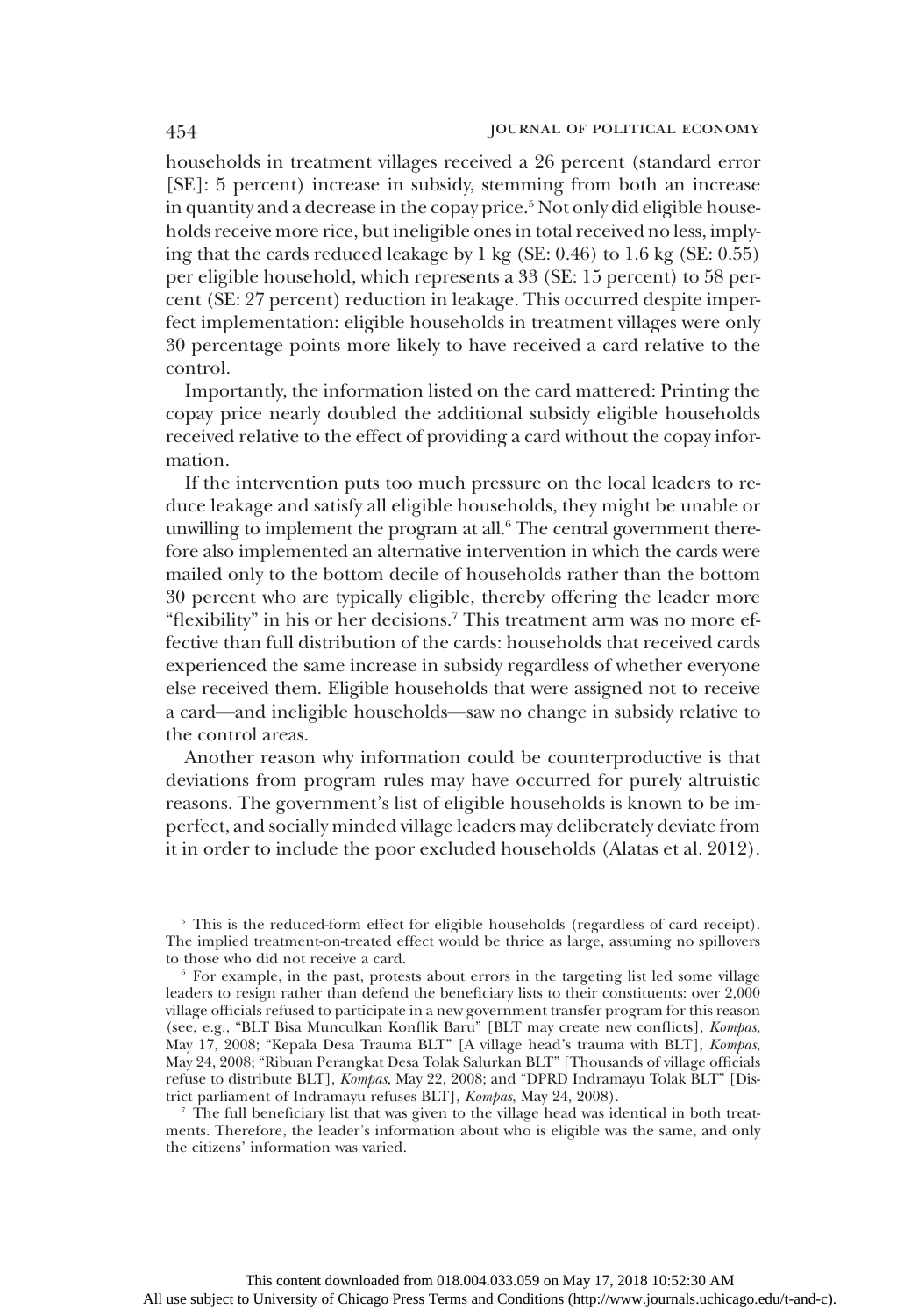households in treatment villages received a 26 percent (standard error [SE]: 5 percent) increase in subsidy, stemming from both an increase in quantity and a decrease in the copay price.[5] Not only did eligible households receive more rice, but ineligible ones in total received no less, implying that the cards reduced leakage by 1 kg (SE: 0.46) to 1.6 kg (SE: 0.55) per eligible household, which represents a 33 (SE: 15 percent) to 58 percent (SE: 27 percent) reduction in leakage. This occurred despite imperfect implementation: eligible households in treatment villages were only 30 percentage points more likely to have received a card relative to the control.

Importantly, the information listed on the card mattered: Printing the copay price nearly doubled the additional subsidy eligible households received relative to the effect of providing a card without the copay information.

If the intervention puts too much pressure on the local leaders to reduce leakage and satisfy all eligible households, they might be unable or unwilling to implement the program at all.[6] The central government therefore also implemented an alternative intervention in which the cards were mailed only to the bottom decile of households rather than the bottom 30 percent who are typically eligible, thereby offering the leader more "flexibility" in his or her decisions.[7] This treatment arm was no more effective than full distribution of the cards: households that received cards experienced the same increase in subsidy regardless of whether everyone else received them. Eligible households that were assigned not to receive a card—and ineligible households—saw no change in subsidy relative to the control areas.

Another reason why information could be counterproductive is that deviations from program rules may have occurred for purely altruistic reasons. The government's list of eligible households is known to be imperfect, and socially minded village leaders may deliberately deviate from it in order to include the poor excluded households (Alatas et al. 2012).

[5] This is the reduced-form effect for eligible households (regardless of card receipt). The implied treatment-on-treated effect would be thrice as large, assuming no spillovers to those who did not receive a card.

[6] For example, in the past, protests about errors in the targeting list led some village leaders to resign rather than defend the beneficiary lists to their constituents: over 2,000 village officials refused to participate in a new government transfer program for this reason (see, e.g., "BLT Bisa Munculkan Konflik Baru" [BLT may create new conflicts], *Kompas*, May 17, 2008; "Kepala Desa Trauma BLT" [A village head's trauma with BLT], *Kompas*, May 24, 2008; "Ribuan Perangkat Desa Tolak Salurkan BLT" [Thousands of village officials refuse to distribute BLT], *Kompas*, May 22, 2008; and "DPRD Indramayu Tolak BLT" [District parliament of Indramayu refuses BLT], *Kompas*, May 24, 2008).

[7] The full beneficiary list that was given to the village head was identical in both treatments. Therefore, the leader's information about who is eligible was the same, and only the citizens' information was varied.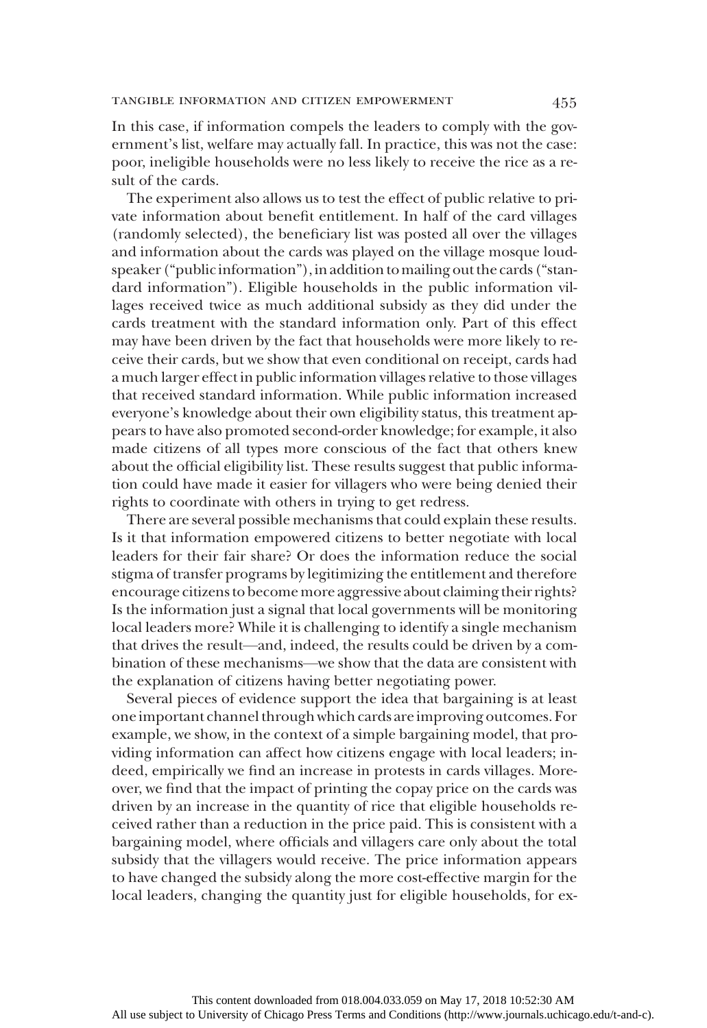In this case, if information compels the leaders to comply with the government's list, welfare may actually fall. In practice, this was not the case: poor, ineligible households were no less likely to receive the rice as a result of the cards.

The experiment also allows us to test the effect of public relative to private information about benefit entitlement. In half of the card villages (randomly selected), the beneficiary list was posted all over the villages and information about the cards was played on the village mosque loudspeaker ("public information"), in addition to mailing out the cards ("standard information"). Eligible households in the public information villages received twice as much additional subsidy as they did under the cards treatment with the standard information only. Part of this effect may have been driven by the fact that households were more likely to receive their cards, but we show that even conditional on receipt, cards had a much larger effect in public information villages relative to those villages that received standard information. While public information increased everyone's knowledge about their own eligibility status, this treatment appears to have also promoted second-order knowledge; for example, it also made citizens of all types more conscious of the fact that others knew about the official eligibility list. These results suggest that public information could have made it easier for villagers who were being denied their rights to coordinate with others in trying to get redress.

There are several possible mechanisms that could explain these results. Is it that information empowered citizens to better negotiate with local leaders for their fair share? Or does the information reduce the social stigma of transfer programs by legitimizing the entitlement and therefore encourage citizens to become more aggressive about claiming their rights? Is the information just a signal that local governments will be monitoring local leaders more? While it is challenging to identify a single mechanism that drives the result—and, indeed, the results could be driven by a combination of these mechanisms—we show that the data are consistent with the explanation of citizens having better negotiating power.

Several pieces of evidence support the idea that bargaining is at least one important channel through which cards are improving outcomes. For example, we show, in the context of a simple bargaining model, that providing information can affect how citizens engage with local leaders; indeed, empirically we find an increase in protests in cards villages. Moreover, we find that the impact of printing the copay price on the cards was driven by an increase in the quantity of rice that eligible households received rather than a reduction in the price paid. This is consistent with a bargaining model, where officials and villagers care only about the total subsidy that the villagers would receive. The price information appears to have changed the subsidy along the more cost-effective margin for the local leaders, changing the quantity just for eligible households, for ex-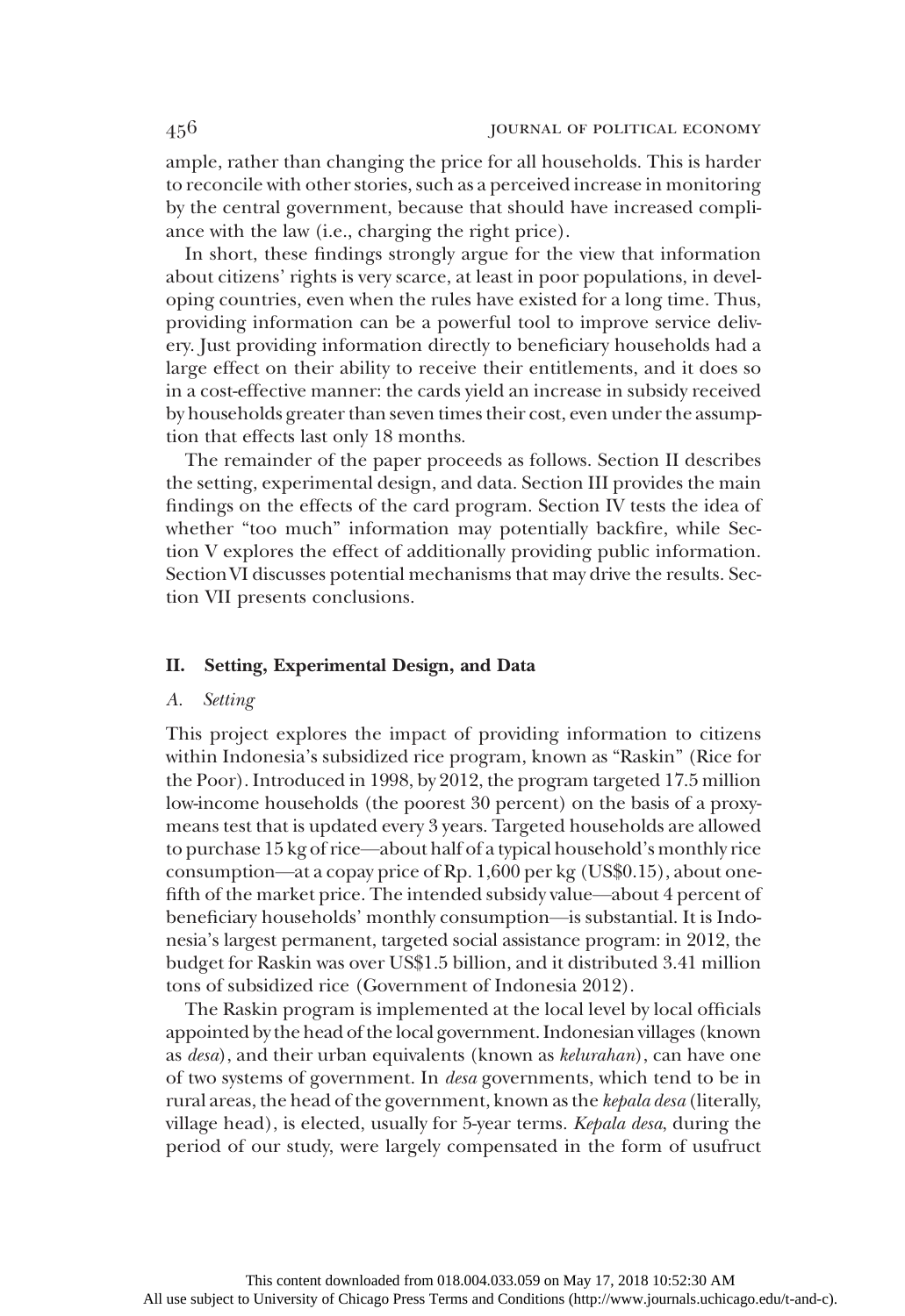ample, rather than changing the price for all households. This is harder to reconcile with other stories, such as a perceived increase in monitoring by the central government, because that should have increased compliance with the law (i.e., charging the right price).

In short, these findings strongly argue for the view that information about citizens' rights is very scarce, at least in poor populations, in developing countries, even when the rules have existed for a long time. Thus, providing information can be a powerful tool to improve service delivery. Just providing information directly to beneficiary households had a large effect on their ability to receive their entitlements, and it does so in a cost-effective manner: the cards yield an increase in subsidy received by households greater than seven times their cost, even under the assumption that effects last only 18 months.

The remainder of the paper proceeds as follows. Section II describes the setting, experimental design, and data. Section III provides the main findings on the effects of the card program. Section IV tests the idea of whether "too much" information may potentially backfire, while Section V explores the effect of additionally providing public information. Section VI discusses potential mechanisms that may drive the results. Section VII presents conclusions.

## II. Setting, Experimental Design, and Data

### A. *Setting*

This project explores the impact of providing information to citizens within Indonesia's subsidized rice program, known as "Raskin" (Rice for the Poor). Introduced in 1998, by 2012, the program targeted 17.5 million low-income households (the poorest 30 percent) on the basis of a proxy-means test that is updated every 3 years. Targeted households are allowed to purchase 15 kg of rice—about half of a typical household's monthly rice consumption—at a copay price of Rp. 1,600 per kg (US$0.15), about one-fifth of the market price. The intended subsidy value—about 4 percent of beneficiary households' monthly consumption—is substantial. It is Indonesia's largest permanent, targeted social assistance program: in 2012, the budget for Raskin was over US$1.5 billion, and it distributed 3.41 million tons of subsidized rice (Government of Indonesia 2012).

The Raskin program is implemented at the local level by local officials appointed by the head of the local government. Indonesian villages (known as *desa*), and their urban equivalents (known as *kelurahan*), can have one of two systems of government. In *desa* governments, which tend to be in rural areas, the head of the government, known as the *kepala desa* (literally, village head), is elected, usually for 5-year terms. *Kepala desa*, during the period of our study, were largely compensated in the form of usufruct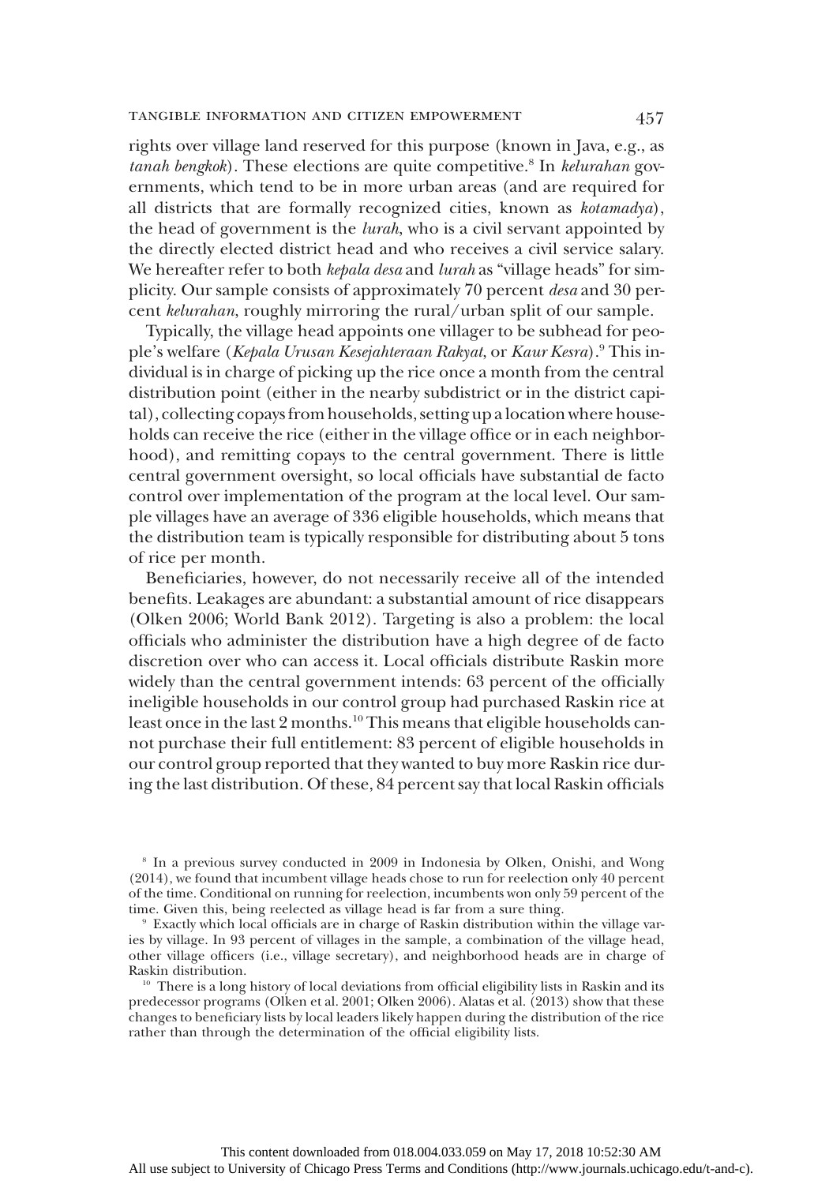rights over village land reserved for this purpose (known in Java, e.g., as *tanah bengkok*). These elections are quite competitive.[8] In *kelurahan* governments, which tend to be in more urban areas (and are required for all districts that are formally recognized cities, known as *kotamadya*), the head of government is the *lurah*, who is a civil servant appointed by the directly elected district head and who receives a civil service salary. We hereafter refer to both *kepala desa* and *lurah* as "village heads" for simplicity. Our sample consists of approximately 70 percent *desa* and 30 percent *kelurahan*, roughly mirroring the rural/urban split of our sample.

Typically, the village head appoints one villager to be subhead for people's welfare (*Kepala Urusan Kesejahteraan Rakyat*, or *Kaur Kesra*).[9] This individual is in charge of picking up the rice once a month from the central distribution point (either in the nearby subdistrict or in the district capital), collecting copays from households, setting up a location where households can receive the rice (either in the village office or in each neighborhood), and remitting copays to the central government. There is little central government oversight, so local officials have substantial de facto control over implementation of the program at the local level. Our sample villages have an average of 336 eligible households, which means that the distribution team is typically responsible for distributing about 5 tons of rice per month.

Beneficiaries, however, do not necessarily receive all of the intended benefits. Leakages are abundant: a substantial amount of rice disappears (Olken 2006; World Bank 2012). Targeting is also a problem: the local officials who administer the distribution have a high degree of de facto discretion over who can access it. Local officials distribute Raskin more widely than the central government intends: 63 percent of the officially ineligible households in our control group had purchased Raskin rice at least once in the last 2 months.[10] This means that eligible households cannot purchase their full entitlement: 83 percent of eligible households in our control group reported that they wanted to buy more Raskin rice during the last distribution. Of these, 84 percent say that local Raskin officials

[8] In a previous survey conducted in 2009 in Indonesia by Olken, Onishi, and Wong (2014), we found that incumbent village heads chose to run for reelection only 40 percent of the time. Conditional on running for reelection, incumbents won only 59 percent of the time. Given this, being reelected as village head is far from a sure thing.

[9] Exactly which local officials are in charge of Raskin distribution within the village varies by village. In 93 percent of villages in the sample, a combination of the village head, other village officers (i.e., village secretary), and neighborhood heads are in charge of Raskin distribution.

[10] There is a long history of local deviations from official eligibility lists in Raskin and its predecessor programs (Olken et al. 2001; Olken 2006). Alatas et al. (2013) show that these changes to beneficiary lists by local leaders likely happen during the distribution of the rice rather than through the determination of the official eligibility lists.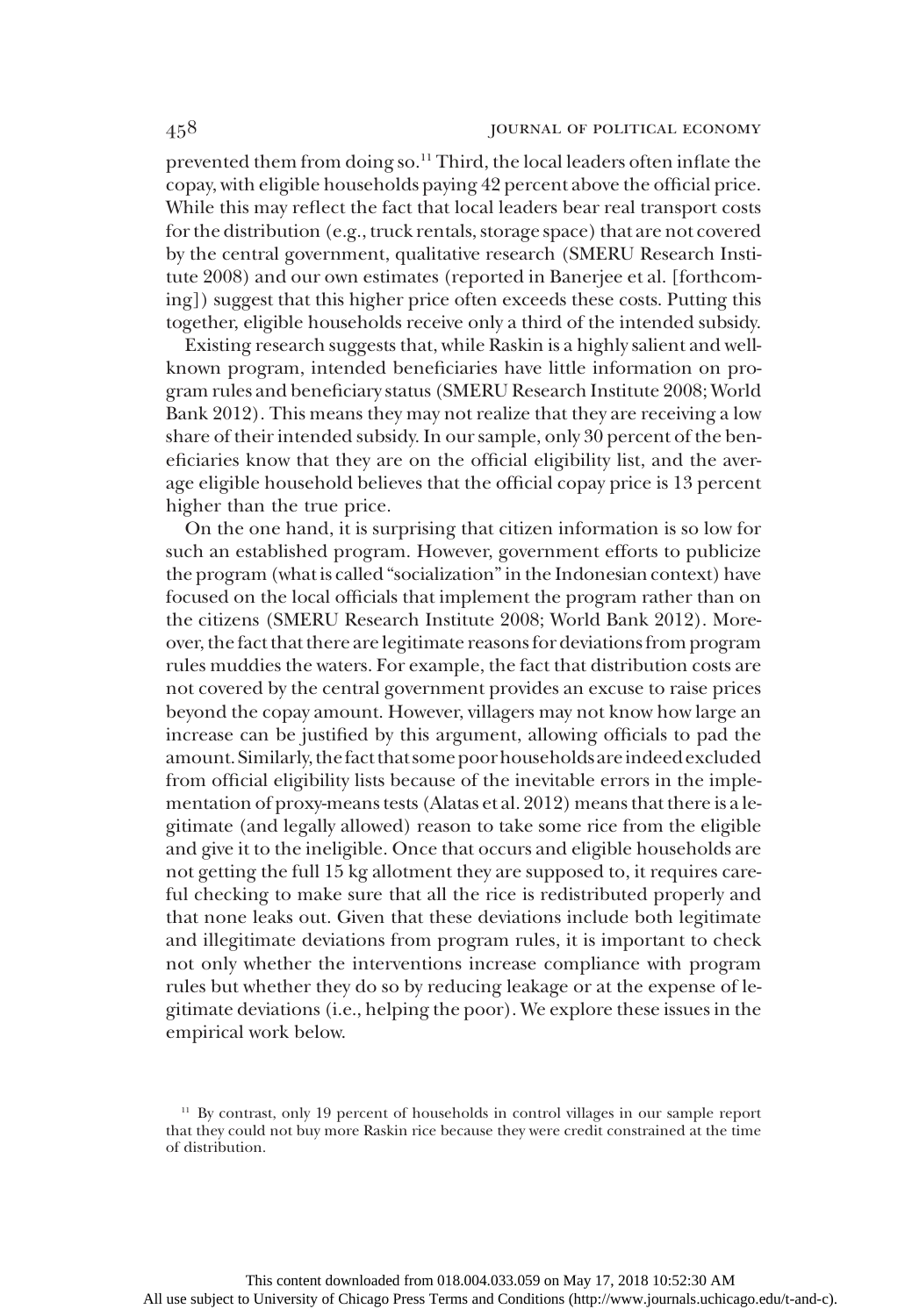prevented them from doing so.[11] Third, the local leaders often inflate the copay, with eligible households paying 42 percent above the official price. While this may reflect the fact that local leaders bear real transport costs for the distribution (e.g., truck rentals, storage space) that are not covered by the central government, qualitative research (SMERU Research Institute 2008) and our own estimates (reported in Banerjee et al. [forthcoming]) suggest that this higher price often exceeds these costs. Putting this together, eligible households receive only a third of the intended subsidy.

Existing research suggests that, while Raskin is a highly salient and well-known program, intended beneficiaries have little information on program rules and beneficiary status (SMERU Research Institute 2008; World Bank 2012). This means they may not realize that they are receiving a low share of their intended subsidy. In our sample, only 30 percent of the beneficiaries know that they are on the official eligibility list, and the average eligible household believes that the official copay price is 13 percent higher than the true price.

On the one hand, it is surprising that citizen information is so low for such an established program. However, government efforts to publicize the program (what is called "socialization" in the Indonesian context) have focused on the local officials that implement the program rather than on the citizens (SMERU Research Institute 2008; World Bank 2012). Moreover, the fact that there are legitimate reasons for deviations from program rules muddies the waters. For example, the fact that distribution costs are not covered by the central government provides an excuse to raise prices beyond the copay amount. However, villagers may not know how large an increase can be justified by this argument, allowing officials to pad the amount. Similarly, the fact that some poor households are indeed excluded from official eligibility lists because of the inevitable errors in the implementation of proxy-means tests (Alatas et al. 2012) means that there is a legitimate (and legally allowed) reason to take some rice from the eligible and give it to the ineligible. Once that occurs and eligible households are not getting the full 15 kg allotment they are supposed to, it requires careful checking to make sure that all the rice is redistributed properly and that none leaks out. Given that these deviations include both legitimate and illegitimate deviations from program rules, it is important to check not only whether the interventions increase compliance with program rules but whether they do so by reducing leakage or at the expense of legitimate deviations (i.e., helping the poor). We explore these issues in the empirical work below.

[11] By contrast, only 19 percent of households in control villages in our sample report that they could not buy more Raskin rice because they were credit constrained at the time of distribution.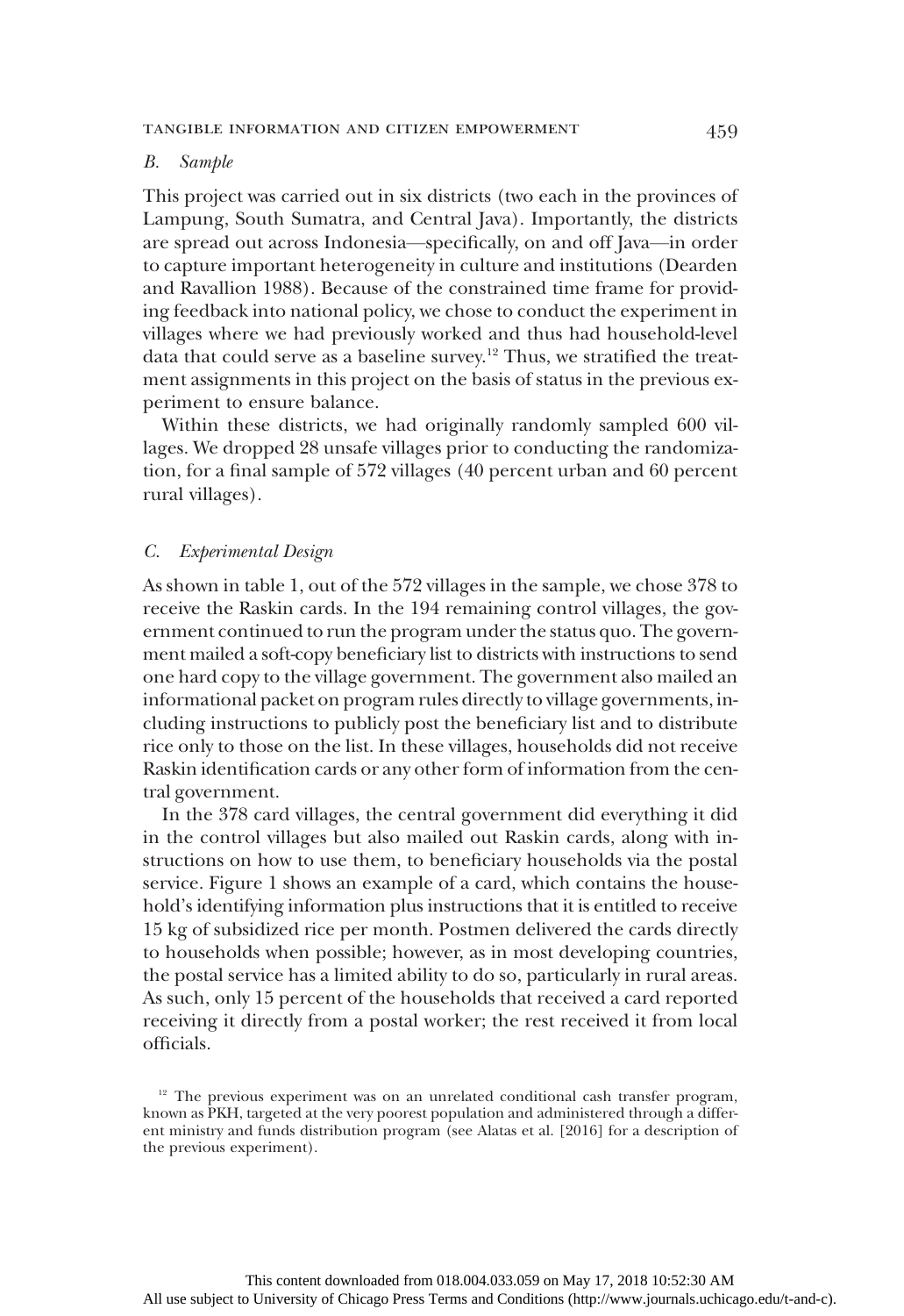### *B. Sample*

This project was carried out in six districts (two each in the provinces of Lampung, South Sumatra, and Central Java). Importantly, the districts are spread out across Indonesia—specifically, on and off Java—in order to capture important heterogeneity in culture and institutions (Dearden and Ravallion 1988). Because of the constrained time frame for providing feedback into national policy, we chose to conduct the experiment in villages where we had previously worked and thus had household-level data that could serve as a baseline survey.[12] Thus, we stratified the treatment assignments in this project on the basis of status in the previous experiment to ensure balance.

Within these districts, we had originally randomly sampled 600 villages. We dropped 28 unsafe villages prior to conducting the randomization, for a final sample of 572 villages (40 percent urban and 60 percent rural villages).

### *C. Experimental Design*

As shown in table 1, out of the 572 villages in the sample, we chose 378 to receive the Raskin cards. In the 194 remaining control villages, the government continued to run the program under the status quo. The government mailed a soft-copy beneficiary list to districts with instructions to send one hard copy to the village government. The government also mailed an informational packet on program rules directly to village governments, including instructions to publicly post the beneficiary list and to distribute rice only to those on the list. In these villages, households did not receive Raskin identification cards or any other form of information from the central government.

In the 378 card villages, the central government did everything it did in the control villages but also mailed out Raskin cards, along with instructions on how to use them, to beneficiary households via the postal service. Figure 1 shows an example of a card, which contains the household's identifying information plus instructions that it is entitled to receive 15 kg of subsidized rice per month. Postmen delivered the cards directly to households when possible; however, as in most developing countries, the postal service has a limited ability to do so, particularly in rural areas. As such, only 15 percent of the households that received a card reported receiving it directly from a postal worker; the rest received it from local officials.

[12] The previous experiment was on an unrelated conditional cash transfer program, known as PKH, targeted at the very poorest population and administered through a different ministry and funds distribution program (see Alatas et al. [2016] for a description of the previous experiment).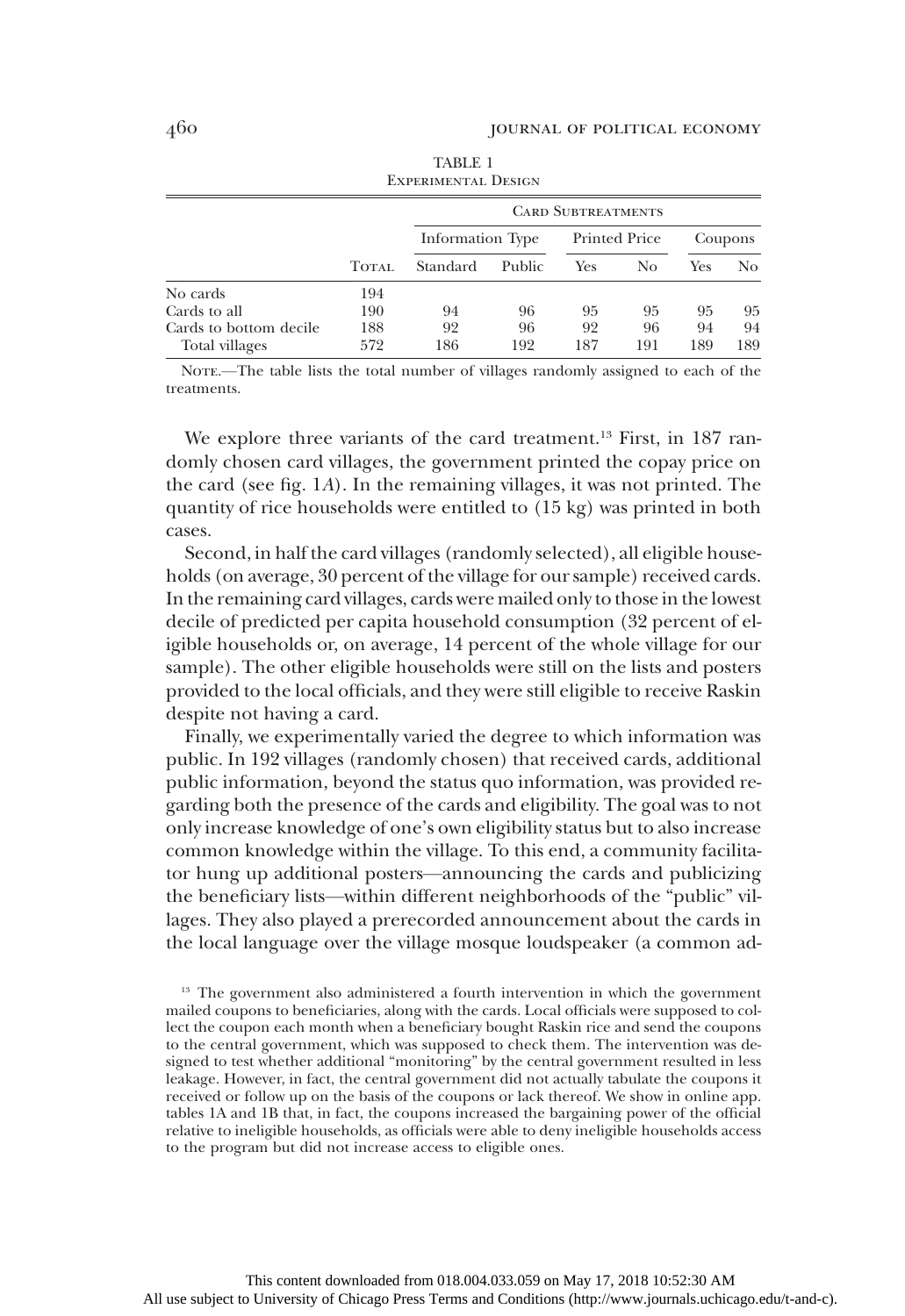TABLE 1
Experimental Design

| | | Card Subtreatments | | | | | |
|---|---|---|---|---|---|---|---|
| | | Information Type | | Printed Price | | Coupons | |
| | Total | Standard | Public | Yes | No | Yes | No |
| No cards | 194 | | | | | | |
| Cards to all | 190 | 94 | 96 | 95 | 95 | 95 | 95 |
| Cards to bottom decile | 188 | 92 | 96 | 92 | 96 | 94 | 94 |
| Total villages | 572 | 186 | 192 | 187 | 191 | 189 | 189 |

Note.—The table lists the total number of villages randomly assigned to each of the treatments.

We explore three variants of the card treatment.[13] First, in 187 randomly chosen card villages, the government printed the copay price on the card (see fig. 1*A*). In the remaining villages, it was not printed. The quantity of rice households were entitled to (15 kg) was printed in both cases.

Second, in half the card villages (randomly selected), all eligible households (on average, 30 percent of the village for our sample) received cards. In the remaining card villages, cards were mailed only to those in the lowest decile of predicted per capita household consumption (32 percent of eligible households or, on average, 14 percent of the whole village for our sample). The other eligible households were still on the lists and posters provided to the local officials, and they were still eligible to receive Raskin despite not having a card.

Finally, we experimentally varied the degree to which information was public. In 192 villages (randomly chosen) that received cards, additional public information, beyond the status quo information, was provided regarding both the presence of the cards and eligibility. The goal was to not only increase knowledge of one's own eligibility status but to also increase common knowledge within the village. To this end, a community facilitator hung up additional posters—announcing the cards and publicizing the beneficiary lists—within different neighborhoods of the "public" villages. They also played a prerecorded announcement about the cards in the local language over the village mosque loudspeaker (a common ad-

[13] The government also administered a fourth intervention in which the government mailed coupons to beneficiaries, along with the cards. Local officials were supposed to collect the coupon each month when a beneficiary bought Raskin rice and send the coupons to the central government, which was supposed to check them. The intervention was designed to test whether additional "monitoring" by the central government resulted in less leakage. However, in fact, the central government did not actually tabulate the coupons it received or follow up on the basis of the coupons or lack thereof. We show in online app. tables 1A and 1B that, in fact, the coupons increased the bargaining power of the official relative to ineligible households, as officials were able to deny ineligible households access to the program but did not increase access to eligible ones.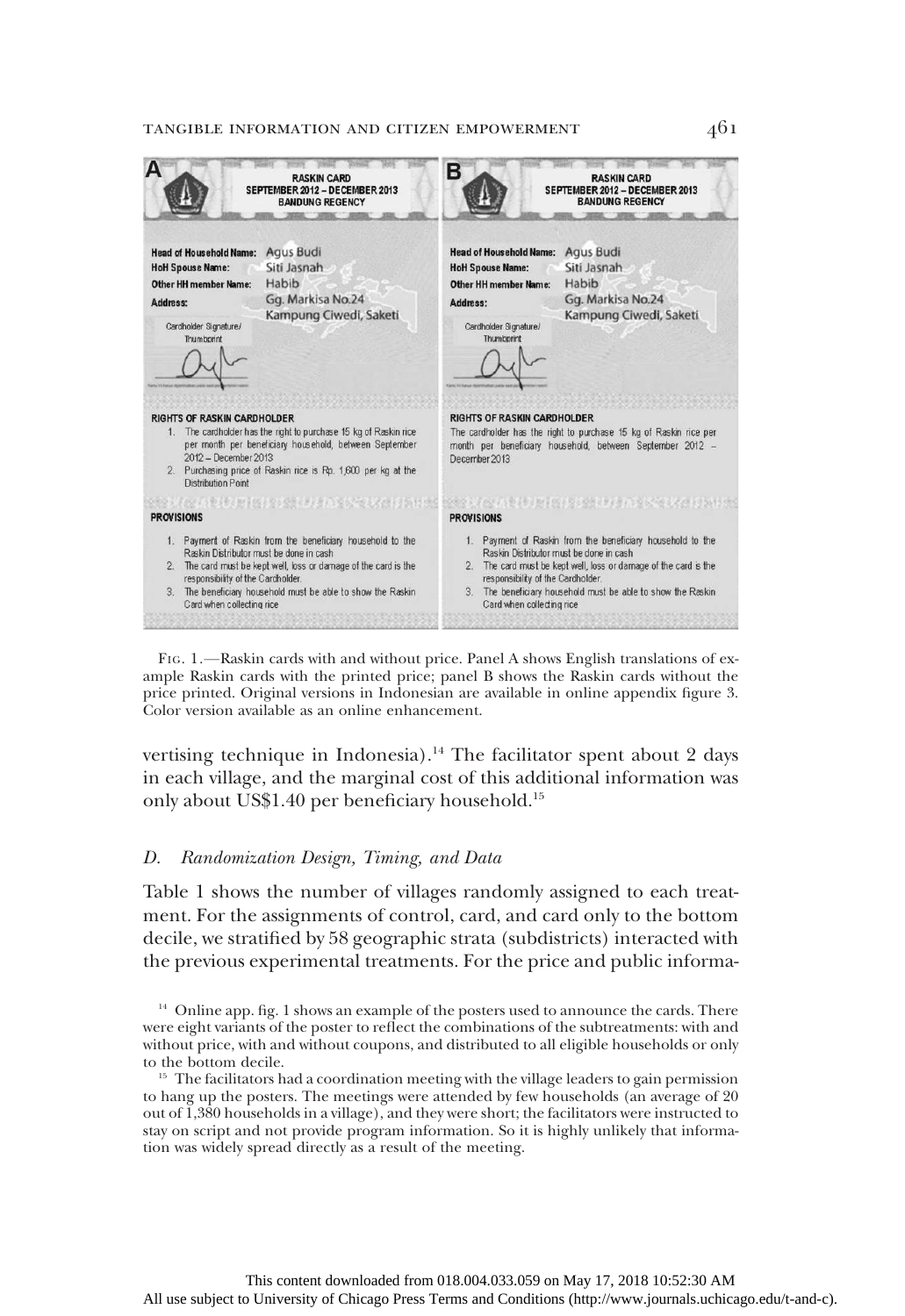**A**

**RASKIN CARD**
**SEPTEMBER 2012 – DECEMBER 2013**
**BANDUNG REGENCY**

**Head of Household Name:** Agus Budi
**HoH Spouse Name:** Siti Jasnah
**Other HH member Name:** Habib
**Address:** Gg. Markisa No.24 Kampung Ciwedi, Saketi

Cardholder Signature/ Thumbprint

**RIGHTS OF RASKIN CARDHOLDER**

1. The cardholder has the right to purchase 15 kg of Raskin rice per month per beneficiary household, between September 2012 – December 2013
2. Purchasing price of Raskin rice is Rp. 1,600 per kg at the Distribution Point

**PROVISIONS**

1. Payment of Raskin from the beneficiary household to the Raskin Distributor must be done in cash
2. The card must be kept well, loss or damage of the card is the responsibility of the Cardholder.
3. The beneficiary household must be able to show the Raskin Card when collecting rice

**B**

**RASKIN CARD**
**SEPTEMBER 2012 – DECEMBER 2013**
**BANDUNG REGENCY**

**Head of Household Name:** Agus Budi
**HoH Spouse Name:** Siti Jasnah
**Other HH member Name:** Habib
**Address:** Gg. Markisa No.24 Kampung Ciwedi, Saketi

Cardholder Signature/ Thumbprint

**RIGHTS OF RASKIN CARDHOLDER**

The cardholder has the right to purchase 15 kg of Raskin rice per month per beneficiary household, between September 2012 – December 2013

**PROVISIONS**

1. Payment of Raskin from the beneficiary household to the Raskin Distributor must be done in cash
2. The card must be kept well, loss or damage of the card is the responsibility of the Cardholder.
3. The beneficiary household must be able to show the Raskin Card when collecting rice

Fig. 1.—Raskin cards with and without price. Panel A shows English translations of example Raskin cards with the printed price; panel B shows the Raskin cards without the price printed. Original versions in Indonesian are available in online appendix figure 3. Color version available as an online enhancement.

vertising technique in Indonesia).[14] The facilitator spent about 2 days in each village, and the marginal cost of this additional information was only about US$1.40 per beneficiary household.[15]

### *D. Randomization Design, Timing, and Data*

Table 1 shows the number of villages randomly assigned to each treatment. For the assignments of control, card, and card only to the bottom decile, we stratified by 58 geographic strata (subdistricts) interacted with the previous experimental treatments. For the price and public informa-

[14] Online app. fig. 1 shows an example of the posters used to announce the cards. There were eight variants of the poster to reflect the combinations of the subtreatments: with and without price, with and without coupons, and distributed to all eligible households or only to the bottom decile.

[15] The facilitators had a coordination meeting with the village leaders to gain permission to hang up the posters. The meetings were attended by few households (an average of 20 out of 1,380 households in a village), and they were short; the facilitators were instructed to stay on script and not provide program information. So it is highly unlikely that information was widely spread directly as a result of the meeting.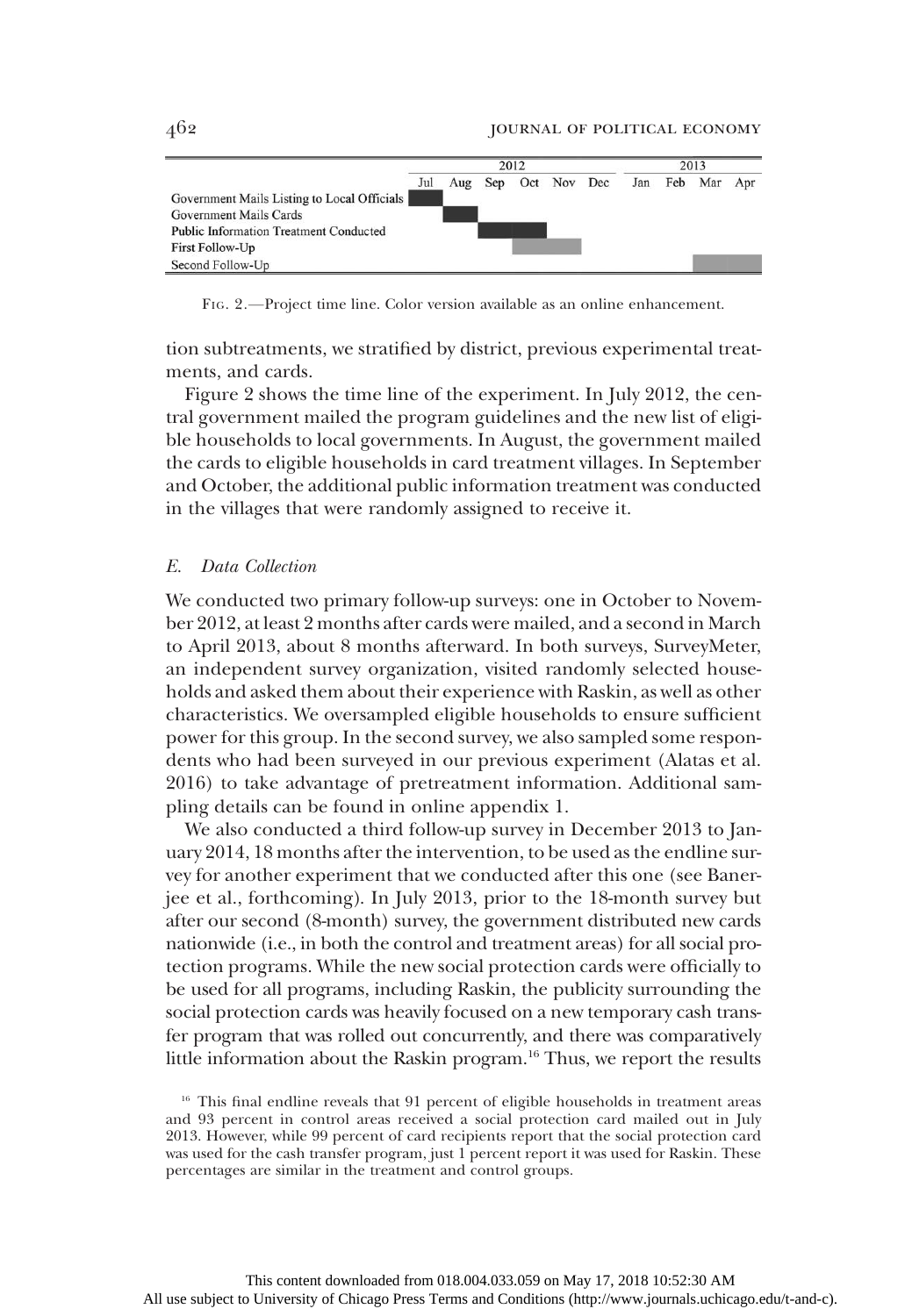| | 2012 | | | | | | 2013 | | | |
|---|---|---|---|---|---|---|---|---|---|---|
| | Jul | Aug | Sep | Oct | Nov | Dec | Jan | Feb | Mar | Apr |
| Government Mails Listing to Local Officials | ■ | | | | | | | | | |
| Government Mails Cards | | ■ | | | | | | | | |
| Public Information Treatment Conducted | | | ■ | ■ | | | | | | |
| First Follow-Up | | | | ■ | ■ | | | | | |
| Second Follow-Up | | | | | | | | | ■ | ■ |

Fig. 2.—Project time line. Color version available as an online enhancement.

tion subtreatments, we stratified by district, previous experimental treatments, and cards.

Figure 2 shows the time line of the experiment. In July 2012, the central government mailed the program guidelines and the new list of eligible households to local governments. In August, the government mailed the cards to eligible households in card treatment villages. In September and October, the additional public information treatment was conducted in the villages that were randomly assigned to receive it.

### *E. Data Collection*

We conducted two primary follow-up surveys: one in October to November 2012, at least 2 months after cards were mailed, and a second in March to April 2013, about 8 months afterward. In both surveys, SurveyMeter, an independent survey organization, visited randomly selected households and asked them about their experience with Raskin, as well as other characteristics. We oversampled eligible households to ensure sufficient power for this group. In the second survey, we also sampled some respondents who had been surveyed in our previous experiment (Alatas et al. 2016) to take advantage of pretreatment information. Additional sampling details can be found in online appendix 1.

We also conducted a third follow-up survey in December 2013 to January 2014, 18 months after the intervention, to be used as the endline survey for another experiment that we conducted after this one (see Banerjee et al., forthcoming). In July 2013, prior to the 18-month survey but after our second (8-month) survey, the government distributed new cards nationwide (i.e., in both the control and treatment areas) for all social protection programs. While the new social protection cards were officially to be used for all programs, including Raskin, the publicity surrounding the social protection cards was heavily focused on a new temporary cash transfer program that was rolled out concurrently, and there was comparatively little information about the Raskin program.[16] Thus, we report the results

[16] This final endline reveals that 91 percent of eligible households in treatment areas and 93 percent in control areas received a social protection card mailed out in July 2013. However, while 99 percent of card recipients report that the social protection card was used for the cash transfer program, just 1 percent report it was used for Raskin. These percentages are similar in the treatment and control groups.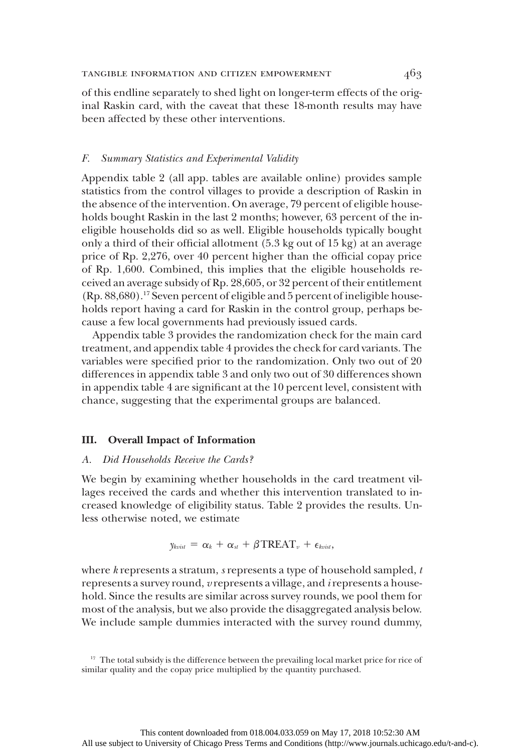of this endline separately to shed light on longer-term effects of the original Raskin card, with the caveat that these 18-month results may have been affected by these other interventions.

### *F. Summary Statistics and Experimental Validity*

Appendix table 2 (all app. tables are available online) provides sample statistics from the control villages to provide a description of Raskin in the absence of the intervention. On average, 79 percent of eligible households bought Raskin in the last 2 months; however, 63 percent of the ineligible households did so as well. Eligible households typically bought only a third of their official allotment (5.3 kg out of 15 kg) at an average price of Rp. 2,276, over 40 percent higher than the official copay price of Rp. 1,600. Combined, this implies that the eligible households received an average subsidy of Rp. 28,605, or 32 percent of their entitlement (Rp. 88,680).[17] Seven percent of eligible and 5 percent of ineligible households report having a card for Raskin in the control group, perhaps because a few local governments had previously issued cards.

Appendix table 3 provides the randomization check for the main card treatment, and appendix table 4 provides the check for card variants. The variables were specified prior to the randomization. Only two out of 20 differences in appendix table 3 and only two out of 30 differences shown in appendix table 4 are significant at the 10 percent level, consistent with chance, suggesting that the experimental groups are balanced.

## III. Overall Impact of Information

### *A. Did Households Receive the Cards?*

We begin by examining whether households in the card treatment villages received the cards and whether this intervention translated to increased knowledge of eligibility status. Table 2 provides the results. Unless otherwise noted, we estimate

$$y_{kvist} = \alpha_k + \alpha_{st} + \beta \text{TREAT}_v + \epsilon_{kvist},$$

where $k$ represents a stratum, $s$ represents a type of household sampled, $t$ represents a survey round, $v$ represents a village, and $i$ represents a household. Since the results are similar across survey rounds, we pool them for most of the analysis, but we also provide the disaggregated analysis below. We include sample dummies interacted with the survey round dummy,

[17] The total subsidy is the difference between the prevailing local market price for rice of similar quality and the copay price multiplied by the quantity purchased.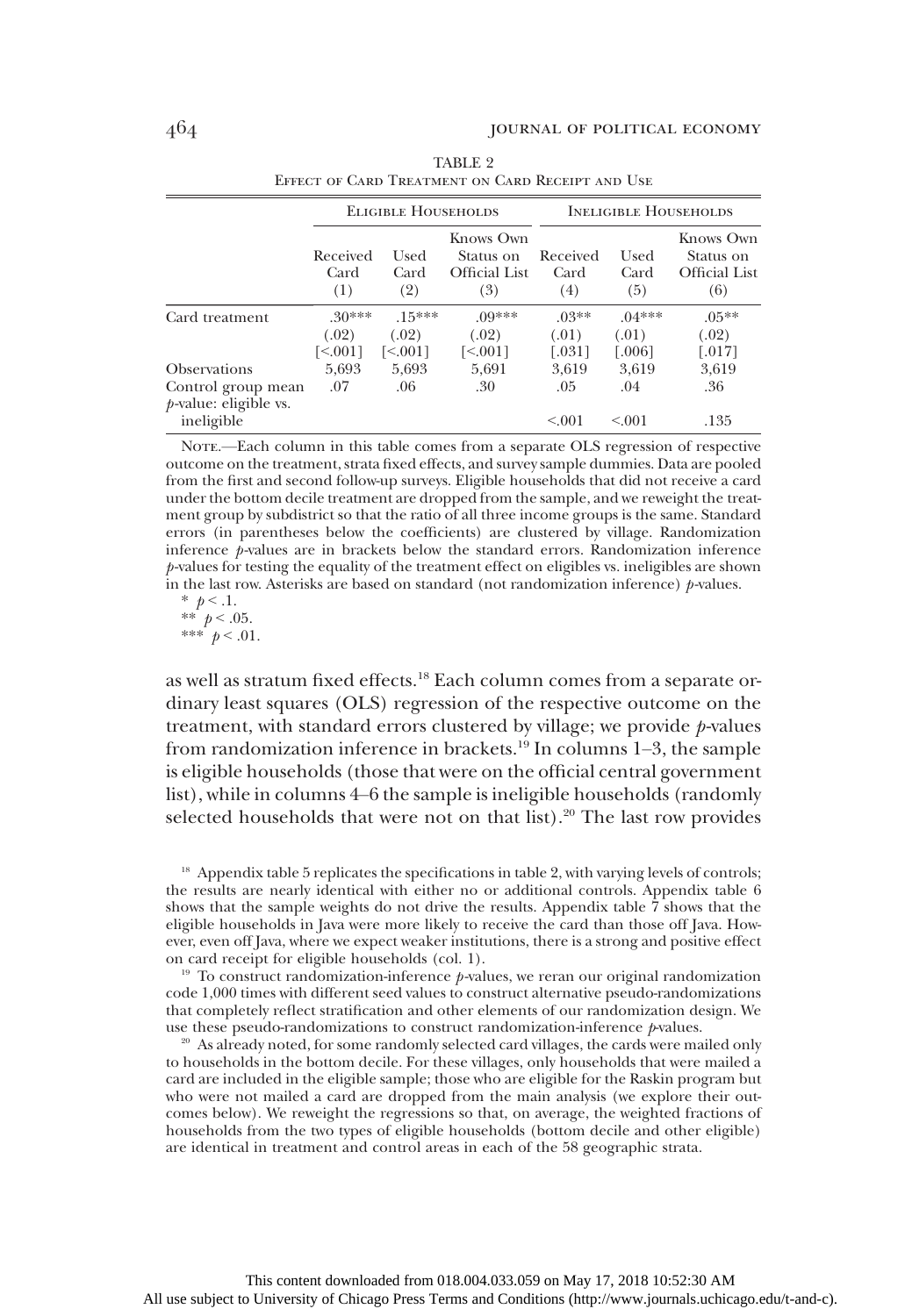TABLE 2

Effect of Card Treatment on Card Receipt and Use

| | Eligible Households | | | Ineligible Households | | |
|---|---|---|---|---|---|---|
| | Received Card (1) | Used Card (2) | Knows Own Status on Official List (3) | Received Card (4) | Used Card (5) | Knows Own Status on Official List (6) |
| Card treatment | .30*** | .15*** | .09*** | .03** | .04*** | .05** |
| | (.02) | (.02) | (.02) | (.01) | (.01) | (.02) |
| | [<.001] | [<.001] | [<.001] | [.031] | [.006] | [.017] |
| Observations | 5,693 | 5,693 | 5,691 | 3,619 | 3,619 | 3,619 |
| Control group mean | .07 | .06 | .30 | .05 | .04 | .36 |
| $p$-value: eligible vs. ineligible | | | | <.001 | <.001 | .135 |

Note.—Each column in this table comes from a separate OLS regression of respective outcome on the treatment, strata fixed effects, and survey sample dummies. Data are pooled from the first and second follow-up surveys. Eligible households that did not receive a card under the bottom decile treatment are dropped from the sample, and we reweight the treatment group by subdistrict so that the ratio of all three income groups is the same. Standard errors (in parentheses below the coefficients) are clustered by village. Randomization inference $p$-values are in brackets below the standard errors. Randomization inference $p$-values for testing the equality of the treatment effect on eligibles vs. ineligibles are shown in the last row. Asterisks are based on standard (not randomization inference) $p$-values.

\* $p < .1$.

\*\* $p < .05$.

\*\*\* $p < .01$.

as well as stratum fixed effects.[18] Each column comes from a separate ordinary least squares (OLS) regression of the respective outcome on the treatment, with standard errors clustered by village; we provide $p$-values from randomization inference in brackets.[19] In columns 1–3, the sample is eligible households (those that were on the official central government list), while in columns 4–6 the sample is ineligible households (randomly selected households that were not on that list).[20] The last row provides

[18] Appendix table 5 replicates the specifications in table 2, with varying levels of controls; the results are nearly identical with either no or additional controls. Appendix table 6 shows that the sample weights do not drive the results. Appendix table 7 shows that the eligible households in Java were more likely to receive the card than those off Java. However, even off Java, where we expect weaker institutions, there is a strong and positive effect on card receipt for eligible households (col. 1).

[19] To construct randomization-inference $p$-values, we reran our original randomization code 1,000 times with different seed values to construct alternative pseudo-randomizations that completely reflect stratification and other elements of our randomization design. We use these pseudo-randomizations to construct randomization-inference $p$-values.

[20] As already noted, for some randomly selected card villages, the cards were mailed only to households in the bottom decile. For these villages, only households that were mailed a card are included in the eligible sample; those who are eligible for the Raskin program but who were not mailed a card are dropped from the main analysis (we explore their outcomes below). We reweight the regressions so that, on average, the weighted fractions of households from the two types of eligible households (bottom decile and other eligible) are identical in treatment and control areas in each of the 58 geographic strata.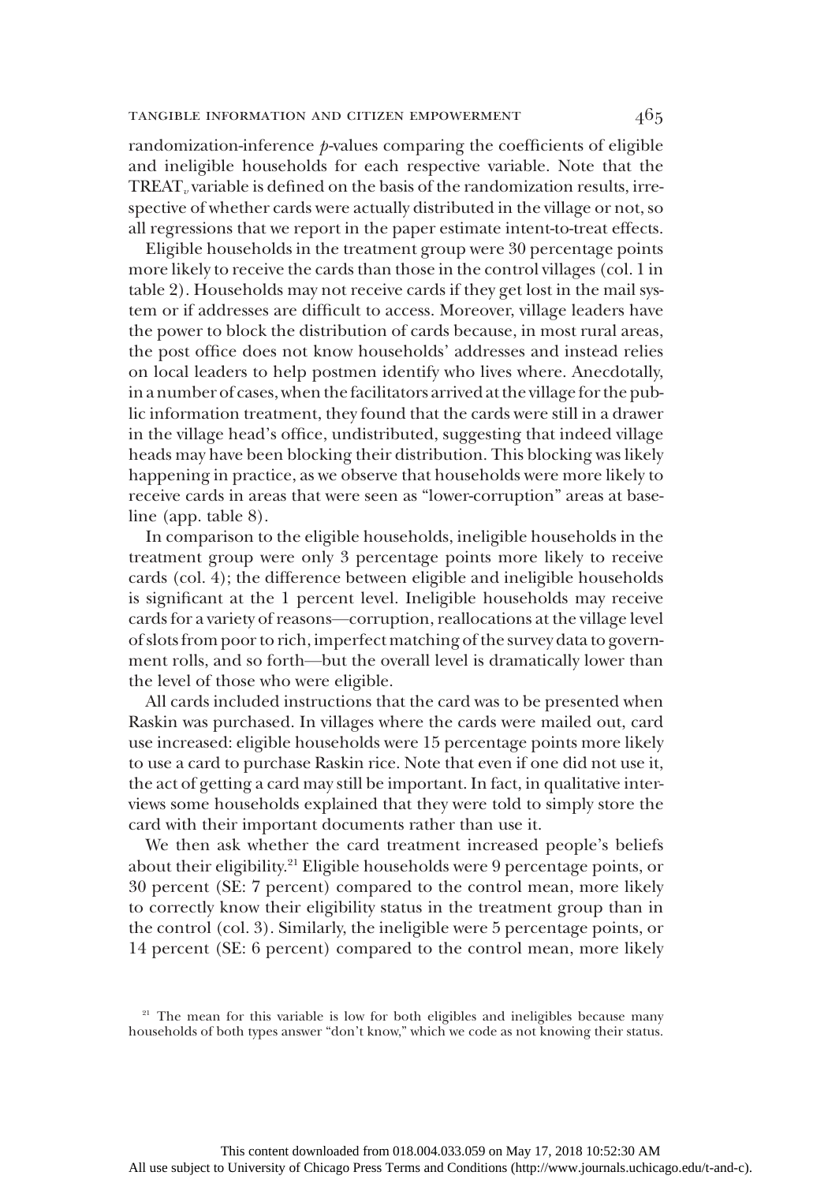randomization-inference $p$-values comparing the coefficients of eligible and ineligible households for each respective variable. Note that the $\text{TREAT}_v$ variable is defined on the basis of the randomization results, irrespective of whether cards were actually distributed in the village or not, so all regressions that we report in the paper estimate intent-to-treat effects.

Eligible households in the treatment group were 30 percentage points more likely to receive the cards than those in the control villages (col. 1 in table 2). Households may not receive cards if they get lost in the mail system or if addresses are difficult to access. Moreover, village leaders have the power to block the distribution of cards because, in most rural areas, the post office does not know households' addresses and instead relies on local leaders to help postmen identify who lives where. Anecdotally, in a number of cases, when the facilitators arrived at the village for the public information treatment, they found that the cards were still in a drawer in the village head's office, undistributed, suggesting that indeed village heads may have been blocking their distribution. This blocking was likely happening in practice, as we observe that households were more likely to receive cards in areas that were seen as "lower-corruption" areas at baseline (app. table 8).

In comparison to the eligible households, ineligible households in the treatment group were only 3 percentage points more likely to receive cards (col. 4); the difference between eligible and ineligible households is significant at the 1 percent level. Ineligible households may receive cards for a variety of reasons—corruption, reallocations at the village level of slots from poor to rich, imperfect matching of the survey data to government rolls, and so forth—but the overall level is dramatically lower than the level of those who were eligible.

All cards included instructions that the card was to be presented when Raskin was purchased. In villages where the cards were mailed out, card use increased: eligible households were 15 percentage points more likely to use a card to purchase Raskin rice. Note that even if one did not use it, the act of getting a card may still be important. In fact, in qualitative interviews some households explained that they were told to simply store the card with their important documents rather than use it.

We then ask whether the card treatment increased people's beliefs about their eligibility.[21] Eligible households were 9 percentage points, or 30 percent (SE: 7 percent) compared to the control mean, more likely to correctly know their eligibility status in the treatment group than in the control (col. 3). Similarly, the ineligible were 5 percentage points, or 14 percent (SE: 6 percent) compared to the control mean, more likely

[21] The mean for this variable is low for both eligibles and ineligibles because many households of both types answer "don't know," which we code as not knowing their status.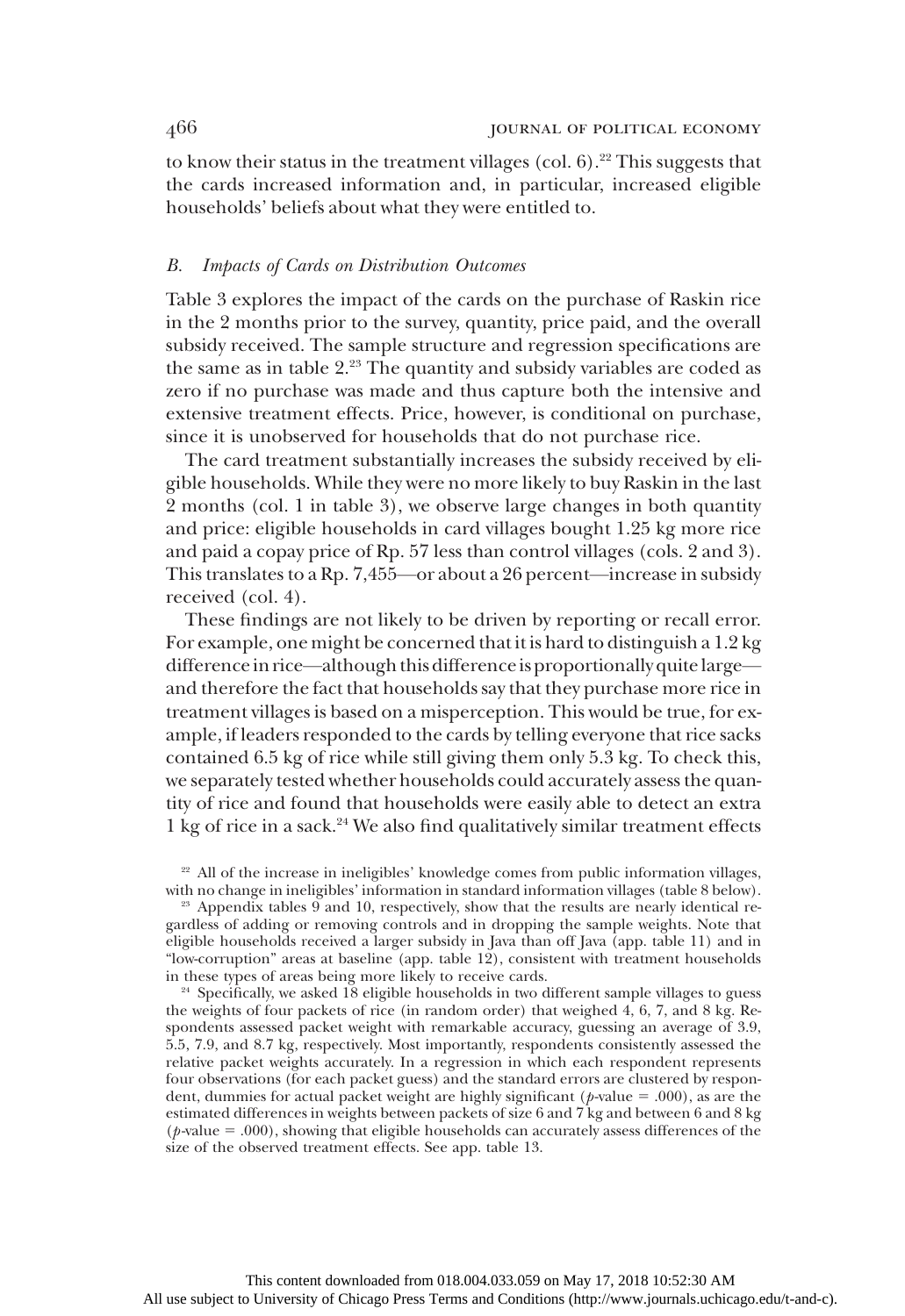to know their status in the treatment villages (col. 6).[22] This suggests that the cards increased information and, in particular, increased eligible households' beliefs about what they were entitled to.

### *B. Impacts of Cards on Distribution Outcomes*

Table 3 explores the impact of the cards on the purchase of Raskin rice in the 2 months prior to the survey, quantity, price paid, and the overall subsidy received. The sample structure and regression specifications are the same as in table 2.[23] The quantity and subsidy variables are coded as zero if no purchase was made and thus capture both the intensive and extensive treatment effects. Price, however, is conditional on purchase, since it is unobserved for households that do not purchase rice.

The card treatment substantially increases the subsidy received by eligible households. While they were no more likely to buy Raskin in the last 2 months (col. 1 in table 3), we observe large changes in both quantity and price: eligible households in card villages bought 1.25 kg more rice and paid a copay price of Rp. 57 less than control villages (cols. 2 and 3). This translates to a Rp. 7,455—or about a 26 percent—increase in subsidy received (col. 4).

These findings are not likely to be driven by reporting or recall error. For example, one might be concerned that it is hard to distinguish a 1.2 kg difference in rice—although this difference is proportionally quite large—and therefore the fact that households say that they purchase more rice in treatment villages is based on a misperception. This would be true, for example, if leaders responded to the cards by telling everyone that rice sacks contained 6.5 kg of rice while still giving them only 5.3 kg. To check this, we separately tested whether households could accurately assess the quantity of rice and found that households were easily able to detect an extra 1 kg of rice in a sack.[24] We also find qualitatively similar treatment effects

[22] All of the increase in ineligibles' knowledge comes from public information villages, with no change in ineligibles' information in standard information villages (table 8 below).

[23] Appendix tables 9 and 10, respectively, show that the results are nearly identical regardless of adding or removing controls and in dropping the sample weights. Note that eligible households received a larger subsidy in Java than off Java (app. table 11) and in "low-corruption" areas at baseline (app. table 12), consistent with treatment households in these types of areas being more likely to receive cards.

[24] Specifically, we asked 18 eligible households in two different sample villages to guess the weights of four packets of rice (in random order) that weighed 4, 6, 7, and 8 kg. Respondents assessed packet weight with remarkable accuracy, guessing an average of 3.9, 5.5, 7.9, and 8.7 kg, respectively. Most importantly, respondents consistently assessed the relative packet weights accurately. In a regression in which each respondent represents four observations (for each packet guess) and the standard errors are clustered by respondent, dummies for actual packet weight are highly significant ($p$-value = .000), as are the estimated differences in weights between packets of size 6 and 7 kg and between 6 and 8 kg ($p$-value = .000), showing that eligible households can accurately assess differences of the size of the observed treatment effects. See app. table 13.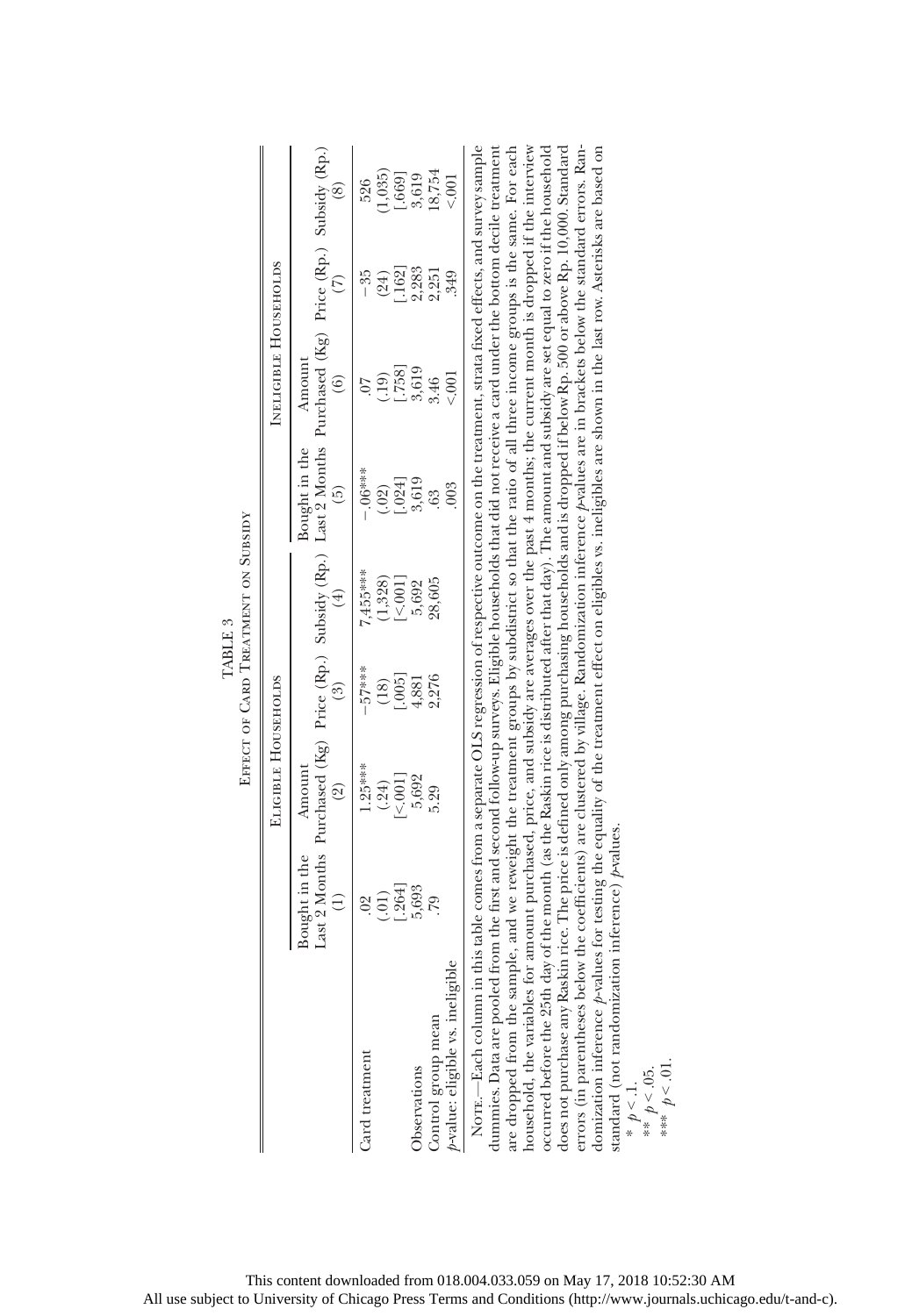TABLE 3

Effect of Card Treatment on Subsidy

| | Eligible Households | | | | Ineligible Households | | | |
|---|---|---|---|---|---|---|---|---|
| | Bought in the Last 2 Months (1) | Amount Purchased (Kg) (2) | Price (Rp.) (3) | Subsidy (Rp.) (4) | Bought in the Last 2 Months (5) | Amount Purchased (Kg) (6) | Price (Rp.) (7) | Subsidy (Rp.) (8) |
| Card treatment | .02 | 1.25*** | −57*** | 7,455*** | −.06*** | .07 | −35 | 526 |
| | (.01) | (.24) | (18) | (1,328) | (.02) | (.19) | (24) | (1,035) |
| | [.264] | [<.001] | [.005] | [<.001] | [.024] | [.758] | [.162] | [.669] |
| Observations | 5,693 | 5,692 | 4,881 | 5,692 | 3,619 | 3,619 | 2,283 | 3,619 |
| Control group mean | .79 | 5.29 | 2,276 | 28,605 | .63 | 3.46 | 2,251 | 18,754 |
| $p$-value: eligible vs. ineligible | | | | | .003 | <.001 | .349 | <.001 |

Note.—Each column in this table comes from a separate OLS regression of respective outcome on the treatment, strata fixed effects, and survey sample dummies. Data are pooled from the first and second follow-up surveys. Eligible households that did not receive a card under the bottom decile treatment are dropped from the sample, and we reweight the treatment groups by subdistrict so that the ratio of all three income groups is the same. For each household, the variables for amount purchased, price, and subsidy are averages over the past 4 months; the current month is dropped if the interview occurred before the 25th day of the month (as the Raskin rice is distributed after that day). The amount and subsidy are set equal to zero if the household does not purchase any Raskin rice. The price is defined only among purchasing households and is dropped if below Rp. 500 or above Rp. 10,000. Standard errors (in parentheses below the coefficients) are clustered by village. Randomization inference $p$-values are in brackets below the standard errors. Randomization inference $p$-values for testing the equality of the treatment effect on eligibles vs. ineligibles are shown in the last row. Asterisks are based on standard (not randomization inference) $p$-values.

\* $p < .1$.

\*\* $p < .05$.

\*\*\* $p < .01$.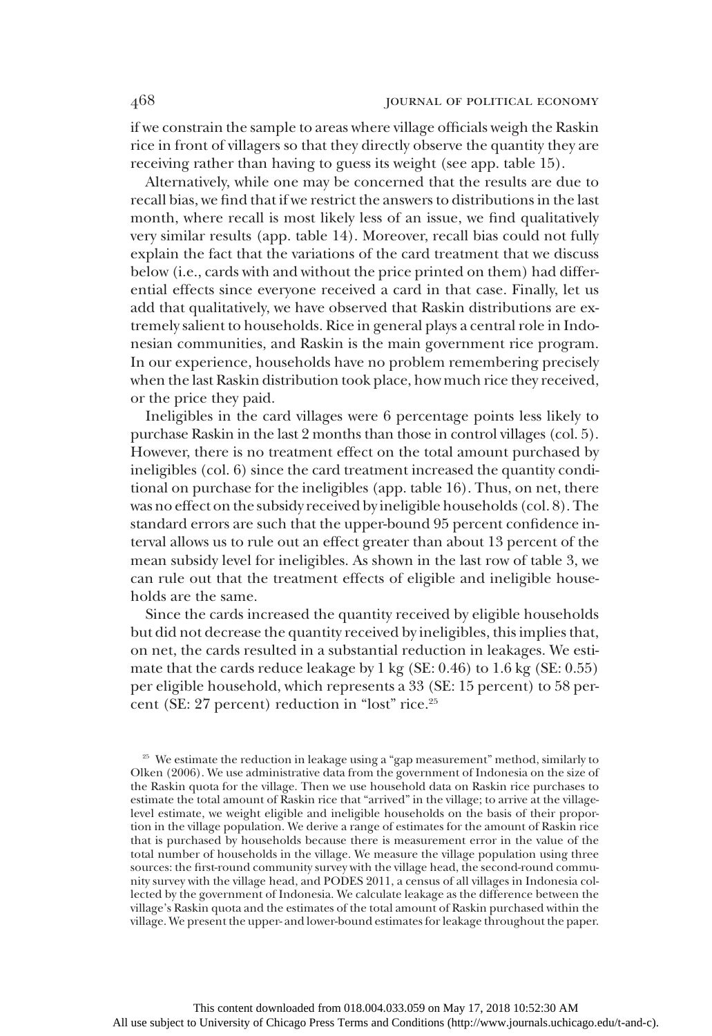if we constrain the sample to areas where village officials weigh the Raskin rice in front of villagers so that they directly observe the quantity they are receiving rather than having to guess its weight (see app. table 15).

Alternatively, while one may be concerned that the results are due to recall bias, we find that if we restrict the answers to distributions in the last month, where recall is most likely less of an issue, we find qualitatively very similar results (app. table 14). Moreover, recall bias could not fully explain the fact that the variations of the card treatment that we discuss below (i.e., cards with and without the price printed on them) had differential effects since everyone received a card in that case. Finally, let us add that qualitatively, we have observed that Raskin distributions are extremely salient to households. Rice in general plays a central role in Indonesian communities, and Raskin is the main government rice program. In our experience, households have no problem remembering precisely when the last Raskin distribution took place, how much rice they received, or the price they paid.

Ineligibles in the card villages were 6 percentage points less likely to purchase Raskin in the last 2 months than those in control villages (col. 5). However, there is no treatment effect on the total amount purchased by ineligibles (col. 6) since the card treatment increased the quantity conditional on purchase for the ineligibles (app. table 16). Thus, on net, there was no effect on the subsidy received by ineligible households (col. 8). The standard errors are such that the upper-bound 95 percent confidence interval allows us to rule out an effect greater than about 13 percent of the mean subsidy level for ineligibles. As shown in the last row of table 3, we can rule out that the treatment effects of eligible and ineligible households are the same.

Since the cards increased the quantity received by eligible households but did not decrease the quantity received by ineligibles, this implies that, on net, the cards resulted in a substantial reduction in leakages. We estimate that the cards reduce leakage by 1 kg (SE: 0.46) to 1.6 kg (SE: 0.55) per eligible household, which represents a 33 (SE: 15 percent) to 58 percent (SE: 27 percent) reduction in "lost" rice.[25]

[25] We estimate the reduction in leakage using a "gap measurement" method, similarly to Olken (2006). We use administrative data from the government of Indonesia on the size of the Raskin quota for the village. Then we use household data on Raskin rice purchases to estimate the total amount of Raskin rice that "arrived" in the village; to arrive at the village-level estimate, we weight eligible and ineligible households on the basis of their proportion in the village population. We derive a range of estimates for the amount of Raskin rice that is purchased by households because there is measurement error in the value of the total number of households in the village. We measure the village population using three sources: the first-round community survey with the village head, the second-round community survey with the village head, and PODES 2011, a census of all villages in Indonesia collected by the government of Indonesia. We calculate leakage as the difference between the village's Raskin quota and the estimates of the total amount of Raskin purchased within the village. We present the upper- and lower-bound estimates for leakage throughout the paper.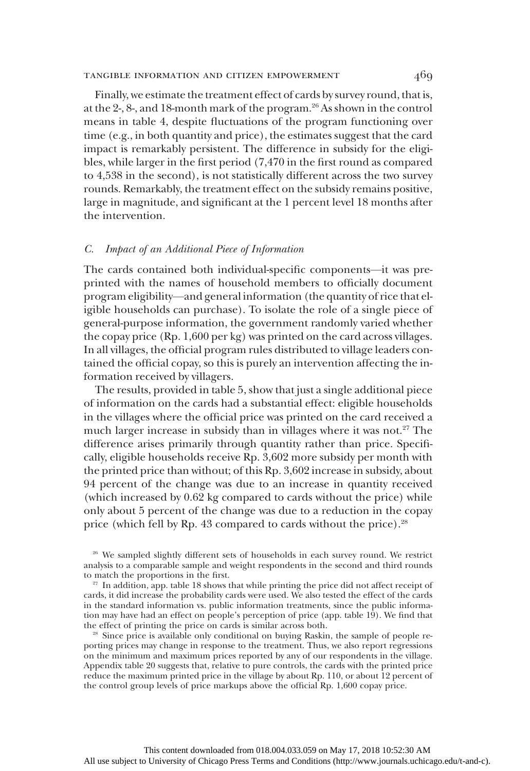Finally, we estimate the treatment effect of cards by survey round, that is, at the 2-, 8-, and 18-month mark of the program.[26] As shown in the control means in table 4, despite fluctuations of the program functioning over time (e.g., in both quantity and price), the estimates suggest that the card impact is remarkably persistent. The difference in subsidy for the eligibles, while larger in the first period (7,470 in the first round as compared to 4,538 in the second), is not statistically different across the two survey rounds. Remarkably, the treatment effect on the subsidy remains positive, large in magnitude, and significant at the 1 percent level 18 months after the intervention.

### *C. Impact of an Additional Piece of Information*

The cards contained both individual-specific components—it was preprinted with the names of household members to officially document program eligibility—and general information (the quantity of rice that eligible households can purchase). To isolate the role of a single piece of general-purpose information, the government randomly varied whether the copay price (Rp. 1,600 per kg) was printed on the card across villages. In all villages, the official program rules distributed to village leaders contained the official copay, so this is purely an intervention affecting the information received by villagers.

The results, provided in table 5, show that just a single additional piece of information on the cards had a substantial effect: eligible households in the villages where the official price was printed on the card received a much larger increase in subsidy than in villages where it was not.[27] The difference arises primarily through quantity rather than price. Specifically, eligible households receive Rp. 3,602 more subsidy per month with the printed price than without; of this Rp. 3,602 increase in subsidy, about 94 percent of the change was due to an increase in quantity received (which increased by 0.62 kg compared to cards without the price) while only about 5 percent of the change was due to a reduction in the copay price (which fell by Rp. 43 compared to cards without the price).[28]

[26] We sampled slightly different sets of households in each survey round. We restrict analysis to a comparable sample and weight respondents in the second and third rounds to match the proportions in the first.

[27] In addition, app. table 18 shows that while printing the price did not affect receipt of cards, it did increase the probability cards were used. We also tested the effect of the cards in the standard information vs. public information treatments, since the public information may have had an effect on people's perception of price (app. table 19). We find that the effect of printing the price on cards is similar across both.

[28] Since price is available only conditional on buying Raskin, the sample of people reporting prices may change in response to the treatment. Thus, we also report regressions on the minimum and maximum prices reported by any of our respondents in the village. Appendix table 20 suggests that, relative to pure controls, the cards with the printed price reduce the maximum printed price in the village by about Rp. 110, or about 12 percent of the control group levels of price markups above the official Rp. 1,600 copay price.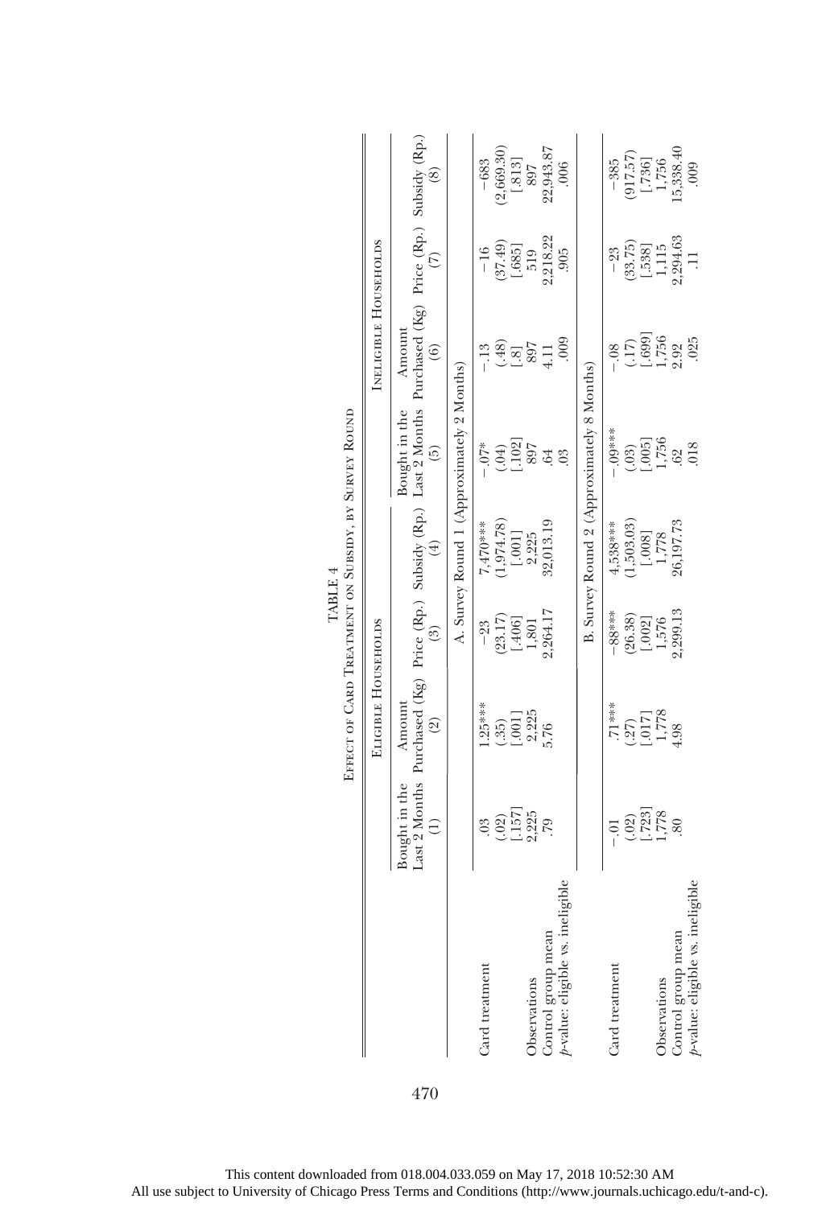TABLE 4

Effect of Card Treatment on Subsidy, by Survey Round

| | Eligible Households | | | | Ineligible Households | | | |
|---|---|---|---|---|---|---|---|---|
| | Bought in the Last 2 Months (1) | Amount Purchased (Kg) (2) | Price (Rp.) (3) | Subsidy (Rp.) (4) | Bought in the Last 2 Months (5) | Amount Purchased (Kg) (6) | Price (Rp.) (7) | Subsidy (Rp.) (8) |
| | A. Survey Round 1 (Approximately 2 Months) | | | | | | | |
| Card treatment | .03 | 1.25*** | −23 | 7,470*** | −.07* | −.13 | −16 | −683 |
| | (.02) | (.35) | (23.17) | (1,974.78) | (.04) | (.48) | (37.49) | (2,669.30) |
| | [.157] | [.001] | [.406] | [.001] | [.102] | [.8] | [.685] | [.813] |
| Observations | 2,225 | 2,225 | 1,801 | 2,225 | 897 | 897 | 519 | 897 |
| Control group mean | .79 | 5.76 | 2,264.17 | 32,013.19 | .64 | 4.11 | 2,218.22 | 22,943.87 |
| *p*-value: eligible vs. ineligible | | | | | .03 | .009 | .905 | .006 |
| | B. Survey Round 2 (Approximately 8 Months) | | | | | | | |
| Card treatment | −.01 | .71*** | −88*** | 4,538*** | −.09*** | −.08 | −23 | −385 |
| | (.02) | (.27) | (26.38) | (1,503.03) | (.03) | (.17) | (33.75) | (917.57) |
| | [.723] | [.017] | [.002] | [.008] | [.005] | [.699] | [.538] | [.736] |
| Observations | 1,778 | 1,778 | 1,576 | 1,778 | 1,756 | 1,756 | 1,115 | 1,756 |
| Control group mean | .80 | 4.98 | 2,299.13 | 26,197.73 | .62 | 2.92 | 2,294.63 | 15,338.40 |
| *p*-value: eligible vs. ineligible | | | | | .018 | .025 | .11 | .009 |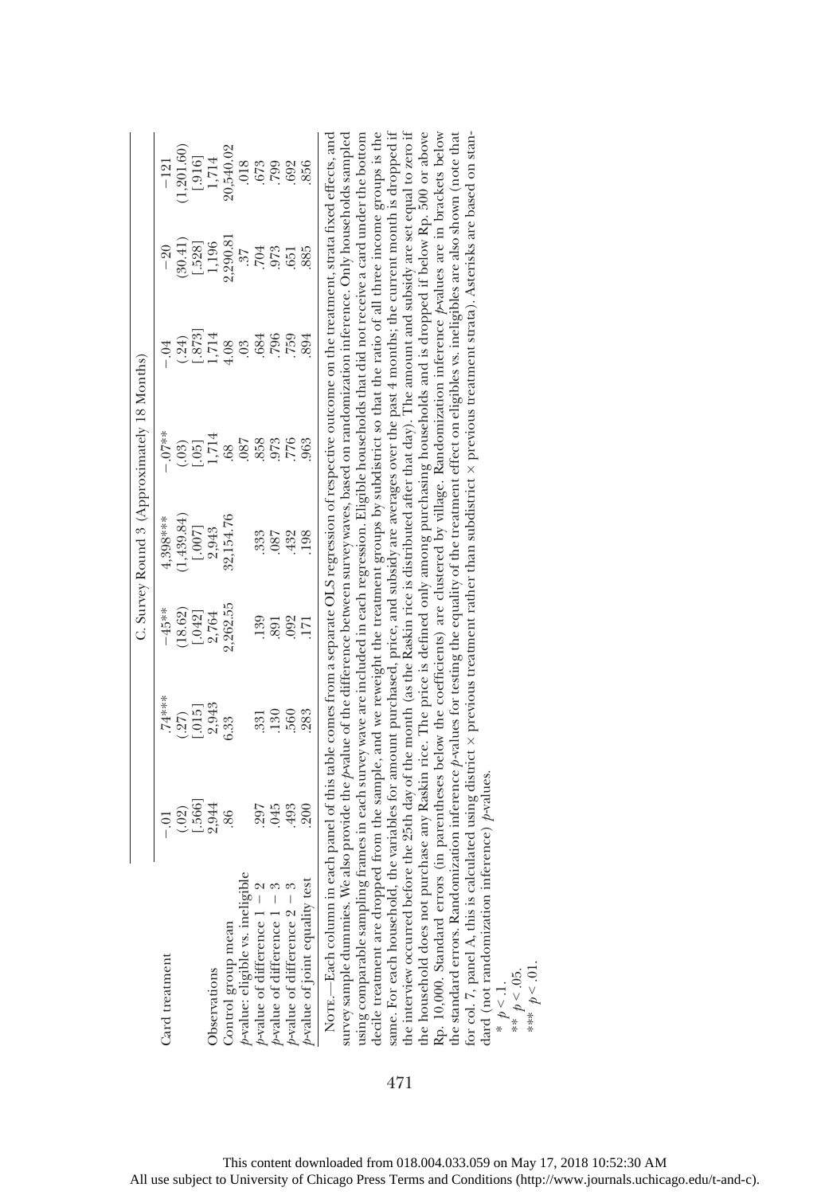| | | | | | | | |
|---|---|---|---|---|---|---|---|
| | C. Survey Round 3 (Approximately 18 Months) | | | | | | |
| Card treatment | −.01 | .74*** | −45** | 4,398*** | −.07** | −.04 | −20 | −121 |
| | (.02) | (.27) | (18.62) | (1,439.84) | (.03) | (.24) | (30.41) | (1,201.60) |
| | [.566] | [.015] | [.042] | [.007] | [.05] | [.873] | [.528] | [.916] |
| Observations | 2,944 | 2,943 | 2,764 | 2,943 | 1,714 | 1,714 | 1,196 | 1,714 |
| Control group mean | .86 | 6.33 | 2,262.55 | 32,154.76 | .68 | 4.08 | 2,290.81 | 20,540.02 |
| *p*-value: eligible vs. ineligible | | | | | .087 | .03 | .37 | .018 |
| *p*-value of difference 1 − 2 | .297 | .331 | .139 | .333 | .858 | .684 | .704 | .673 |
| *p*-value of difference 1 − 3 | .045 | .130 | .891 | .087 | .973 | .796 | .973 | .799 |
| *p*-value of difference 2 − 3 | .493 | .560 | .092 | .432 | .776 | .759 | .651 | .692 |
| *p*-value of joint equality test | .200 | .283 | .171 | .198 | .963 | .894 | .885 | .856 |

Note.—Each column in each panel of this table comes from a separate OLS regression of respective outcome on the treatment, strata fixed effects, and survey sample dummies. We also provide the *p*-value of the difference between survey waves, based on randomization inference. Only households sampled using comparable sampling frames in each survey wave are included in each regression. Eligible households that did not receive a card under the bottom decile treatment are dropped from the sample, and we reweight the treatment groups by subdistrict so that the ratio of all three income groups is the same. For each household, the variables for amount purchased, price, and subsidy are averages over the past 4 months; the current month is dropped if the interview occurred before the 25th day of the month (as the Raskin rice is distributed after that day). The amount and subsidy are set equal to zero if the household does not purchase any Raskin rice. The price is defined only among purchasing households and is dropped if below Rp. 500 or above Rp. 10,000. Standard errors (in parentheses below the coefficients) are clustered by village. Randomization inference *p*-values are in brackets below the standard errors. Randomization inference *p*-values for testing the equality of the treatment effect on eligibles vs. ineligibles are also shown (note that for col. 7, panel A, this is calculated using district × previous treatment rather than subdistrict × previous treatment strata). Asterisks are based on standard (not randomization inference) *p*-values.

\* $p < .1$.
\*\* $p < .05$.
\*\*\* $p < .01$.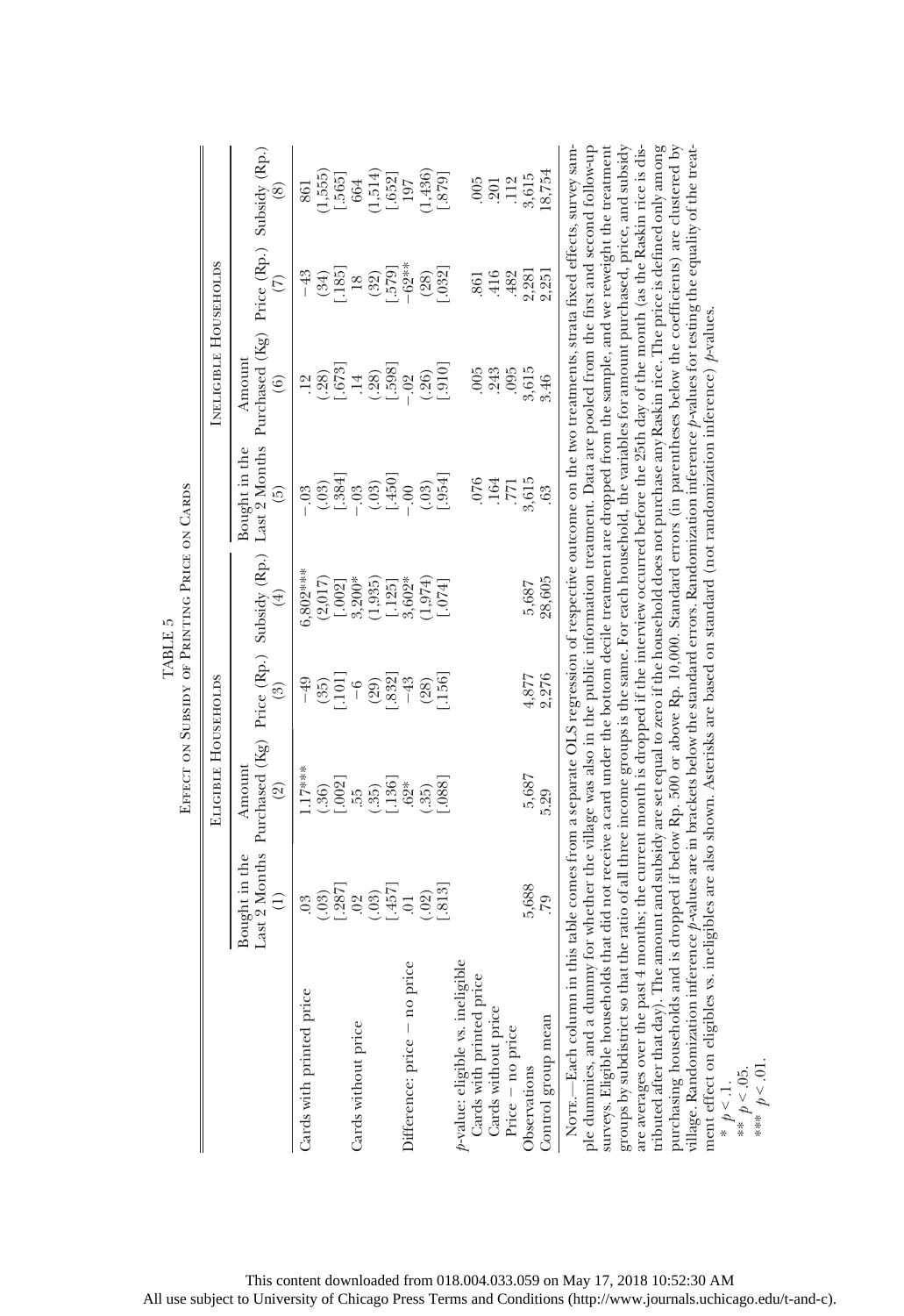TABLE 5

Effect on Subsidy of Printing Price on Cards

| | Eligible Households | | | | Ineligible Households | | | |
|---|---|---|---|---|---|---|---|---|
| | Bought in the Last 2 Months (1) | Amount Purchased (Kg) (2) | Price (Rp.) (3) | Subsidy (Rp.) (4) | Bought in the Last 2 Months (5) | Amount Purchased (Kg) (6) | Price (Rp.) (7) | Subsidy (Rp.) (8) |
| Cards with printed price | .03 | 1.17*** | −49 | 6,802*** | −.03 | .12 | −43 | 861 |
| | (.03) | (.36) | (35) | (2,017) | (.03) | (.28) | (34) | (1,555) |
| | [.287] | [.002] | [.101] | [.002] | [.384] | [.673] | [.185] | [.565] |
| Cards without price | .02 | .55 | −6 | 3,200* | −.03 | .14 | 18 | 664 |
| | (.03) | (.35) | (29) | (1,935) | (.03) | (.28) | (32) | (1,514) |
| | [.457] | [.136] | [.832] | [.125] | [.450] | [.598] | [.579] | [.652] |
| Difference: price − no price | .01 | .62* | −43 | 3,602* | −.00 | −.02 | −62** | 197 |
| | (.02) | (.35) | (28) | (1,974) | (.03) | (.26) | (28) | (1,436) |
| | [.813] | [.088] | [.156] | [.074] | [.954] | [.910] | [.032] | [.879] |
| *p*-value: eligible vs. ineligible | | | | | | | | |
| Cards with printed price | | | | | .076 | .005 | .861 | .005 |
| Cards without price | | | | | .164 | .243 | .416 | .201 |
| Price − no price | | | | | .771 | .095 | .482 | .112 |
| Observations | 5,688 | 5,687 | 4,877 | 5,687 | 3,615 | 3,615 | 2,281 | 3,615 |
| Control group mean | .79 | 5.29 | 2,276 | 28,605 | .63 | 3.46 | 2,251 | 18,754 |

Note.—Each column in this table comes from a separate OLS regression of respective outcome on the two treatments, strata fixed effects, survey sample dummies, and a dummy for whether the village was also in the public information treatment. Data are pooled from the first and second follow-up surveys. Eligible households that did not receive a card under the bottom decile treatment are dropped from the sample, and we reweight the treatment groups by subdistrict so that the ratio of all three income groups is the same. For each household, the variables for amount purchased, price, and subsidy are averages over the past 4 months; the current month is dropped if the interview occurred before the 25th day of the month (as the Raskin rice is distributed after that day). The amount and subsidy are set equal to zero if the household does not purchase any Raskin rice. The price is defined only among purchasing households and is dropped if below Rp. 500 or above Rp. 10,000. Standard errors (in parentheses below the coefficients) are clustered by village. Randomization inference *p*-values are in brackets below the standard errors. Randomization inference *p*-values for testing the equality of the treatment effect on eligibles vs. ineligibles are also shown. Asterisks are based on standard (not randomization inference) *p*-values.

\* $p < .1$.

\*\* $p < .05$.

\*\*\* $p < .01$.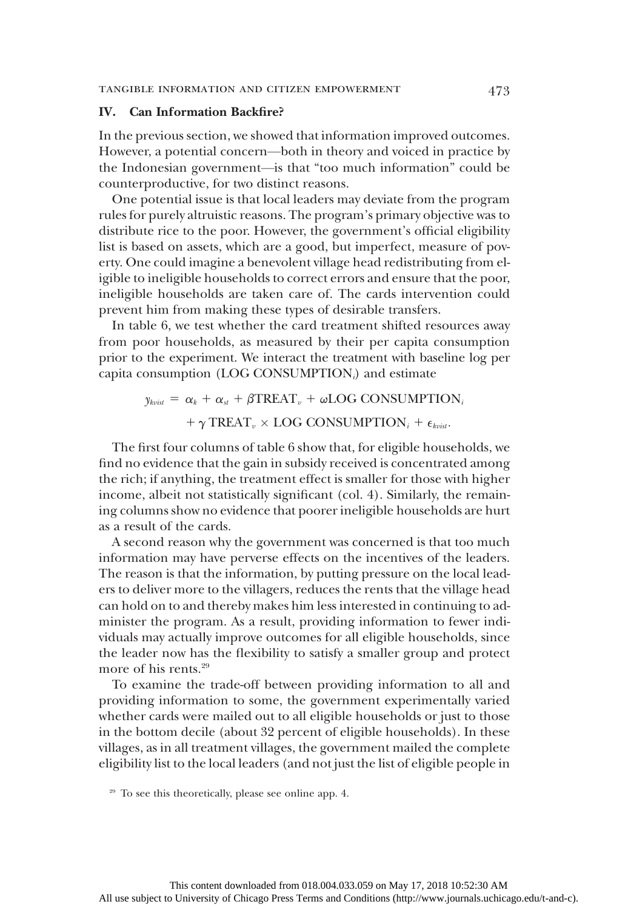## IV. Can Information Backfire?

In the previous section, we showed that information improved outcomes. However, a potential concern—both in theory and voiced in practice by the Indonesian government—is that "too much information" could be counterproductive, for two distinct reasons.

One potential issue is that local leaders may deviate from the program rules for purely altruistic reasons. The program's primary objective was to distribute rice to the poor. However, the government's official eligibility list is based on assets, which are a good, but imperfect, measure of poverty. One could imagine a benevolent village head redistributing from eligible to ineligible households to correct errors and ensure that the poor, ineligible households are taken care of. The cards intervention could prevent him from making these types of desirable transfers.

In table 6, we test whether the card treatment shifted resources away from poor households, as measured by their per capita consumption prior to the experiment. We interact the treatment with baseline log per capita consumption (LOG CONSUMPTION$_i$) and estimate

$$y_{kvist} = \alpha_k + \alpha_{st} + \beta \text{TREAT}_v + \omega \text{LOG CONSUMPTION}_i + \gamma \, \text{TREAT}_v \times \text{LOG CONSUMPTION}_i + \epsilon_{kvist}.$$

The first four columns of table 6 show that, for eligible households, we find no evidence that the gain in subsidy received is concentrated among the rich; if anything, the treatment effect is smaller for those with higher income, albeit not statistically significant (col. 4). Similarly, the remaining columns show no evidence that poorer ineligible households are hurt as a result of the cards.

A second reason why the government was concerned is that too much information may have perverse effects on the incentives of the leaders. The reason is that the information, by putting pressure on the local leaders to deliver more to the villagers, reduces the rents that the village head can hold on to and thereby makes him less interested in continuing to administer the program. As a result, providing information to fewer individuals may actually improve outcomes for all eligible households, since the leader now has the flexibility to satisfy a smaller group and protect more of his rents.[29]

To examine the trade-off between providing information to all and providing information to some, the government experimentally varied whether cards were mailed out to all eligible households or just to those in the bottom decile (about 32 percent of eligible households). In these villages, as in all treatment villages, the government mailed the complete eligibility list to the local leaders (and not just the list of eligible people in

[29] To see this theoretically, please see online app. 4.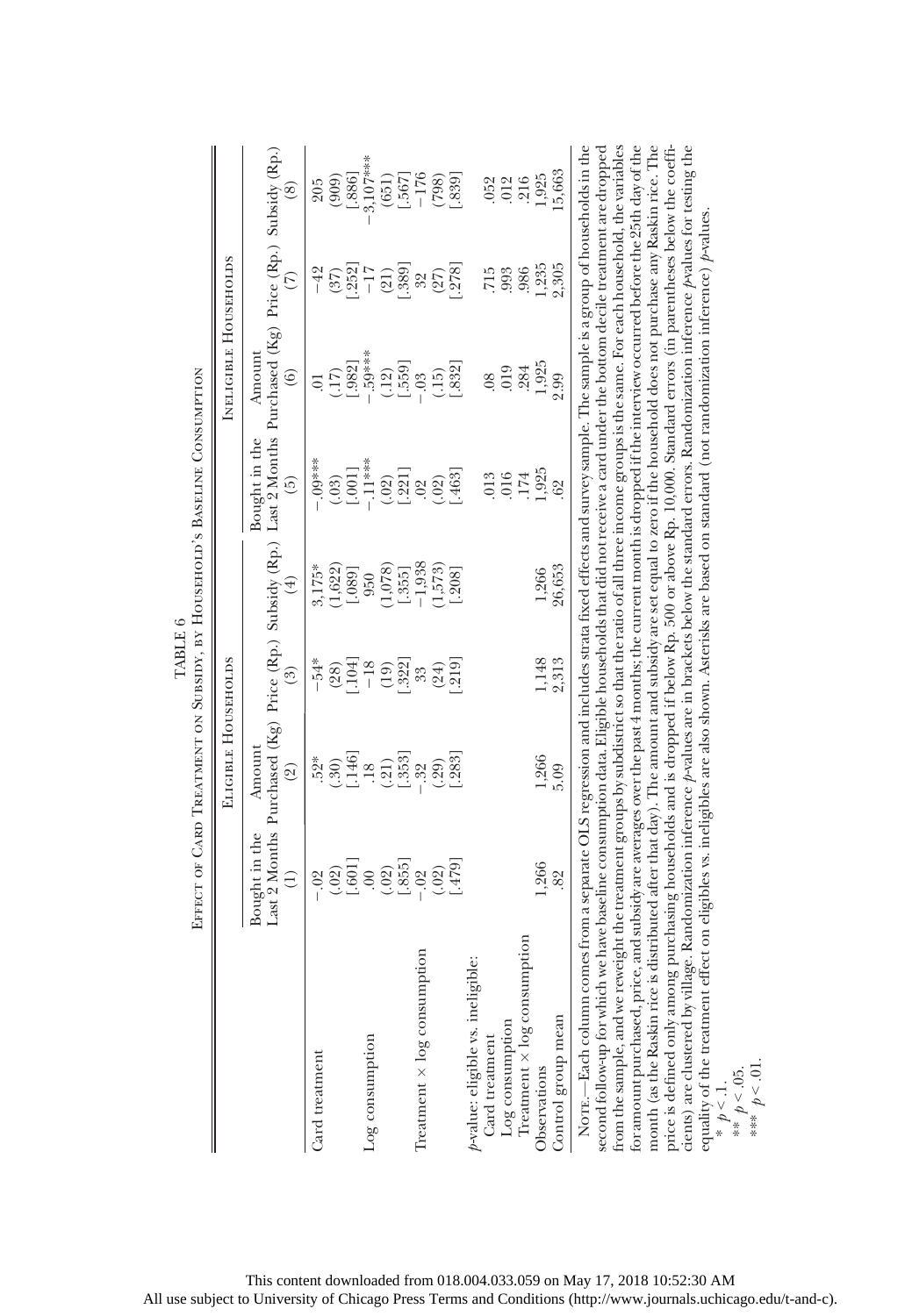TABLE 6

Effect of Card Treatment on Subsidy, by Household's Baseline Consumption

| | Eligible Households | | | | Ineligible Households | | | |
|---|---|---|---|---|---|---|---|---|
| | Bought in the Last 2 Months (1) | Amount Purchased (Kg) (2) | Price (Rp.) (3) | Subsidy (Rp.) (4) | Bought in the Last 2 Months (5) | Amount Purchased (Kg) (6) | Price (Rp.) (7) | Subsidy (Rp.) (8) |
| Card treatment | −.02 | .52* | −54* | 3,175* | −.09*** | .01 | −42 | 205 |
| | (.02) | (.30) | (28) | (1,622) | (.03) | (.17) | (37) | (909) |
| | [.601] | [.146] | [.104] | [.089] | [.001] | [.982] | [.252] | [.886] |
| Log consumption | .00 | .18 | −18 | 950 | −.11*** | −.59*** | −17 | −3,107*** |
| | (.02) | (.21) | (19) | (1,078) | (.02) | (.12) | (21) | (651) |
| | [.855] | [.353] | [.322] | [.355] | [.221] | [.559] | [.389] | [.567] |
| Treatment × log consumption | −.02 | −.32 | 33 | −1,938 | .02 | −.03 | 32 | −176 |
| | (.02) | (.29) | (24) | (1,573) | (.02) | (.15) | (27) | (798) |
| | [.479] | [.283] | [.219] | [.208] | [.463] | [.832] | [.278] | [.839] |
| *p*-value: eligible vs. ineligible: | | | | | | | | |
| Card treatment | | | | | .013 | .08 | .715 | .052 |
| Log consumption | | | | | .016 | .019 | .993 | .012 |
| Treatment × log consumption | | | | | .174 | .284 | .986 | .216 |
| Observations | 1,266 | 1,266 | 1,148 | 1,266 | 1,925 | 1,925 | 1,235 | 1,925 |
| Control group mean | .82 | 5.09 | 2,313 | 26,653 | .62 | 2.99 | 2,305 | 15,663 |

Note.—Each column comes from a separate OLS regression and includes strata fixed effects and survey sample. The sample is a group of households in the second follow-up for which we have baseline consumption data. Eligible households that did not receive a card under the bottom decile treatment are dropped from the sample, and we reweight the treatment groups by subdistrict so that the ratio of all three income groups is the same. For each household, the variables for amount purchased, price, and subsidy are averages over the past 4 months; the current month is dropped if the interview occurred before the 25th day of the month (as the Raskin rice is distributed after that day). The amount and subsidy are set equal to zero if the household does not purchase any Raskin rice. The price is defined only among purchasing households and is dropped if below Rp. 500 or above Rp. 10,000. Standard errors (in parentheses below the coefficients) are clustered by village. Randomization inference *p*-values are in brackets below the standard errors. Randomization inference *p*-values for testing the equality of the treatment effect on eligibles vs. ineligibles are also shown. Asterisks are based on standard (not randomization inference) *p*-values.

\* $p < .1$.

\*\* $p < .05$.

\*\*\* $p < .01$.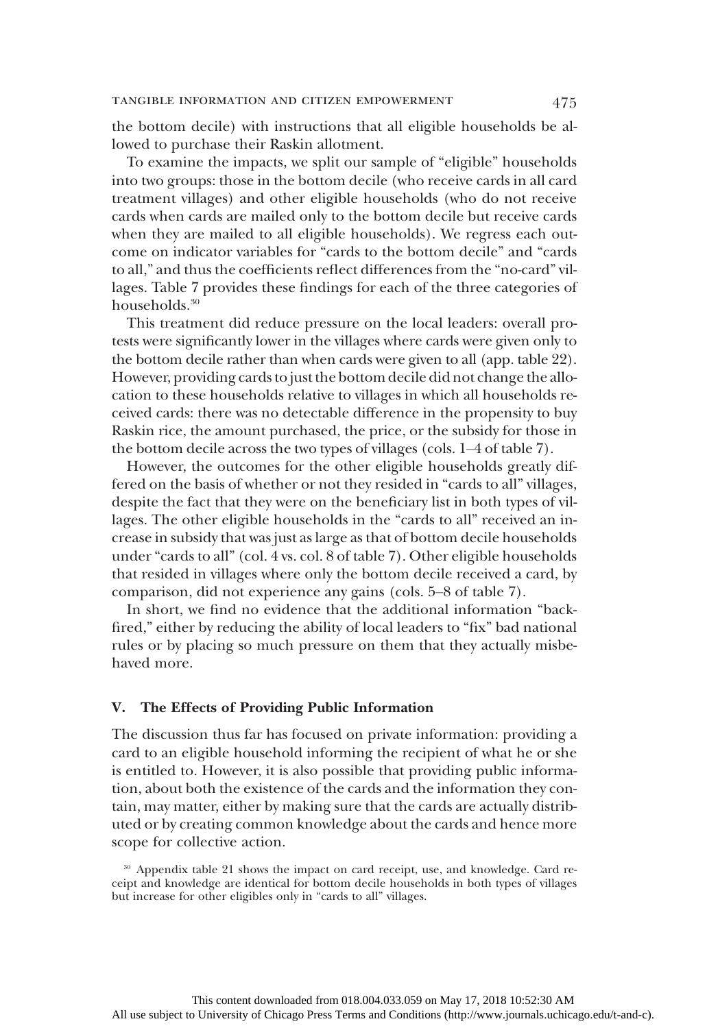the bottom decile) with instructions that all eligible households be allowed to purchase their Raskin allotment.

To examine the impacts, we split our sample of "eligible" households into two groups: those in the bottom decile (who receive cards in all card treatment villages) and other eligible households (who do not receive cards when cards are mailed only to the bottom decile but receive cards when they are mailed to all eligible households). We regress each outcome on indicator variables for "cards to the bottom decile" and "cards to all," and thus the coefficients reflect differences from the "no-card" villages. Table 7 provides these findings for each of the three categories of households.[30]

This treatment did reduce pressure on the local leaders: overall protests were significantly lower in the villages where cards were given only to the bottom decile rather than when cards were given to all (app. table 22). However, providing cards to just the bottom decile did not change the allocation to these households relative to villages in which all households received cards: there was no detectable difference in the propensity to buy Raskin rice, the amount purchased, the price, or the subsidy for those in the bottom decile across the two types of villages (cols. 1–4 of table 7).

However, the outcomes for the other eligible households greatly differed on the basis of whether or not they resided in "cards to all" villages, despite the fact that they were on the beneficiary list in both types of villages. The other eligible households in the "cards to all" received an increase in subsidy that was just as large as that of bottom decile households under "cards to all" (col. 4 vs. col. 8 of table 7). Other eligible households that resided in villages where only the bottom decile received a card, by comparison, did not experience any gains (cols. 5–8 of table 7).

In short, we find no evidence that the additional information "backfired," either by reducing the ability of local leaders to "fix" bad national rules or by placing so much pressure on them that they actually misbehaved more.

## V. The Effects of Providing Public Information

The discussion thus far has focused on private information: providing a card to an eligible household informing the recipient of what he or she is entitled to. However, it is also possible that providing public information, about both the existence of the cards and the information they contain, may matter, either by making sure that the cards are actually distributed or by creating common knowledge about the cards and hence more scope for collective action.

[30] Appendix table 21 shows the impact on card receipt, use, and knowledge. Card receipt and knowledge are identical for bottom decile households in both types of villages but increase for other eligibles only in "cards to all" villages.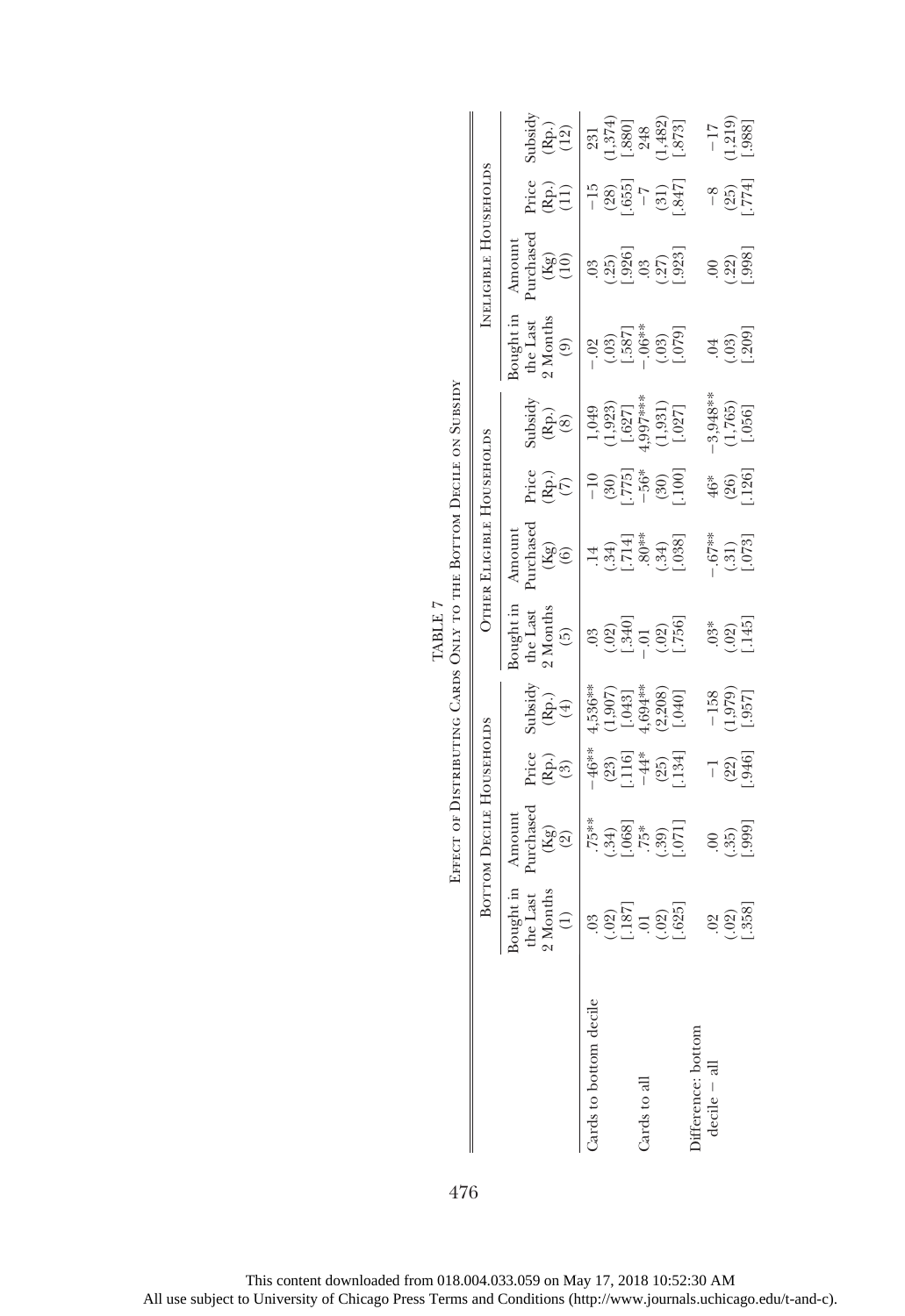TABLE 7

Effect of Distributing Cards Only to the Bottom Decile on Subsidy

| | Bottom Decile Households | | | | Other Eligible Households | | | | Ineligible Households | | | |
|---|---|---|---|---|---|---|---|---|---|---|---|---|
| | Bought in the Last 2 Months (1) | Amount Purchased (Kg) (2) | Price (Rp.) (3) | Subsidy (Rp.) (4) | Bought in the Last 2 Months (5) | Amount Purchased (Kg) (6) | Price (Rp.) (7) | Subsidy (Rp.) (8) | Bought in the Last 2 Months (9) | Amount Purchased (Kg) (10) | Price (Rp.) (11) | Subsidy (Rp.) (12) |
| Cards to bottom decile | .03 | .75** | −46** | 4,536** | .03 | .14 | −10 | 1,049 | −.02 | .03 | −15 | 231 |
| | (.02) | (.34) | (23) | (1,907) | (.02) | (.34) | (30) | (1,923) | (.03) | (.25) | (28) | (1,374) |
| | [.187] | [.068] | [.116] | [.043] | [.340] | [.714] | [.775] | [.627] | [.587] | [.926] | [.655] | [.880] |
| Cards to all | .01 | .75* | −44* | 4,694** | −.01 | .80** | −56* | 4,997*** | −.06** | .03 | −7 | 248 |
| | (.02) | (.39) | (25) | (2,208) | (.02) | (.34) | (30) | (1,931) | (.03) | (.27) | (31) | (1,482) |
| | [.625] | [.071] | [.134] | [.040] | [.756] | [.038] | [.100] | [.027] | [.079] | [.923] | [.847] | [.873] |
| Difference: bottom decile − all | .02 | .00 | −1 | −158 | .03* | −.67** | 46* | −3,948** | .04 | .00 | −8 | −17 |
| | (.02) | (.35) | (22) | (1,979) | (.02) | (.31) | (26) | (1,765) | (.03) | (.22) | (25) | (1,219) |
| | [.358] | [.999] | [.946] | [.957] | [.145] | [.073] | [.126] | [.056] | [.209] | [.998] | [.774] | [.988] |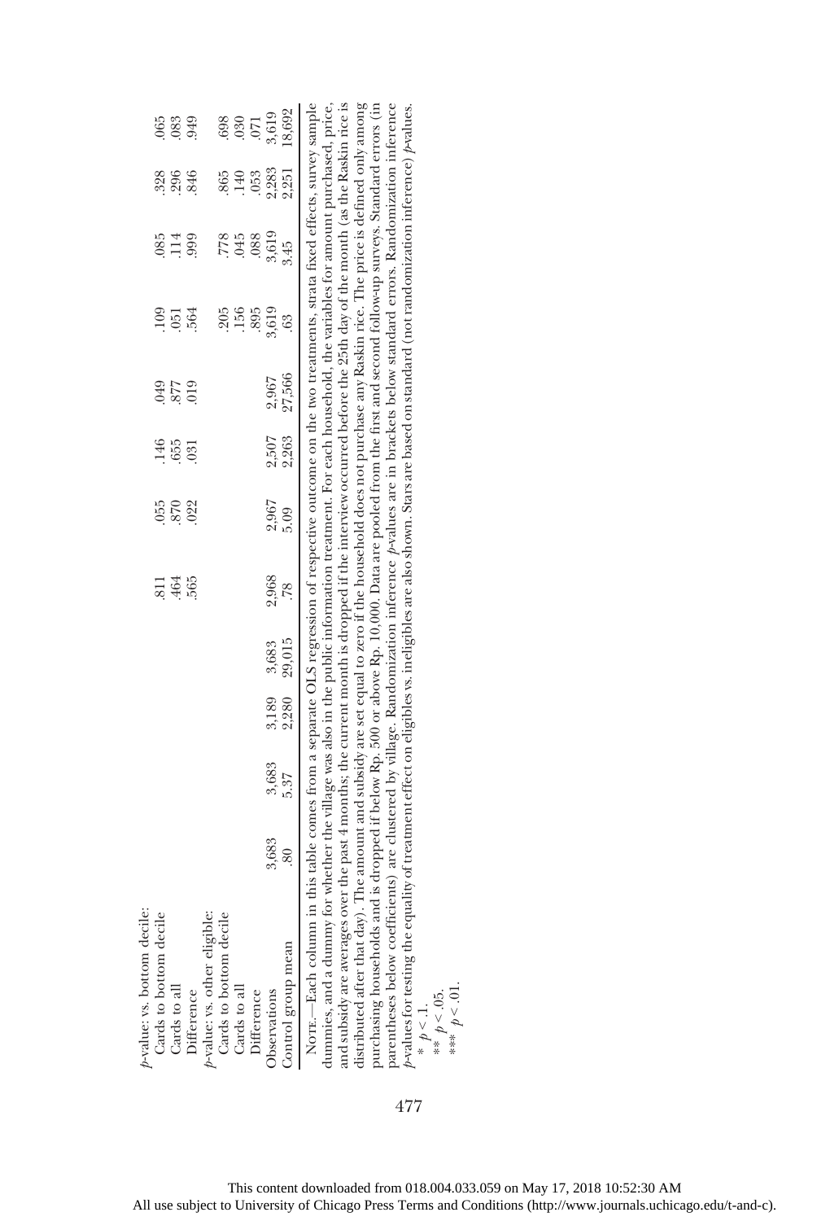| | | | | | | | | | | | | |
|---|---|---|---|---|---|---|---|---|---|---|---|---|
| *p*-value: vs. bottom decile: | | | | | | | | | | | | |
| Cards to bottom decile | | | | | .811 | .055 | .146 | .049 | .109 | .085 | .328 | .065 |
| Cards to all | | | | | .464 | .870 | .655 | .877 | .051 | .114 | .296 | .083 |
| Difference | | | | | .565 | .022 | .031 | .019 | .564 | .999 | .846 | .949 |
| *p*-value: vs. other eligible: | | | | | | | | | | | | |
| Cards to bottom decile | | | | | | | | | .205 | .778 | .865 | .698 |
| Cards to all | | | | | | | | | .156 | .045 | .140 | .030 |
| Difference | | | | | | | | | .895 | .088 | .053 | .071 |
| Observations | 3,683 | 3,683 | 3,189 | 3,683 | 2,968 | 2,967 | 2,507 | 2,967 | 3,619 | 3,619 | 2,283 | 3,619 |
| Control group mean | .80 | 5.37 | 2,280 | 29,015 | .78 | 5.09 | 2,263 | 27,566 | .63 | 3.45 | 2,251 | 18,692 |

Note.—Each column in this table comes from a separate OLS regression of respective outcome on the two treatments, strata fixed effects, survey sample dummies, and a dummy for whether the village was also in the public information treatment. For each household, the variables for amount purchased, price, and subsidy are averages over the past 4 months; the current month is dropped if the interview occurred before the 25th day of the month (as the Raskin rice is distributed after that day). The amount and subsidy are set equal to zero if the household does not purchase any Raskin rice. The price is defined only among purchasing households and is dropped if below Rp. 500 or above Rp. 10,000. Data are pooled from the first and second follow-up surveys. Standard errors (in parentheses below coefficients) are clustered by village. Randomization inference *p*-values are in brackets below standard errors. Randomization inference *p*-values for testing the equality of treatment effect on eligibles vs. ineligibles are also shown. Stars are based on standard (not randomization inference) *p*-values.

\* $p < .1$.

\*\* $p < .05$.

\*\*\* $p < .01$.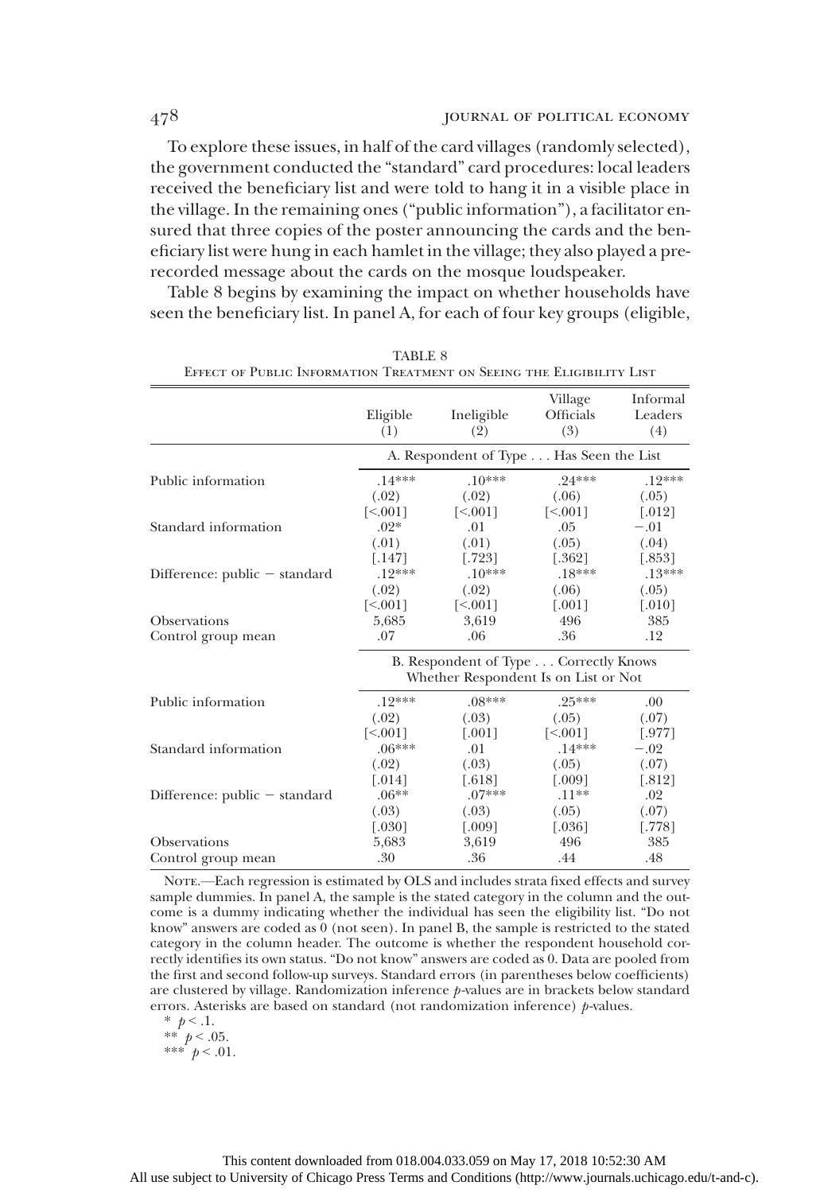To explore these issues, in half of the card villages (randomly selected), the government conducted the "standard" card procedures: local leaders received the beneficiary list and were told to hang it in a visible place in the village. In the remaining ones ("public information"), a facilitator ensured that three copies of the poster announcing the cards and the beneficiary list were hung in each hamlet in the village; they also played a prerecorded message about the cards on the mosque loudspeaker.

Table 8 begins by examining the impact on whether households have seen the beneficiary list. In panel A, for each of four key groups (eligible,

TABLE 8
Effect of Public Information Treatment on Seeing the Eligibility List

| | Eligible (1) | Ineligible (2) | Village Officials (3) | Informal Leaders (4) |
|---|---|---|---|---|
| | A. Respondent of Type . . . Has Seen the List | | | |
| Public information | .14*** | .10*** | .24*** | .12*** |
| | (.02) | (.02) | (.06) | (.05) |
| | [<.001] | [<.001] | [<.001] | [.012] |
| Standard information | .02* | .01 | .05 | −.01 |
| | (.01) | (.01) | (.05) | (.04) |
| | [.147] | [.723] | [.362] | [.853] |
| Difference: public − standard | .12*** | .10*** | .18*** | .13*** |
| | (.02) | (.02) | (.06) | (.05) |
| | [<.001] | [<.001] | [.001] | [.010] |
| Observations | 5,685 | 3,619 | 496 | 385 |
| Control group mean | .07 | .06 | .36 | .12 |
| | B. Respondent of Type . . . Correctly Knows Whether Respondent Is on List or Not | | | |
| Public information | .12*** | .08*** | .25*** | .00 |
| | (.02) | (.03) | (.05) | (.07) |
| | [<.001] | [.001] | [<.001] | [.977] |
| Standard information | .06*** | .01 | .14*** | −.02 |
| | (.02) | (.03) | (.05) | (.07) |
| | [.014] | [.618] | [.009] | [.812] |
| Difference: public − standard | .06** | .07*** | .11** | .02 |
| | (.03) | (.03) | (.05) | (.07) |
| | [.030] | [.009] | [.036] | [.778] |
| Observations | 5,683 | 3,619 | 496 | 385 |
| Control group mean | .30 | .36 | .44 | .48 |

Note.—Each regression is estimated by OLS and includes strata fixed effects and survey sample dummies. In panel A, the sample is the stated category in the column and the outcome is a dummy indicating whether the individual has seen the eligibility list. "Do not know" answers are coded as 0 (not seen). In panel B, the sample is restricted to the stated category in the column header. The outcome is whether the respondent household correctly identifies its own status. "Do not know" answers are coded as 0. Data are pooled from the first and second follow-up surveys. Standard errors (in parentheses below coefficients) are clustered by village. Randomization inference $p$-values are in brackets below standard errors. Asterisks are based on standard (not randomization inference) $p$-values.

\* $p < .1$.

\** $p < .05$.

\*** $p < .01$.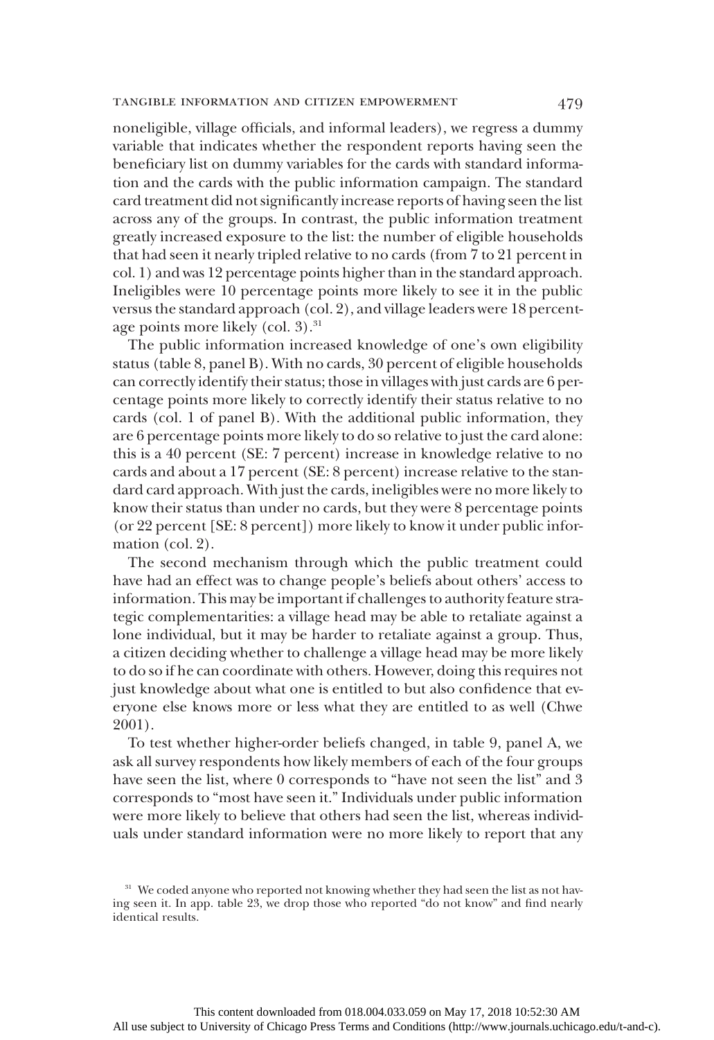noneligible, village officials, and informal leaders), we regress a dummy variable that indicates whether the respondent reports having seen the beneficiary list on dummy variables for the cards with standard information and the cards with the public information campaign. The standard card treatment did not significantly increase reports of having seen the list across any of the groups. In contrast, the public information treatment greatly increased exposure to the list: the number of eligible households that had seen it nearly tripled relative to no cards (from 7 to 21 percent in col. 1) and was 12 percentage points higher than in the standard approach. Ineligibles were 10 percentage points more likely to see it in the public versus the standard approach (col. 2), and village leaders were 18 percentage points more likely (col. 3).[31]

The public information increased knowledge of one's own eligibility status (table 8, panel B). With no cards, 30 percent of eligible households can correctly identify their status; those in villages with just cards are 6 percentage points more likely to correctly identify their status relative to no cards (col. 1 of panel B). With the additional public information, they are 6 percentage points more likely to do so relative to just the card alone: this is a 40 percent (SE: 7 percent) increase in knowledge relative to no cards and about a 17 percent (SE: 8 percent) increase relative to the standard card approach. With just the cards, ineligibles were no more likely to know their status than under no cards, but they were 8 percentage points (or 22 percent [SE: 8 percent]) more likely to know it under public information (col. 2).

The second mechanism through which the public treatment could have had an effect was to change people's beliefs about others' access to information. This may be important if challenges to authority feature strategic complementarities: a village head may be able to retaliate against a lone individual, but it may be harder to retaliate against a group. Thus, a citizen deciding whether to challenge a village head may be more likely to do so if he can coordinate with others. However, doing this requires not just knowledge about what one is entitled to but also confidence that everyone else knows more or less what they are entitled to as well (Chwe 2001).

To test whether higher-order beliefs changed, in table 9, panel A, we ask all survey respondents how likely members of each of the four groups have seen the list, where 0 corresponds to "have not seen the list" and 3 corresponds to "most have seen it." Individuals under public information were more likely to believe that others had seen the list, whereas individuals under standard information were no more likely to report that any

[31] We coded anyone who reported not knowing whether they had seen the list as not having seen it. In app. table 23, we drop those who reported "do not know" and find nearly identical results.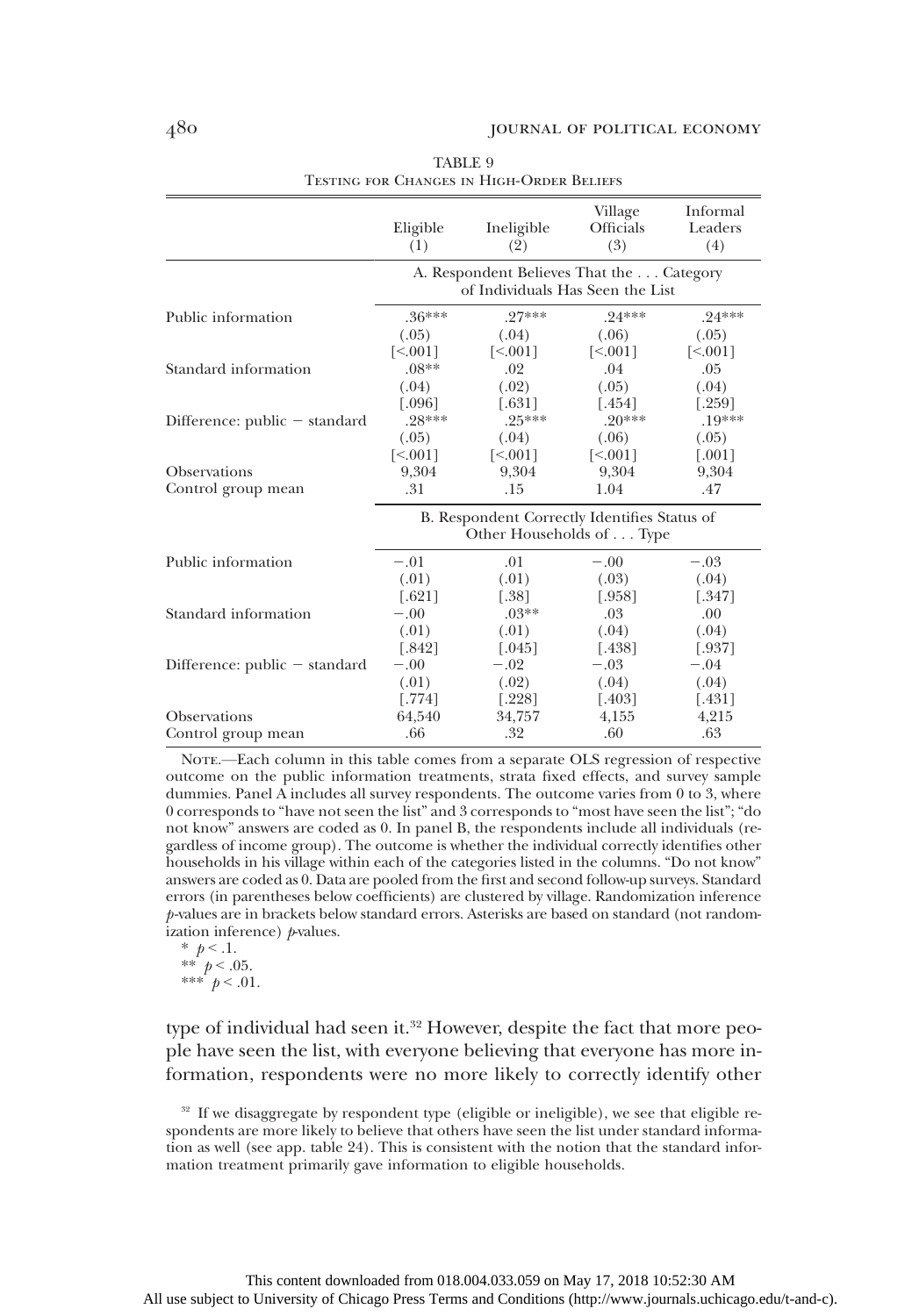TABLE 9

Testing for Changes in High-Order Beliefs

| | Eligible (1) | Ineligible (2) | Village Officials (3) | Informal Leaders (4) |
|---|---|---|---|---|
| | A. Respondent Believes That the . . . Category of Individuals Has Seen the List | | | |
| Public information | .36*** | .27*** | .24*** | .24*** |
| | (.05) | (.04) | (.06) | (.05) |
| | [<.001] | [<.001] | [<.001] | [<.001] |
| Standard information | .08** | .02 | .04 | .05 |
| | (.04) | (.02) | (.05) | (.04) |
| | [.096] | [.631] | [.454] | [.259] |
| Difference: public − standard | .28*** | .25*** | .20*** | .19*** |
| | (.05) | (.04) | (.06) | (.05) |
| | [<.001] | [<.001] | [<.001] | [.001] |
| Observations | 9,304 | 9,304 | 9,304 | 9,304 |
| Control group mean | .31 | .15 | 1.04 | .47 |
| | B. Respondent Correctly Identifies Status of Other Households of . . . Type | | | |
| Public information | −.01 | .01 | −.00 | −.03 |
| | (.01) | (.01) | (.03) | (.04) |
| | [.621] | [.38] | [.958] | [.347] |
| Standard information | −.00 | .03** | .03 | .00 |
| | (.01) | (.01) | (.04) | (.04) |
| | [.842] | [.045] | [.438] | [.937] |
| Difference: public − standard | −.00 | −.02 | −.03 | −.04 |
| | (.01) | (.02) | (.04) | (.04) |
| | [.774] | [.228] | [.403] | [.431] |
| Observations | 64,540 | 34,757 | 4,155 | 4,215 |
| Control group mean | .66 | .32 | .60 | .63 |

Note.—Each column in this table comes from a separate OLS regression of respective outcome on the public information treatments, strata fixed effects, and survey sample dummies. Panel A includes all survey respondents. The outcome varies from 0 to 3, where 0 corresponds to "have not seen the list" and 3 corresponds to "most have seen the list"; "do not know" answers are coded as 0. In panel B, the respondents include all individuals (regardless of income group). The outcome is whether the individual correctly identifies other households in his village within each of the categories listed in the columns. "Do not know" answers are coded as 0. Data are pooled from the first and second follow-up surveys. Standard errors (in parentheses below coefficients) are clustered by village. Randomization inference $p$-values are in brackets below standard errors. Asterisks are based on standard (not randomization inference) $p$-values.

\* $p < .1$.
\*\* $p < .05$.
\*\*\* $p < .01$.

type of individual had seen it.[32] However, despite the fact that more people have seen the list, with everyone believing that everyone has more information, respondents were no more likely to correctly identify other

[32] If we disaggregate by respondent type (eligible or ineligible), we see that eligible respondents are more likely to believe that others have seen the list under standard information as well (see app. table 24). This is consistent with the notion that the standard information treatment primarily gave information to eligible households.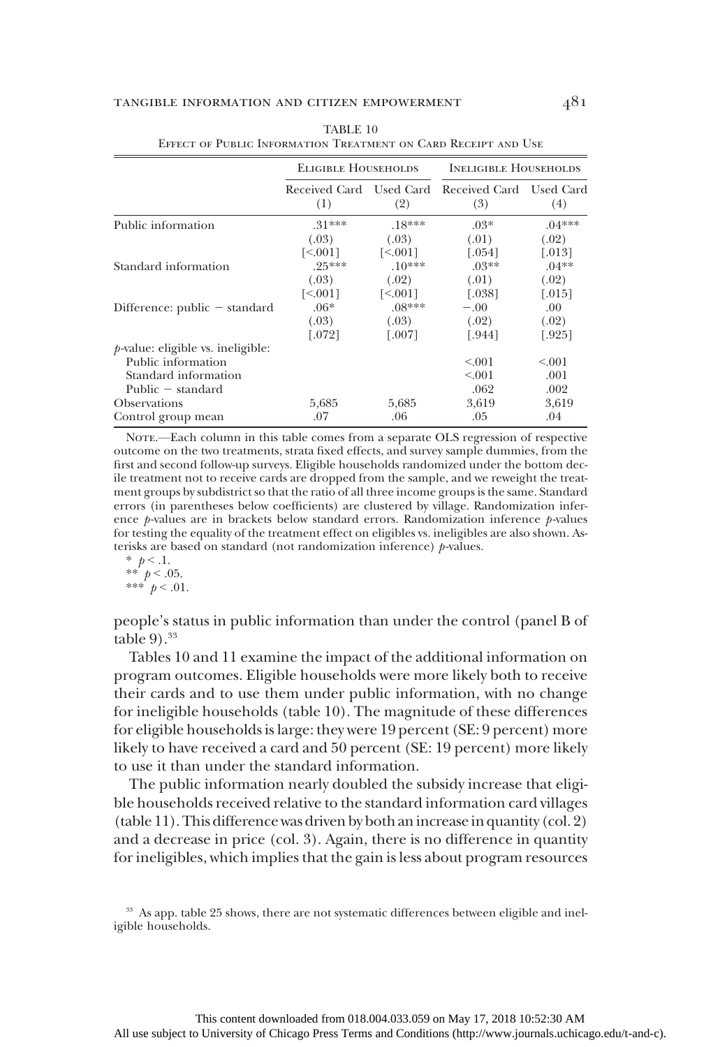TABLE 10

Effect of Public Information Treatment on Card Receipt and Use

| | Eligible Households | | Ineligible Households | |
|---|---|---|---|---|
| | Received Card (1) | Used Card (2) | Received Card (3) | Used Card (4) |
| Public information | .31*** | .18*** | .03* | .04*** |
| | (.03) | (.03) | (.01) | (.02) |
| | [<.001] | [<.001] | [.054] | [.013] |
| Standard information | .25*** | .10*** | .03** | .04** |
| | (.03) | (.02) | (.01) | (.02) |
| | [<.001] | [<.001] | [.038] | [.015] |
| Difference: public − standard | .06* | .08*** | −.00 | .00 |
| | (.03) | (.03) | (.02) | (.02) |
| | [.072] | [.007] | [.944] | [.925] |
| *p*-value: eligible vs. ineligible: | | | | |
| Public information | | | <.001 | <.001 |
| Standard information | | | <.001 | .001 |
| Public − standard | | | .062 | .002 |
| Observations | 5,685 | 5,685 | 3,619 | 3,619 |
| Control group mean | .07 | .06 | .05 | .04 |

Note.—Each column in this table comes from a separate OLS regression of respective outcome on the two treatments, strata fixed effects, and survey sample dummies, from the first and second follow-up surveys. Eligible households randomized under the bottom decile treatment not to receive cards are dropped from the sample, and we reweight the treatment groups by subdistrict so that the ratio of all three income groups is the same. Standard errors (in parentheses below coefficients) are clustered by village. Randomization inference *p*-values are in brackets below standard errors. Randomization inference *p*-values for testing the equality of the treatment effect on eligibles vs. ineligibles are also shown. Asterisks are based on standard (not randomization inference) *p*-values.

* $p < .1$.
** $p < .05$.
*** $p < .01$.

people's status in public information than under the control (panel B of table 9).[33]

Tables 10 and 11 examine the impact of the additional information on program outcomes. Eligible households were more likely both to receive their cards and to use them under public information, with no change for ineligible households (table 10). The magnitude of these differences for eligible households is large: they were 19 percent (SE: 9 percent) more likely to have received a card and 50 percent (SE: 19 percent) more likely to use it than under the standard information.

The public information nearly doubled the subsidy increase that eligible households received relative to the standard information card villages (table 11). This difference was driven by both an increase in quantity (col. 2) and a decrease in price (col. 3). Again, there is no difference in quantity for ineligibles, which implies that the gain is less about program resources

[33] As app. table 25 shows, there are not systematic differences between eligible and ineligible households.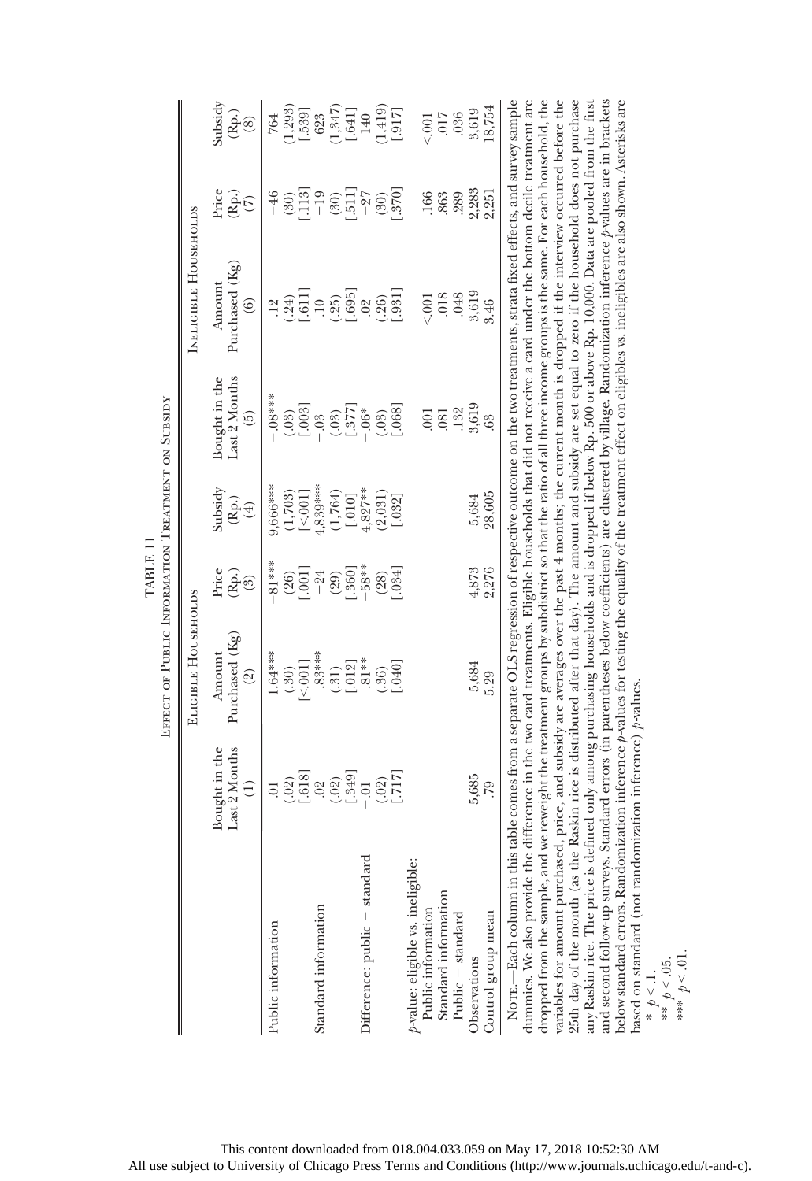TABLE 11

Effect of Public Information Treatment on Subsidy

| | Eligible Households | | | | Ineligible Households | | | |
|---|---|---|---|---|---|---|---|---|
| | Bought in the Last 2 Months (1) | Amount Purchased (Kg) (2) | Price (Rp.) (3) | Subsidy (Rp.) (4) | Bought in the Last 2 Months (5) | Amount Purchased (Kg) (6) | Price (Rp.) (7) | Subsidy (Rp.) (8) |
| Public information | .01 | 1.64*** | −81*** | 9,666*** | −.08*** | .12 | −46 | 764 |
| | (.02) | (.30) | (26) | (1,703) | (.03) | (.24) | (30) | (1,293) |
| | [.618] | [<.001] | [.001] | [<.001] | [.003] | [.611] | [.113] | [.539] |
| Standard information | .02 | .83*** | −24 | 4,839*** | −.03 | .10 | −19 | 623 |
| | (.02) | (.31) | (29) | (1,764) | (.03) | (.25) | (30) | (1,347) |
| | [.349] | [.012] | [.360] | [.010] | [.377] | [.695] | [.511] | [.641] |
| Difference: public − standard | −.01 | .81** | −58** | 4,827** | −.06* | .02 | −27 | 140 |
| | (.02) | (.36) | (28) | (2,031) | (.03) | (.26) | (30) | (1,419) |
| | [.717] | [.040] | [.034] | [.032] | [.068] | [.931] | [.370] | [.917] |
| *p*-value: eligible vs. ineligible: | | | | | | | | |
| Public information | | | | | .001 | <.001 | .166 | <.001 |
| Standard information | | | | | .081 | .018 | .863 | .017 |
| Public − standard | | | | | .132 | .048 | .289 | .036 |
| Observations | 5,685 | 5,684 | 4,873 | 5,684 | 3,619 | 3,619 | 2,283 | 3,619 |
| Control group mean | .79 | 5.29 | 2,276 | 28,605 | .63 | 3.46 | 2,251 | 18,754 |

Note.—Each column in this table comes from a separate OLS regression of respective outcome on the two treatments, strata fixed effects, and survey sample dummies. We also provide the difference in the two card treatments. Eligible households that did not receive a card under the bottom decile treatment are dropped from the sample, and we reweight the treatment groups by subdistrict so that the ratio of all three income groups is the same. For each household, the variables for amount purchased, price, and subsidy are averages over the past 4 months; the current month is dropped if the interview occurred before the 25th day of the month (as the Raskin rice is distributed after that day). The amount and subsidy are set equal to zero if the household does not purchase any Raskin rice. The price is defined only among purchasing households and is dropped if below Rp. 500 or above Rp. 10,000. Data are pooled from the first and second follow-up surveys. Standard errors (in parentheses below coefficients) are clustered by village. Randomization inference *p*-values are in brackets below standard errors. Randomization inference *p*-values for testing the equality of the treatment effect on eligibles vs. ineligibles are also shown. Asterisks are based on standard (not randomization inference) *p*-values.

\* $p < .1$.

\*\* $p < .05$.

\*\*\* $p < .01$.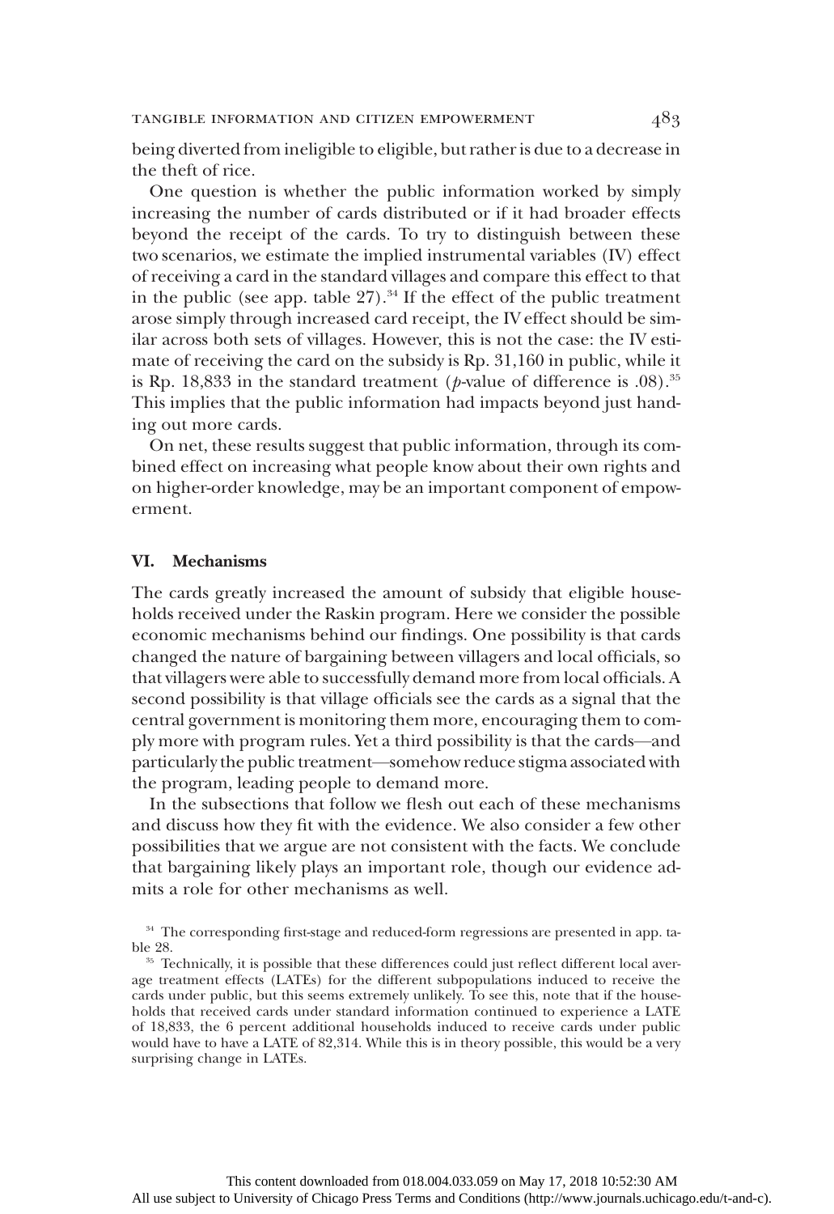being diverted from ineligible to eligible, but rather is due to a decrease in the theft of rice.

One question is whether the public information worked by simply increasing the number of cards distributed or if it had broader effects beyond the receipt of the cards. To try to distinguish between these two scenarios, we estimate the implied instrumental variables (IV) effect of receiving a card in the standard villages and compare this effect to that in the public (see app. table 27).[34] If the effect of the public treatment arose simply through increased card receipt, the IV effect should be similar across both sets of villages. However, this is not the case: the IV estimate of receiving the card on the subsidy is Rp. 31,160 in public, while it is Rp. 18,833 in the standard treatment (*p*-value of difference is .08).[35] This implies that the public information had impacts beyond just handing out more cards.

On net, these results suggest that public information, through its combined effect on increasing what people know about their own rights and on higher-order knowledge, may be an important component of empowerment.

## VI. Mechanisms

The cards greatly increased the amount of subsidy that eligible households received under the Raskin program. Here we consider the possible economic mechanisms behind our findings. One possibility is that cards changed the nature of bargaining between villagers and local officials, so that villagers were able to successfully demand more from local officials. A second possibility is that village officials see the cards as a signal that the central government is monitoring them more, encouraging them to comply more with program rules. Yet a third possibility is that the cards—and particularly the public treatment—somehow reduce stigma associated with the program, leading people to demand more.

In the subsections that follow we flesh out each of these mechanisms and discuss how they fit with the evidence. We also consider a few other possibilities that we argue are not consistent with the facts. We conclude that bargaining likely plays an important role, though our evidence admits a role for other mechanisms as well.

[34] The corresponding first-stage and reduced-form regressions are presented in app. table 28.

[35] Technically, it is possible that these differences could just reflect different local average treatment effects (LATEs) for the different subpopulations induced to receive the cards under public, but this seems extremely unlikely. To see this, note that if the households that received cards under standard information continued to experience a LATE of 18,833, the 6 percent additional households induced to receive cards under public would have to have a LATE of 82,314. While this is in theory possible, this would be a very surprising change in LATEs.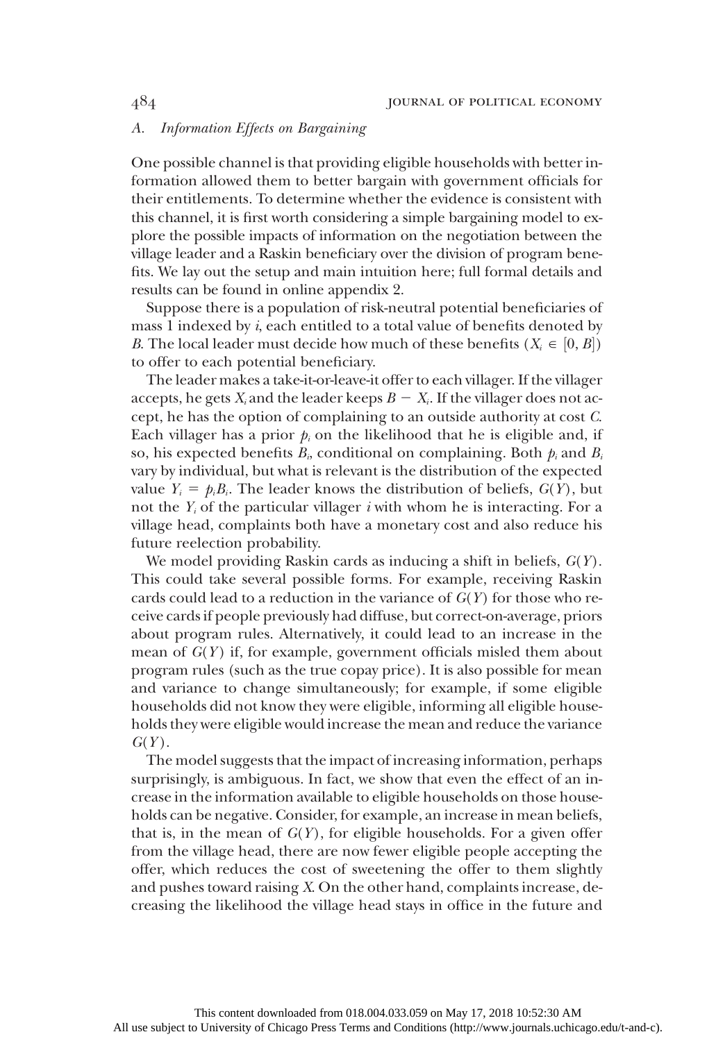### A. Information Effects on Bargaining

One possible channel is that providing eligible households with better information allowed them to better bargain with government officials for their entitlements. To determine whether the evidence is consistent with this channel, it is first worth considering a simple bargaining model to explore the possible impacts of information on the negotiation between the village leader and a Raskin beneficiary over the division of program benefits. We lay out the setup and main intuition here; full formal details and results can be found in online appendix 2.

Suppose there is a population of risk-neutral potential beneficiaries of mass 1 indexed by $i$, each entitled to a total value of benefits denoted by $B$. The local leader must decide how much of these benefits ($X_i \in [0, B]$) to offer to each potential beneficiary.

The leader makes a take-it-or-leave-it offer to each villager. If the villager accepts, he gets $X_i$ and the leader keeps $B - X_i$. If the villager does not accept, he has the option of complaining to an outside authority at cost $C$. Each villager has a prior $p_i$ on the likelihood that he is eligible and, if so, his expected benefits $B_i$, conditional on complaining. Both $p_i$ and $B_i$ vary by individual, but what is relevant is the distribution of the expected value $Y_i = p_i B_i$. The leader knows the distribution of beliefs, $G(Y)$, but not the $Y_i$ of the particular villager $i$ with whom he is interacting. For a village head, complaints both have a monetary cost and also reduce his future reelection probability.

We model providing Raskin cards as inducing a shift in beliefs, $G(Y)$. This could take several possible forms. For example, receiving Raskin cards could lead to a reduction in the variance of $G(Y)$ for those who receive cards if people previously had diffuse, but correct-on-average, priors about program rules. Alternatively, it could lead to an increase in the mean of $G(Y)$ if, for example, government officials misled them about program rules (such as the true copay price). It is also possible for mean and variance to change simultaneously; for example, if some eligible households did not know they were eligible, informing all eligible households they were eligible would increase the mean and reduce the variance $G(Y)$.

The model suggests that the impact of increasing information, perhaps surprisingly, is ambiguous. In fact, we show that even the effect of an increase in the information available to eligible households on those households can be negative. Consider, for example, an increase in mean beliefs, that is, in the mean of $G(Y)$, for eligible households. For a given offer from the village head, there are now fewer eligible people accepting the offer, which reduces the cost of sweetening the offer to them slightly and pushes toward raising $X$. On the other hand, complaints increase, decreasing the likelihood the village head stays in office in the future and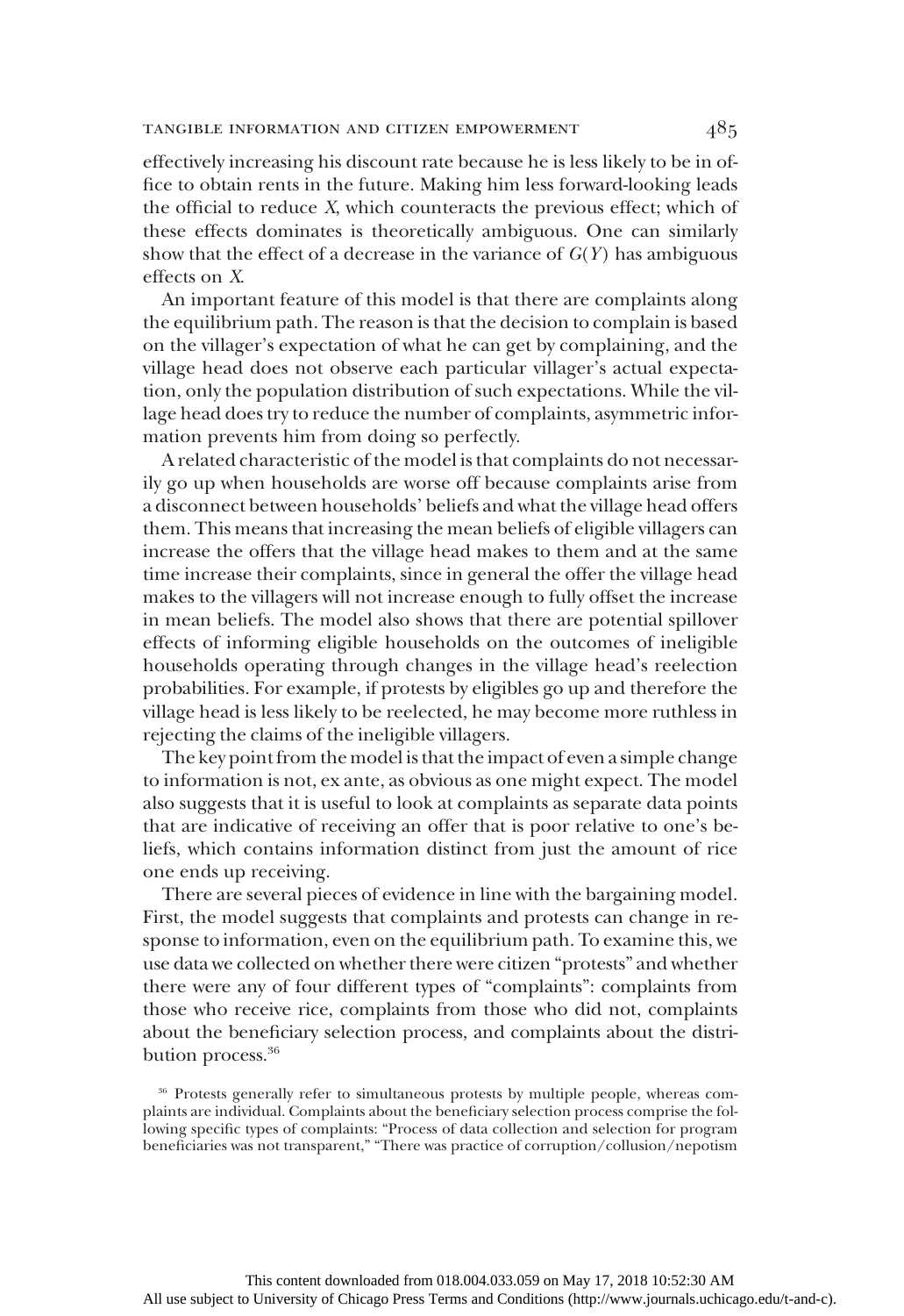effectively increasing his discount rate because he is less likely to be in office to obtain rents in the future. Making him less forward-looking leads the official to reduce $X$, which counteracts the previous effect; which of these effects dominates is theoretically ambiguous. One can similarly show that the effect of a decrease in the variance of $G(Y)$ has ambiguous effects on $X$.

An important feature of this model is that there are complaints along the equilibrium path. The reason is that the decision to complain is based on the villager's expectation of what he can get by complaining, and the village head does not observe each particular villager's actual expectation, only the population distribution of such expectations. While the village head does try to reduce the number of complaints, asymmetric information prevents him from doing so perfectly.

A related characteristic of the model is that complaints do not necessarily go up when households are worse off because complaints arise from a disconnect between households' beliefs and what the village head offers them. This means that increasing the mean beliefs of eligible villagers can increase the offers that the village head makes to them and at the same time increase their complaints, since in general the offer the village head makes to the villagers will not increase enough to fully offset the increase in mean beliefs. The model also shows that there are potential spillover effects of informing eligible households on the outcomes of ineligible households operating through changes in the village head's reelection probabilities. For example, if protests by eligibles go up and therefore the village head is less likely to be reelected, he may become more ruthless in rejecting the claims of the ineligible villagers.

The key point from the model is that the impact of even a simple change to information is not, ex ante, as obvious as one might expect. The model also suggests that it is useful to look at complaints as separate data points that are indicative of receiving an offer that is poor relative to one's beliefs, which contains information distinct from just the amount of rice one ends up receiving.

There are several pieces of evidence in line with the bargaining model. First, the model suggests that complaints and protests can change in response to information, even on the equilibrium path. To examine this, we use data we collected on whether there were citizen "protests" and whether there were any of four different types of "complaints": complaints from those who receive rice, complaints from those who did not, complaints about the beneficiary selection process, and complaints about the distribution process.[36]

[36] Protests generally refer to simultaneous protests by multiple people, whereas complaints are individual. Complaints about the beneficiary selection process comprise the following specific types of complaints: "Process of data collection and selection for program beneficiaries was not transparent," "There was practice of corruption/collusion/nepotism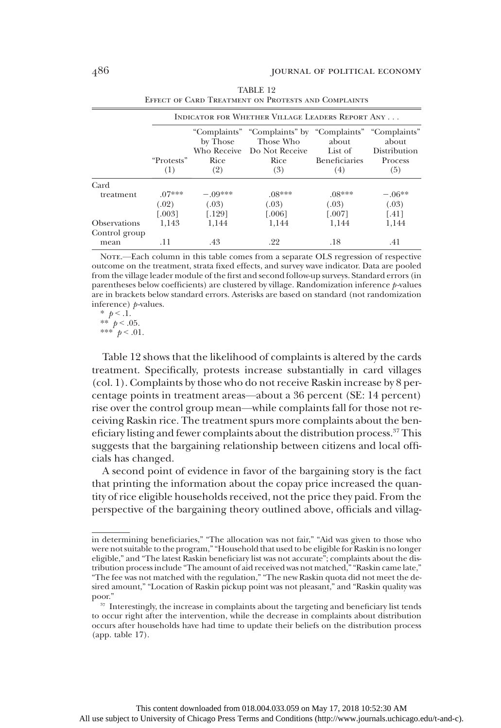TABLE 12
Effect of Card Treatment on Protests and Complaints

| | Indicator for Whether Village Leaders Report Any . . . | | | | |
|---|---|---|---|---|---|
| | "Protests" (1) | "Complaints" by Those Who Receive Rice (2) | "Complaints" by Those Who Do Not Receive Rice (3) | "Complaints" about List of Beneficiaries (4) | "Complaints" about Distribution Process (5) |
| Card treatment | .07*** | −.09*** | .08*** | .08*** | −.06** |
| | (.02) | (.03) | (.03) | (.03) | (.03) |
| | [.003] | [.129] | [.006] | [.007] | [.41] |
| Observations | 1,143 | 1,144 | 1,144 | 1,144 | 1,144 |
| Control group mean | .11 | .43 | .22 | .18 | .41 |

Note.—Each column in this table comes from a separate OLS regression of respective outcome on the treatment, strata fixed effects, and survey wave indicator. Data are pooled from the village leader module of the first and second follow-up surveys. Standard errors (in parentheses below coefficients) are clustered by village. Randomization inference $p$-values are in brackets below standard errors. Asterisks are based on standard (not randomization inference) $p$-values.

\* $p < .1$.
\*\* $p < .05$.
\*\*\* $p < .01$.

Table 12 shows that the likelihood of complaints is altered by the cards treatment. Specifically, protests increase substantially in card villages (col. 1). Complaints by those who do not receive Raskin increase by 8 percentage points in treatment areas—about a 36 percent (SE: 14 percent) rise over the control group mean—while complaints fall for those not receiving Raskin rice. The treatment spurs more complaints about the beneficiary listing and fewer complaints about the distribution process.[37] This suggests that the bargaining relationship between citizens and local officials has changed.

A second point of evidence in favor of the bargaining story is the fact that printing the information about the copay price increased the quantity of rice eligible households received, not the price they paid. From the perspective of the bargaining theory outlined above, officials and villag-

in determining beneficiaries," "The allocation was not fair," "Aid was given to those who were not suitable to the program," "Household that used to be eligible for Raskin is no longer eligible," and "The latest Raskin beneficiary list was not accurate"; complaints about the distribution process include "The amount of aid received was not matched," "Raskin came late," "The fee was not matched with the regulation," "The new Raskin quota did not meet the desired amount," "Location of Raskin pickup point was not pleasant," and "Raskin quality was poor."

[37] Interestingly, the increase in complaints about the targeting and beneficiary list tends to occur right after the intervention, while the decrease in complaints about distribution occurs after households have had time to update their beliefs on the distribution process (app. table 17).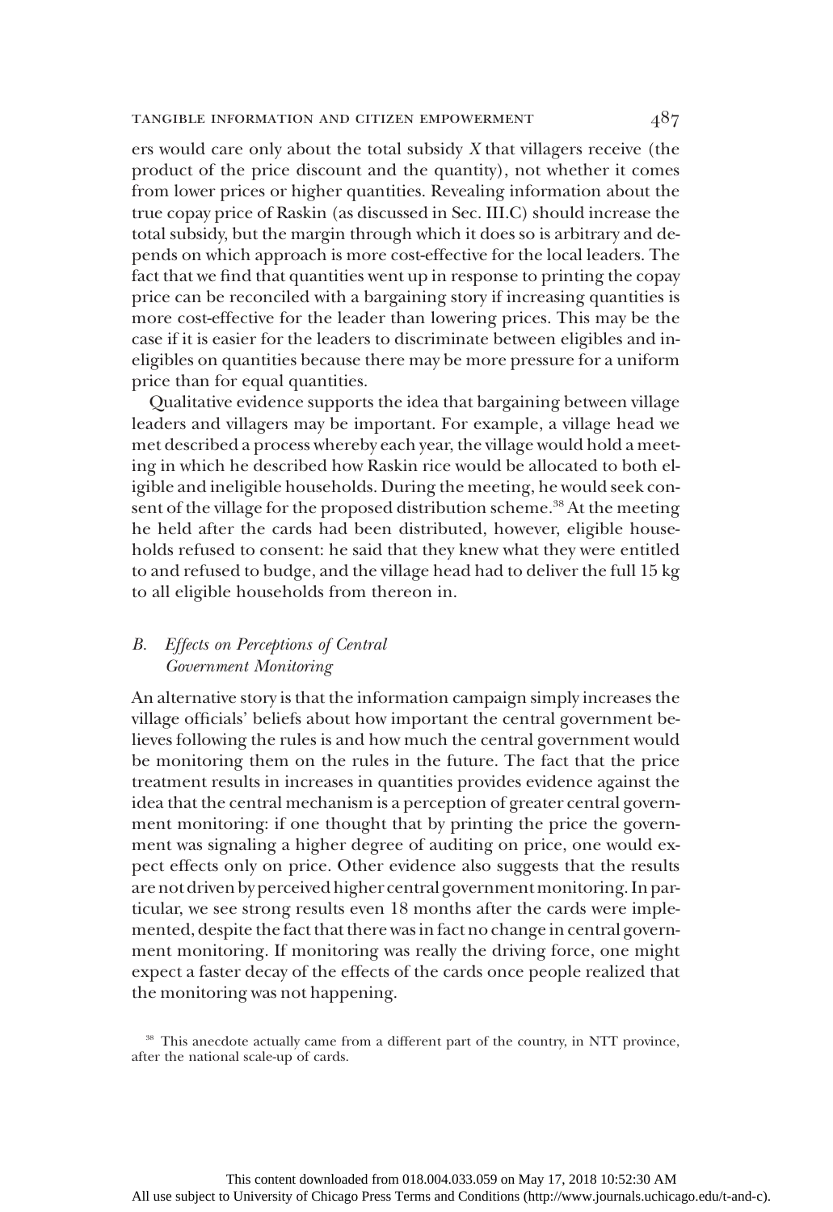ers would care only about the total subsidy $X$ that villagers receive (the product of the price discount and the quantity), not whether it comes from lower prices or higher quantities. Revealing information about the true copay price of Raskin (as discussed in Sec. III.C) should increase the total subsidy, but the margin through which it does so is arbitrary and depends on which approach is more cost-effective for the local leaders. The fact that we find that quantities went up in response to printing the copay price can be reconciled with a bargaining story if increasing quantities is more cost-effective for the leader than lowering prices. This may be the case if it is easier for the leaders to discriminate between eligibles and ineligibles on quantities because there may be more pressure for a uniform price than for equal quantities.

Qualitative evidence supports the idea that bargaining between village leaders and villagers may be important. For example, a village head we met described a process whereby each year, the village would hold a meeting in which he described how Raskin rice would be allocated to both eligible and ineligible households. During the meeting, he would seek consent of the village for the proposed distribution scheme.[38] At the meeting he held after the cards had been distributed, however, eligible households refused to consent: he said that they knew what they were entitled to and refused to budge, and the village head had to deliver the full 15 kg to all eligible households from thereon in.

### *B. Effects on Perceptions of Central Government Monitoring*

An alternative story is that the information campaign simply increases the village officials' beliefs about how important the central government believes following the rules is and how much the central government would be monitoring them on the rules in the future. The fact that the price treatment results in increases in quantities provides evidence against the idea that the central mechanism is a perception of greater central government monitoring: if one thought that by printing the price the government was signaling a higher degree of auditing on price, one would expect effects only on price. Other evidence also suggests that the results are not driven by perceived higher central government monitoring. In particular, we see strong results even 18 months after the cards were implemented, despite the fact that there was in fact no change in central government monitoring. If monitoring was really the driving force, one might expect a faster decay of the effects of the cards once people realized that the monitoring was not happening.

[38] This anecdote actually came from a different part of the country, in NTT province, after the national scale-up of cards.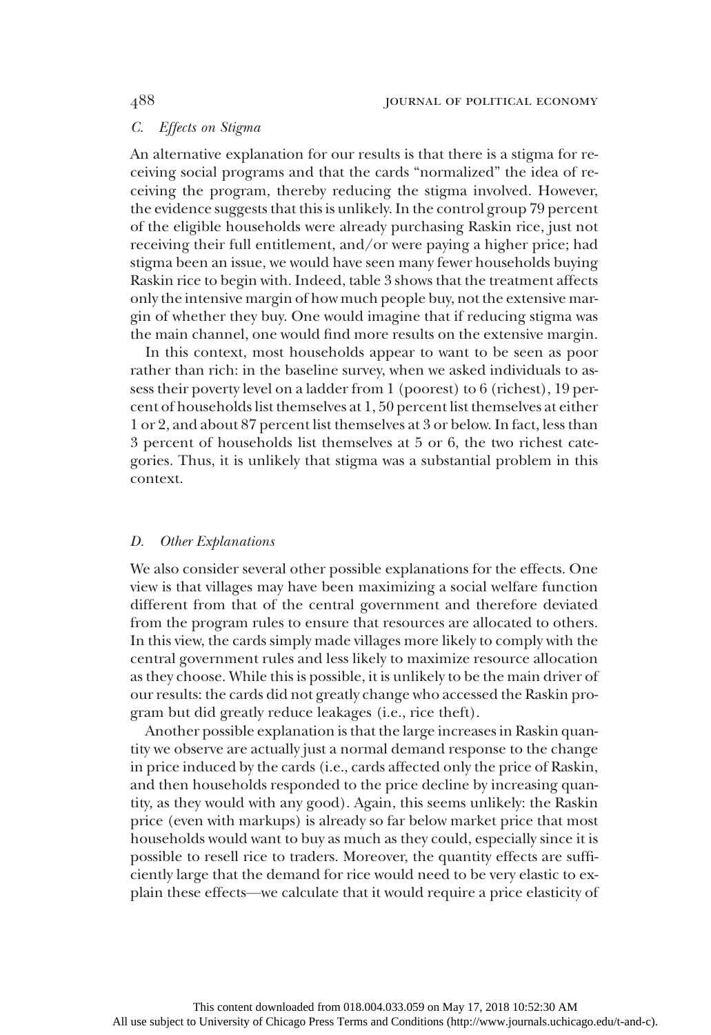### C. *Effects on Stigma*

An alternative explanation for our results is that there is a stigma for receiving social programs and that the cards "normalized" the idea of receiving the program, thereby reducing the stigma involved. However, the evidence suggests that this is unlikely. In the control group 79 percent of the eligible households were already purchasing Raskin rice, just not receiving their full entitlement, and/or were paying a higher price; had stigma been an issue, we would have seen many fewer households buying Raskin rice to begin with. Indeed, table 3 shows that the treatment affects only the intensive margin of how much people buy, not the extensive margin of whether they buy. One would imagine that if reducing stigma was the main channel, one would find more results on the extensive margin.

In this context, most households appear to want to be seen as poor rather than rich: in the baseline survey, when we asked individuals to assess their poverty level on a ladder from 1 (poorest) to 6 (richest), 19 percent of households list themselves at 1, 50 percent list themselves at either 1 or 2, and about 87 percent list themselves at 3 or below. In fact, less than 3 percent of households list themselves at 5 or 6, the two richest categories. Thus, it is unlikely that stigma was a substantial problem in this context.

### D. *Other Explanations*

We also consider several other possible explanations for the effects. One view is that villages may have been maximizing a social welfare function different from that of the central government and therefore deviated from the program rules to ensure that resources are allocated to others. In this view, the cards simply made villages more likely to comply with the central government rules and less likely to maximize resource allocation as they choose. While this is possible, it is unlikely to be the main driver of our results: the cards did not greatly change who accessed the Raskin program but did greatly reduce leakages (i.e., rice theft).

Another possible explanation is that the large increases in Raskin quantity we observe are actually just a normal demand response to the change in price induced by the cards (i.e., cards affected only the price of Raskin, and then households responded to the price decline by increasing quantity, as they would with any good). Again, this seems unlikely: the Raskin price (even with markups) is already so far below market price that most households would want to buy as much as they could, especially since it is possible to resell rice to traders. Moreover, the quantity effects are sufficiently large that the demand for rice would need to be very elastic to explain these effects—we calculate that it would require a price elasticity of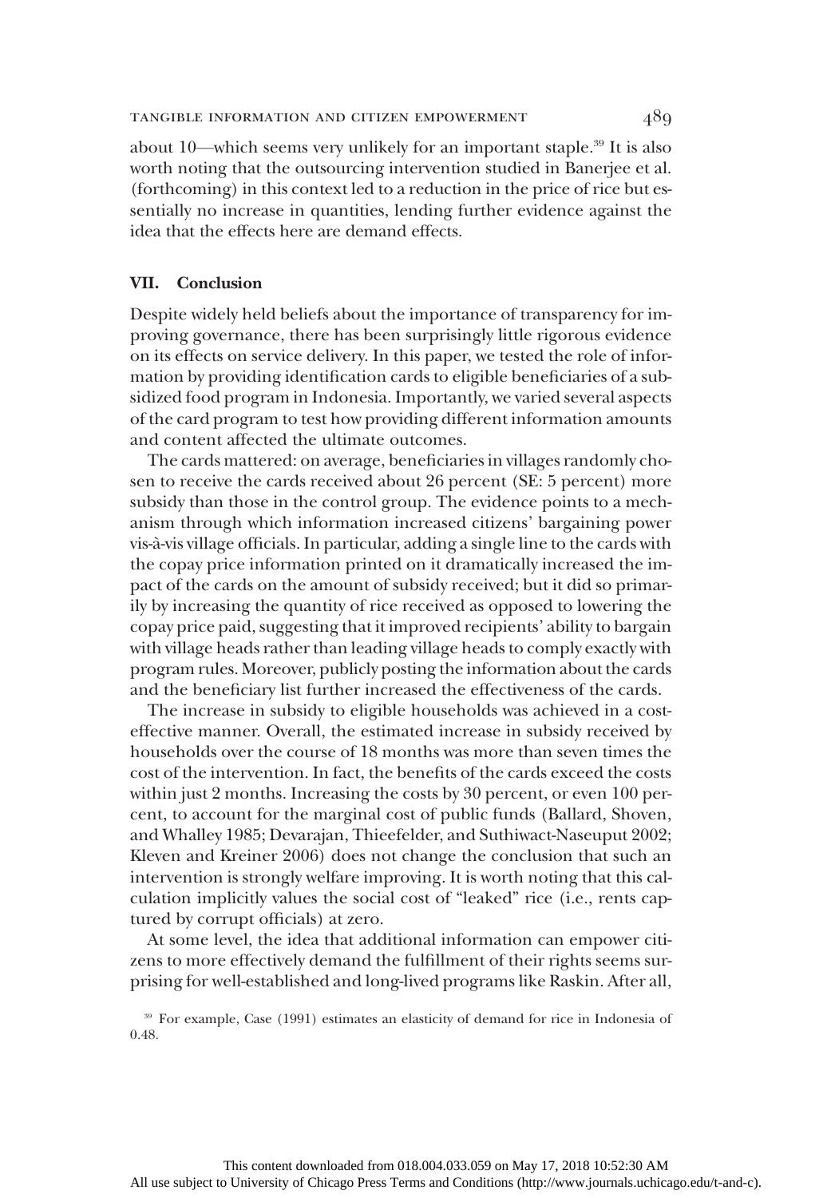about 10—which seems very unlikely for an important staple.[39] It is also worth noting that the outsourcing intervention studied in Banerjee et al. (forthcoming) in this context led to a reduction in the price of rice but essentially no increase in quantities, lending further evidence against the idea that the effects here are demand effects.

## VII. Conclusion

Despite widely held beliefs about the importance of transparency for improving governance, there has been surprisingly little rigorous evidence on its effects on service delivery. In this paper, we tested the role of information by providing identification cards to eligible beneficiaries of a subsidized food program in Indonesia. Importantly, we varied several aspects of the card program to test how providing different information amounts and content affected the ultimate outcomes.

The cards mattered: on average, beneficiaries in villages randomly chosen to receive the cards received about 26 percent (SE: 5 percent) more subsidy than those in the control group. The evidence points to a mechanism through which information increased citizens' bargaining power vis-à-vis village officials. In particular, adding a single line to the cards with the copay price information printed on it dramatically increased the impact of the cards on the amount of subsidy received; but it did so primarily by increasing the quantity of rice received as opposed to lowering the copay price paid, suggesting that it improved recipients' ability to bargain with village heads rather than leading village heads to comply exactly with program rules. Moreover, publicly posting the information about the cards and the beneficiary list further increased the effectiveness of the cards.

The increase in subsidy to eligible households was achieved in a cost-effective manner. Overall, the estimated increase in subsidy received by households over the course of 18 months was more than seven times the cost of the intervention. In fact, the benefits of the cards exceed the costs within just 2 months. Increasing the costs by 30 percent, or even 100 percent, to account for the marginal cost of public funds (Ballard, Shoven, and Whalley 1985; Devarajan, Thieefelder, and Suthiwact-Naseuput 2002; Kleven and Kreiner 2006) does not change the conclusion that such an intervention is strongly welfare improving. It is worth noting that this calculation implicitly values the social cost of "leaked" rice (i.e., rents captured by corrupt officials) at zero.

At some level, the idea that additional information can empower citizens to more effectively demand the fulfillment of their rights seems surprising for well-established and long-lived programs like Raskin. After all,

[39] For example, Case (1991) estimates an elasticity of demand for rice in Indonesia of 0.48.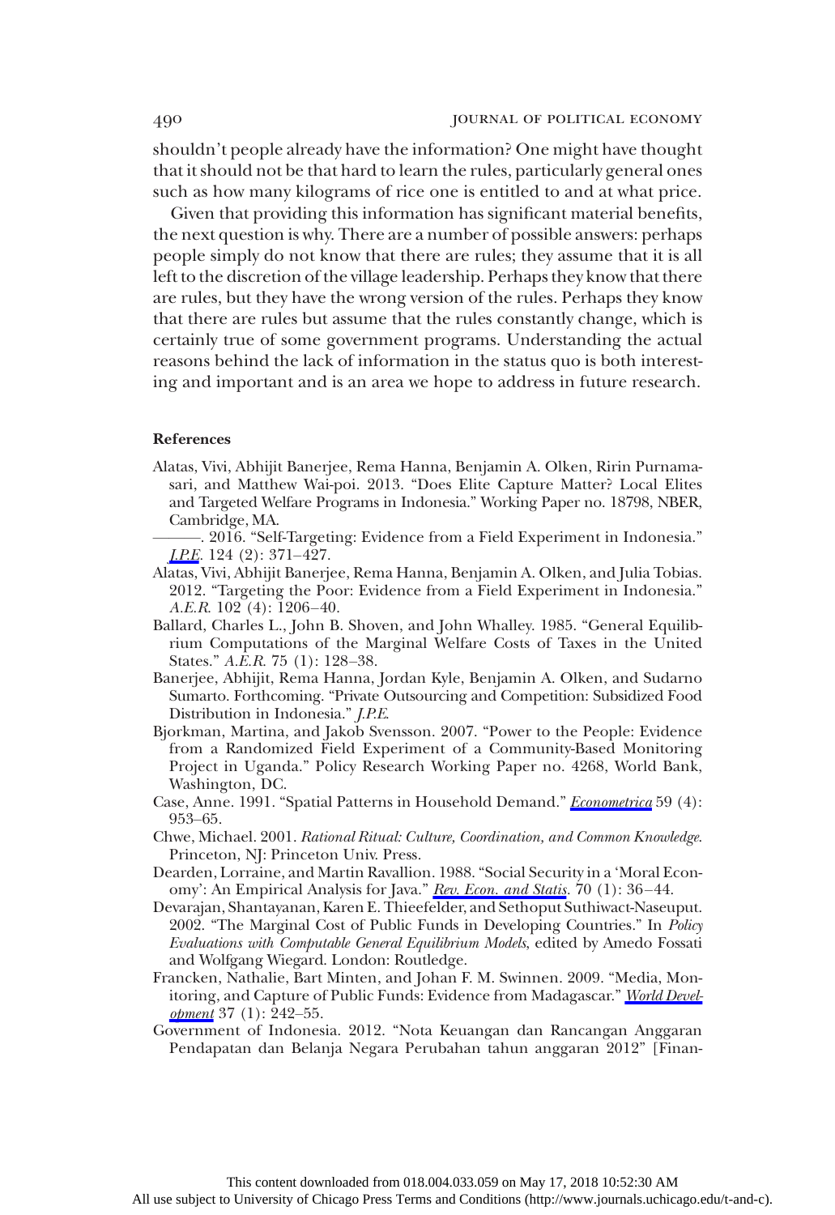shouldn't people already have the information? One might have thought that it should not be that hard to learn the rules, particularly general ones such as how many kilograms of rice one is entitled to and at what price.

Given that providing this information has significant material benefits, the next question is why. There are a number of possible answers: perhaps people simply do not know that there are rules; they assume that it is all left to the discretion of the village leadership. Perhaps they know that there are rules, but they have the wrong version of the rules. Perhaps they know that there are rules but assume that the rules constantly change, which is certainly true of some government programs. Understanding the actual reasons behind the lack of information in the status quo is both interesting and important and is an area we hope to address in future research.

## References

Alatas, Vivi, Abhijit Banerjee, Rema Hanna, Benjamin A. Olken, Ririn Purnamasari, and Matthew Wai-poi. 2013. "Does Elite Capture Matter? Local Elites and Targeted Welfare Programs in Indonesia." Working Paper no. 18798, NBER, Cambridge, MA.

———. 2016. "Self-Targeting: Evidence from a Field Experiment in Indonesia." *J.P.E.* 124 (2): 371–427.

Alatas, Vivi, Abhijit Banerjee, Rema Hanna, Benjamin A. Olken, and Julia Tobias. 2012. "Targeting the Poor: Evidence from a Field Experiment in Indonesia." *A.E.R.* 102 (4): 1206–40.

Ballard, Charles L., John B. Shoven, and John Whalley. 1985. "General Equilibrium Computations of the Marginal Welfare Costs of Taxes in the United States." *A.E.R.* 75 (1): 128–38.

Banerjee, Abhijit, Rema Hanna, Jordan Kyle, Benjamin A. Olken, and Sudarno Sumarto. Forthcoming. "Private Outsourcing and Competition: Subsidized Food Distribution in Indonesia." *J.P.E.*

Bjorkman, Martina, and Jakob Svensson. 2007. "Power to the People: Evidence from a Randomized Field Experiment of a Community-Based Monitoring Project in Uganda." Policy Research Working Paper no. 4268, World Bank, Washington, DC.

Case, Anne. 1991. "Spatial Patterns in Household Demand." *Econometrica* 59 (4): 953–65.

Chwe, Michael. 2001. *Rational Ritual: Culture, Coordination, and Common Knowledge*. Princeton, NJ: Princeton Univ. Press.

Dearden, Lorraine, and Martin Ravallion. 1988. "Social Security in a 'Moral Economy': An Empirical Analysis for Java." *Rev. Econ. and Statis.* 70 (1): 36–44.

Devarajan, Shantayanan, Karen E. Thieefelder, and Sethoput Suthiwact-Naseuput. 2002. "The Marginal Cost of Public Funds in Developing Countries." In *Policy Evaluations with Computable General Equilibrium Models*, edited by Amedo Fossati and Wolfgang Wiegard. London: Routledge.

Francken, Nathalie, Bart Minten, and Johan F. M. Swinnen. 2009. "Media, Monitoring, and Capture of Public Funds: Evidence from Madagascar." *World Development* 37 (1): 242–55.

Government of Indonesia. 2012. "Nota Keuangan dan Rancangan Anggaran Pendapatan dan Belanja Negara Perubahan tahun anggaran 2012" [Finan-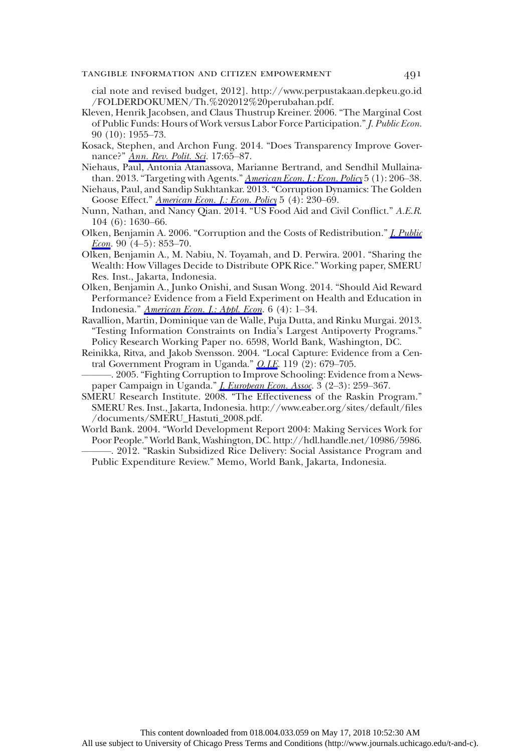cial note and revised budget, 2012]. http://www.perpustakaan.depkeu.go.id/FOLDERDOKUMEN/Th.%202012%20perubahan.pdf.

Kleven, Henrik Jacobsen, and Claus Thustrup Kreiner. 2006. "The Marginal Cost of Public Funds: Hours of Work versus Labor Force Participation." *J. Public Econ.* 90 (10): 1955–73.

Kosack, Stephen, and Archon Fung. 2014. "Does Transparency Improve Governance?" *Ann. Rev. Polit. Sci.* 17:65–87.

Niehaus, Paul, Antonia Atanassova, Marianne Bertrand, and Sendhil Mullainathan. 2013. "Targeting with Agents." *American Econ. J.: Econ. Policy* 5 (1): 206–38.

Niehaus, Paul, and Sandip Sukhtankar. 2013. "Corruption Dynamics: The Golden Goose Effect." *American Econ. J.: Econ. Policy* 5 (4): 230–69.

Nunn, Nathan, and Nancy Qian. 2014. "US Food Aid and Civil Conflict." *A.E.R.* 104 (6): 1630–66.

Olken, Benjamin A. 2006. "Corruption and the Costs of Redistribution." *J. Public Econ.* 90 (4–5): 853–70.

Olken, Benjamin A., M. Nabiu, N. Toyamah, and D. Perwira. 2001. "Sharing the Wealth: How Villages Decide to Distribute OPK Rice." Working paper, SMERU Res. Inst., Jakarta, Indonesia.

Olken, Benjamin A., Junko Onishi, and Susan Wong. 2014. "Should Aid Reward Performance? Evidence from a Field Experiment on Health and Education in Indonesia." *American Econ. J.: Appl. Econ.* 6 (4): 1–34.

Ravallion, Martin, Dominique van de Walle, Puja Dutta, and Rinku Murgai. 2013. "Testing Information Constraints on India's Largest Antipoverty Programs." Policy Research Working Paper no. 6598, World Bank, Washington, DC.

Reinikka, Ritva, and Jakob Svensson. 2004. "Local Capture: Evidence from a Central Government Program in Uganda." *Q.J.E.* 119 (2): 679–705.

———. 2005. "Fighting Corruption to Improve Schooling: Evidence from a Newspaper Campaign in Uganda." *J. European Econ. Assoc.* 3 (2–3): 259–367.

SMERU Research Institute. 2008. "The Effectiveness of the Raskin Program." SMERU Res. Inst., Jakarta, Indonesia. http://www.eaber.org/sites/default/files/documents/SMERU_Hastuti_2008.pdf.

World Bank. 2004. "World Development Report 2004: Making Services Work for Poor People." World Bank, Washington, DC. http://hdl.handle.net/10986/5986.

———. 2012. "Raskin Subsidized Rice Delivery: Social Assistance Program and Public Expenditure Review." Memo, World Bank, Jakarta, Indonesia.